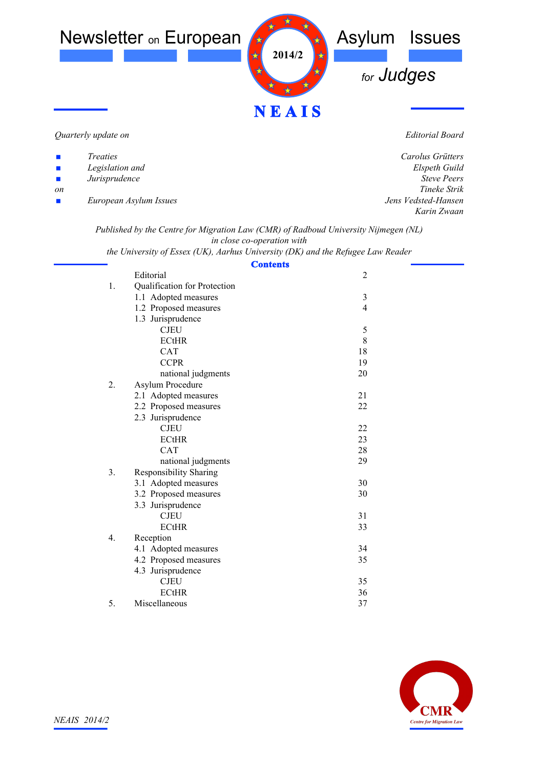# Newsletter on European Asylum Issues for Judges

2014/2

**NEAIS**

*Quarterly update on*

- *Treaties*
- *Legislation and*
- *Jurisprudence*

*on*

- *European Asylum Issues*

*Editorial Board*

*Carolus Grütters*
*Elspeth Guild*
*Steve Peers*
*Tineke Strik*
*Jens Vedsted-Hansen*
*Karin Zwaan*

*Published by the Centre for Migration Law (CMR) of Radboud University Nijmegen (NL)*
*in close co-operation with*
*the University of Essex (UK), Aarhus University (DK) and the Refugee Law Reader*

## Contents

| | | |
|---|---|---|
| | Editorial | 2 |
| 1. | Qualification for Protection | |
| | 1.1 Adopted measures | 3 |
| | 1.2 Proposed measures | 4 |
| | 1.3 Jurisprudence | |
| | CJEU | 5 |
| | ECtHR | 8 |
| | CAT | 18 |
| | CCPR | 19 |
| | national judgments | 20 |
| 2. | Asylum Procedure | |
| | 2.1 Adopted measures | 21 |
| | 2.2 Proposed measures | 22 |
| | 2.3 Jurisprudence | |
| | CJEU | 22 |
| | ECtHR | 23 |
| | CAT | 28 |
| | national judgments | 29 |
| 3. | Responsibility Sharing | |
| | 3.1 Adopted measures | 30 |
| | 3.2 Proposed measures | 30 |
| | 3.3 Jurisprudence | |
| | CJEU | 31 |
| | ECtHR | 33 |
| 4. | Reception | |
| | 4.1 Adopted measures | 34 |
| | 4.2 Proposed measures | 35 |
| | 4.3 Jurisprudence | |
| | CJEU | 35 |
| | ECtHR | 36 |
| 5. | Miscellaneous | 37 |

CMR
Centre for Migration Law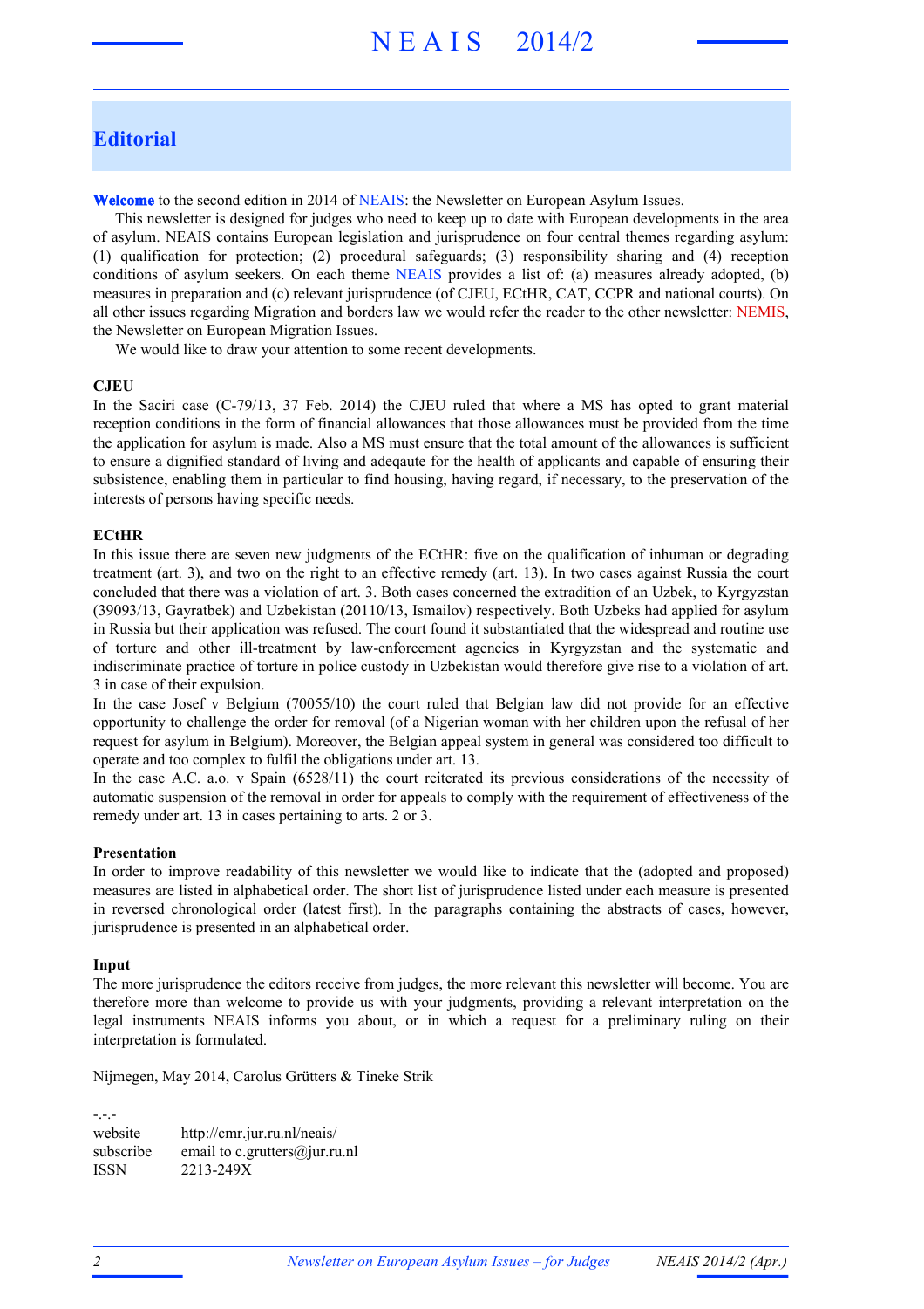## Editorial

**Welcome** to the second edition in 2014 of NEAIS: the Newsletter on European Asylum Issues.

This newsletter is designed for judges who need to keep up to date with European developments in the area of asylum. NEAIS contains European legislation and jurisprudence on four central themes regarding asylum: (1) qualification for protection; (2) procedural safeguards; (3) responsibility sharing and (4) reception conditions of asylum seekers. On each theme NEAIS provides a list of: (a) measures already adopted, (b) measures in preparation and (c) relevant jurisprudence (of CJEU, ECtHR, CAT, CCPR and national courts). On all other issues regarding Migration and borders law we would refer the reader to the other newsletter: NEMIS, the Newsletter on European Migration Issues.

We would like to draw your attention to some recent developments.

**CJEU**

In the Saciri case (C-79/13, 37 Feb. 2014) the CJEU ruled that where a MS has opted to grant material reception conditions in the form of financial allowances that those allowances must be provided from the time the application for asylum is made. Also a MS must ensure that the total amount of the allowances is sufficient to ensure a dignified standard of living and adeqaute for the health of applicants and capable of ensuring their subsistence, enabling them in particular to find housing, having regard, if necessary, to the preservation of the interests of persons having specific needs.

**ECtHR**

In this issue there are seven new judgments of the ECtHR: five on the qualification of inhuman or degrading treatment (art. 3), and two on the right to an effective remedy (art. 13). In two cases against Russia the court concluded that there was a violation of art. 3. Both cases concerned the extradition of an Uzbek, to Kyrgyzstan (39093/13, Gayratbek) and Uzbekistan (20110/13, Ismailov) respectively. Both Uzbeks had applied for asylum in Russia but their application was refused. The court found it substantiated that the widespread and routine use of torture and other ill-treatment by law-enforcement agencies in Kyrgyzstan and the systematic and indiscriminate practice of torture in police custody in Uzbekistan would therefore give rise to a violation of art. 3 in case of their expulsion.

In the case Josef v Belgium (70055/10) the court ruled that Belgian law did not provide for an effective opportunity to challenge the order for removal (of a Nigerian woman with her children upon the refusal of her request for asylum in Belgium). Moreover, the Belgian appeal system in general was considered too difficult to operate and too complex to fulfil the obligations under art. 13.

In the case A.C. a.o. v Spain (6528/11) the court reiterated its previous considerations of the necessity of automatic suspension of the removal in order for appeals to comply with the requirement of effectiveness of the remedy under art. 13 in cases pertaining to arts. 2 or 3.

**Presentation**

In order to improve readability of this newsletter we would like to indicate that the (adopted and proposed) measures are listed in alphabetical order. The short list of jurisprudence listed under each measure is presented in reversed chronological order (latest first). In the paragraphs containing the abstracts of cases, however, jurisprudence is presented in an alphabetical order.

**Input**

The more jurisprudence the editors receive from judges, the more relevant this newsletter will become. You are therefore more than welcome to provide us with your judgments, providing a relevant interpretation on the legal instruments NEAIS informs you about, or in which a request for a preliminary ruling on their interpretation is formulated.

Nijmegen, May 2014, Carolus Grütters & Tineke Strik

-.-.-

| | |
|---|---|
| website | http://cmr.jur.ru.nl/neais/ |
| subscribe | email to c.grutters@jur.ru.nl |
| ISSN | 2213-249X |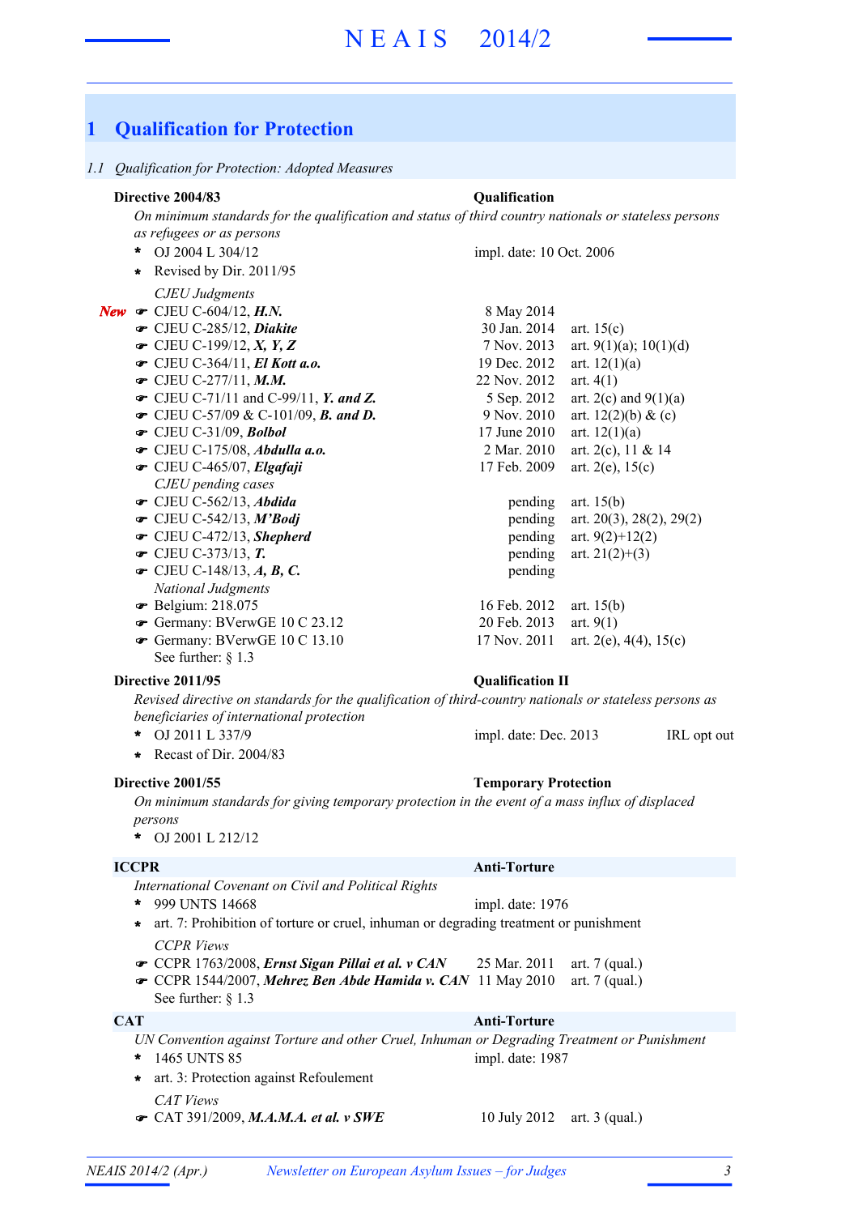# 1 Qualification for Protection

*1.1 Qualification for Protection: Adopted Measures*

**Directive 2004/83** — **Qualification**

*On minimum standards for the qualification and status of third country nationals or stateless persons as refugees or as persons*

- OJ 2004 L 304/12 — impl. date: 10 Oct. 2006
- Revised by Dir. 2011/95

*CJEU Judgments*

| | Case | Date | Articles |
|---|---|---|---|
| *New* | CJEU C-604/12, ***H.N.*** | 8 May 2014 | |
| | CJEU C-285/12, ***Diakite*** | 30 Jan. 2014 | art. 15(c) |
| | CJEU C-199/12, ***X, Y, Z*** | 7 Nov. 2013 | art. 9(1)(a); 10(1)(d) |
| | CJEU C-364/11, ***El Kott a.o.*** | 19 Dec. 2012 | art. 12(1)(a) |
| | CJEU C-277/11, ***M.M.*** | 22 Nov. 2012 | art. 4(1) |
| | CJEU C-71/11 and C-99/11, ***Y. and Z.*** | 5 Sep. 2012 | art. 2(c) and 9(1)(a) |
| | CJEU C-57/09 & C-101/09, ***B. and D.*** | 9 Nov. 2010 | art. 12(2)(b) & (c) |
| | CJEU C-31/09, ***Bolbol*** | 17 June 2010 | art. 12(1)(a) |
| | CJEU C-175/08, ***Abdulla a.o.*** | 2 Mar. 2010 | art. 2(c), 11 & 14 |
| | CJEU C-465/07, ***Elgafaji*** | 17 Feb. 2009 | art. 2(e), 15(c) |

*CJEU pending cases*

| Case | Status | Articles |
|---|---|---|
| CJEU C-562/13, ***Abdida*** | pending | art. 15(b) |
| CJEU C-542/13, ***M'Bodj*** | pending | art. 20(3), 28(2), 29(2) |
| CJEU C-472/13, ***Shepherd*** | pending | art. 9(2)+12(2) |
| CJEU C-373/13, ***T.*** | pending | art. 21(2)+(3) |
| CJEU C-148/13, ***A, B, C.*** | pending | |

*National Judgments*

| Case | Date | Articles |
|---|---|---|
| Belgium: 218.075 | 16 Feb. 2012 | art. 15(b) |
| Germany: BVerwGE 10 C 23.12 | 20 Feb. 2013 | art. 9(1) |
| Germany: BVerwGE 10 C 13.10 | 17 Nov. 2011 | art. 2(e), 4(4), 15(c) |

See further: § 1.3

**Directive 2011/95** — **Qualification II**

*Revised directive on standards for the qualification of third-country nationals or stateless persons as beneficiaries of international protection*

- OJ 2011 L 337/9 — impl. date: Dec. 2013 — IRL opt out
- Recast of Dir. 2004/83

**Directive 2001/55** — **Temporary Protection**

*On minimum standards for giving temporary protection in the event of a mass influx of displaced persons*

- OJ 2001 L 212/12

**ICCPR** — **Anti-Torture**

*International Covenant on Civil and Political Rights*

- 999 UNTS 14668 — impl. date: 1976
- art. 7: Prohibition of torture or cruel, inhuman or degrading treatment or punishment

*CCPR Views*

| Case | Date | Articles |
|---|---|---|
| CCPR 1763/2008, ***Ernst Sigan Pillai et al. v CAN*** | 25 Mar. 2011 | art. 7 (qual.) |
| CCPR 1544/2007, ***Mehrez Ben Abde Hamida v. CAN*** | 11 May 2010 | art. 7 (qual.) |

See further: § 1.3

**CAT** — **Anti-Torture**

*UN Convention against Torture and other Cruel, Inhuman or Degrading Treatment or Punishment*

- 1465 UNTS 85 — impl. date: 1987
- art. 3: Protection against Refoulement

*CAT Views*

| Case | Date | Articles |
|---|---|---|
| CAT 391/2009, ***M.A.M.A. et al. v SWE*** | 10 July 2012 | art. 3 (qual.) |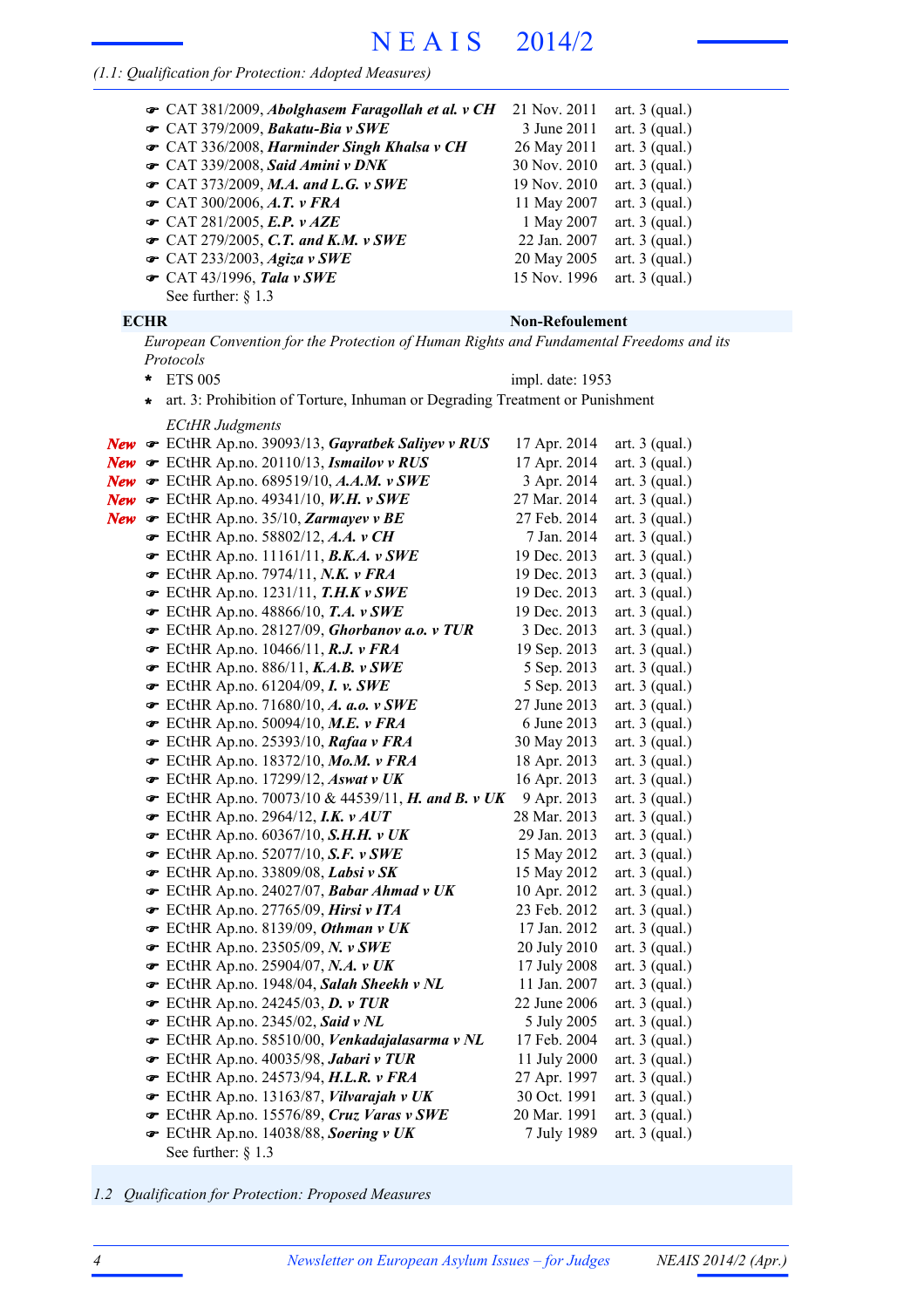*(1.1: Qualification for Protection: Adopted Measures)*

- ☛ CAT 381/2009, ***Abolghasem Faragollah et al. v CH*** — 21 Nov. 2011 — art. 3 (qual.)
- ☛ CAT 379/2009, ***Bakatu-Bia v SWE*** — 3 June 2011 — art. 3 (qual.)
- ☛ CAT 336/2008, ***Harminder Singh Khalsa v CH*** — 26 May 2011 — art. 3 (qual.)
- ☛ CAT 339/2008, ***Said Amini v DNK*** — 30 Nov. 2010 — art. 3 (qual.)
- ☛ CAT 373/2009, ***M.A. and L.G. v SWE*** — 19 Nov. 2010 — art. 3 (qual.)
- ☛ CAT 300/2006, ***A.T. v FRA*** — 11 May 2007 — art. 3 (qual.)
- ☛ CAT 281/2005, ***E.P. v AZE*** — 1 May 2007 — art. 3 (qual.)
- ☛ CAT 279/2005, ***C.T. and K.M. v SWE*** — 22 Jan. 2007 — art. 3 (qual.)
- ☛ CAT 233/2003, ***Agiza v SWE*** — 20 May 2005 — art. 3 (qual.)
- ☛ CAT 43/1996, ***Tala v SWE*** — 15 Nov. 1996 — art. 3 (qual.)

See further: § 1.3

**ECHR** — **Non-Refoulement**

*European Convention for the Protection of Human Rights and Fundamental Freedoms and its Protocols*

- \* ETS 005 — impl. date: 1953
- \* art. 3: Prohibition of Torture, Inhuman or Degrading Treatment or Punishment

*ECtHR Judgments*

- ***New*** ☛ ECtHR Ap.no. 39093/13, ***Gayratbek Saliyev v RUS*** — 17 Apr. 2014 — art. 3 (qual.)
- ***New*** ☛ ECtHR Ap.no. 20110/13, ***Ismailov v RUS*** — 17 Apr. 2014 — art. 3 (qual.)
- ***New*** ☛ ECtHR Ap.no. 689519/10, ***A.A.M. v SWE*** — 3 Apr. 2014 — art. 3 (qual.)
- ***New*** ☛ ECtHR Ap.no. 49341/10, ***W.H. v SWE*** — 27 Mar. 2014 — art. 3 (qual.)
- ***New*** ☛ ECtHR Ap.no. 35/10, ***Zarmayev v BE*** — 27 Feb. 2014 — art. 3 (qual.)
- ☛ ECtHR Ap.no. 58802/12, ***A.A. v CH*** — 7 Jan. 2014 — art. 3 (qual.)
- ☛ ECtHR Ap.no. 11161/11, ***B.K.A. v SWE*** — 19 Dec. 2013 — art. 3 (qual.)
- ☛ ECtHR Ap.no. 7974/11, ***N.K. v FRA*** — 19 Dec. 2013 — art. 3 (qual.)
- ☛ ECtHR Ap.no. 1231/11, ***T.H.K v SWE*** — 19 Dec. 2013 — art. 3 (qual.)
- ☛ ECtHR Ap.no. 48866/10, ***T.A. v SWE*** — 19 Dec. 2013 — art. 3 (qual.)
- ☛ ECtHR Ap.no. 28127/09, ***Ghorbanov a.o. v TUR*** — 3 Dec. 2013 — art. 3 (qual.)
- ☛ ECtHR Ap.no. 10466/11, ***R.J. v FRA*** — 19 Sep. 2013 — art. 3 (qual.)
- ☛ ECtHR Ap.no. 886/11, ***K.A.B. v SWE*** — 5 Sep. 2013 — art. 3 (qual.)
- ☛ ECtHR Ap.no. 61204/09, ***I. v. SWE*** — 5 Sep. 2013 — art. 3 (qual.)
- ☛ ECtHR Ap.no. 71680/10, ***A. a.o. v SWE*** — 27 June 2013 — art. 3 (qual.)
- ☛ ECtHR Ap.no. 50094/10, ***M.E. v FRA*** — 6 June 2013 — art. 3 (qual.)
- ☛ ECtHR Ap.no. 25393/10, ***Rafaa v FRA*** — 30 May 2013 — art. 3 (qual.)
- ☛ ECtHR Ap.no. 18372/10, ***Mo.M. v FRA*** — 18 Apr. 2013 — art. 3 (qual.)
- ☛ ECtHR Ap.no. 17299/12, ***Aswat v UK*** — 16 Apr. 2013 — art. 3 (qual.)
- ☛ ECtHR Ap.no. 70073/10 & 44539/11, ***H. and B. v UK*** — 9 Apr. 2013 — art. 3 (qual.)
- ☛ ECtHR Ap.no. 2964/12, ***I.K. v AUT*** — 28 Mar. 2013 — art. 3 (qual.)
- ☛ ECtHR Ap.no. 60367/10, ***S.H.H. v UK*** — 29 Jan. 2013 — art. 3 (qual.)
- ☛ ECtHR Ap.no. 52077/10, ***S.F. v SWE*** — 15 May 2012 — art. 3 (qual.)
- ☛ ECtHR Ap.no. 33809/08, ***Labsi v SK*** — 15 May 2012 — art. 3 (qual.)
- ☛ ECtHR Ap.no. 24027/07, ***Babar Ahmad v UK*** — 10 Apr. 2012 — art. 3 (qual.)
- ☛ ECtHR Ap.no. 27765/09, ***Hirsi v ITA*** — 23 Feb. 2012 — art. 3 (qual.)
- ☛ ECtHR Ap.no. 8139/09, ***Othman v UK*** — 17 Jan. 2012 — art. 3 (qual.)
- ☛ ECtHR Ap.no. 23505/09, ***N. v SWE*** — 20 July 2010 — art. 3 (qual.)
- ☛ ECtHR Ap.no. 25904/07, ***N.A. v UK*** — 17 July 2008 — art. 3 (qual.)
- ☛ ECtHR Ap.no. 1948/04, ***Salah Sheekh v NL*** — 11 Jan. 2007 — art. 3 (qual.)
- ☛ ECtHR Ap.no. 24245/03, ***D. v TUR*** — 22 June 2006 — art. 3 (qual.)
- ☛ ECtHR Ap.no. 2345/02, ***Said v NL*** — 5 July 2005 — art. 3 (qual.)
- ☛ ECtHR Ap.no. 58510/00, ***Venkadajalasarma v NL*** — 17 Feb. 2004 — art. 3 (qual.)
- ☛ ECtHR Ap.no. 40035/98, ***Jabari v TUR*** — 11 July 2000 — art. 3 (qual.)
- ☛ ECtHR Ap.no. 24573/94, ***H.L.R. v FRA*** — 27 Apr. 1997 — art. 3 (qual.)
- ☛ ECtHR Ap.no. 13163/87, ***Vilvarajah v UK*** — 30 Oct. 1991 — art. 3 (qual.)
- ☛ ECtHR Ap.no. 15576/89, ***Cruz Varas v SWE*** — 20 Mar. 1991 — art. 3 (qual.)
- ☛ ECtHR Ap.no. 14038/88, ***Soering v UK*** — 7 July 1989 — art. 3 (qual.)

See further: § 1.3

## *1.2 Qualification for Protection: Proposed Measures*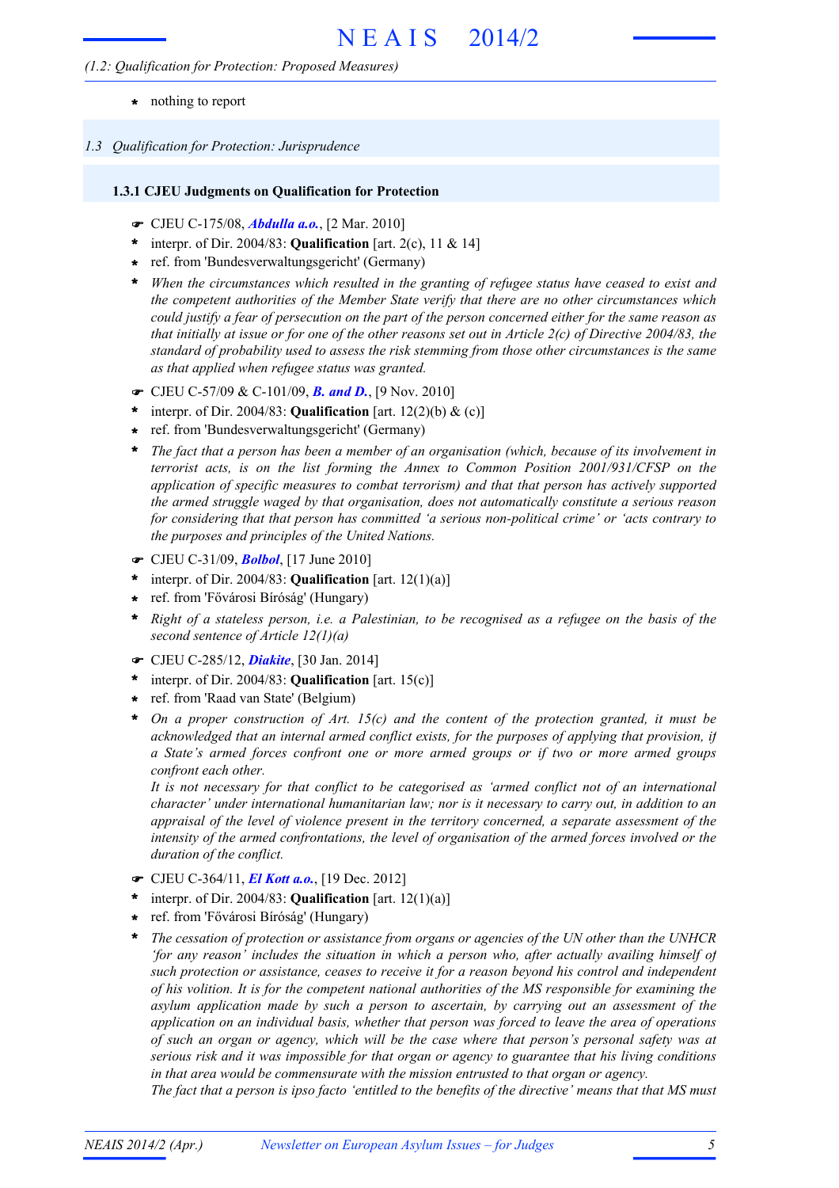*(1.2: Qualification for Protection: Proposed Measures)*

- nothing to report

## *1.3 Qualification for Protection: Jurisprudence*

### 1.3.1 CJEU Judgments on Qualification for Protection

- ☛ CJEU C-175/08, ***Abdulla a.o.***, [2 Mar. 2010]
- \* interpr. of Dir. 2004/83: **Qualification** [art. 2(c), 11 & 14]
- \* ref. from 'Bundesverwaltungsgericht' (Germany)
- \* *When the circumstances which resulted in the granting of refugee status have ceased to exist and the competent authorities of the Member State verify that there are no other circumstances which could justify a fear of persecution on the part of the person concerned either for the same reason as that initially at issue or for one of the other reasons set out in Article 2(c) of Directive 2004/83, the standard of probability used to assess the risk stemming from those other circumstances is the same as that applied when refugee status was granted.*

- ☛ CJEU C-57/09 & C-101/09, ***B. and D.***, [9 Nov. 2010]
- \* interpr. of Dir. 2004/83: **Qualification** [art. 12(2)(b) & (c)]
- \* ref. from 'Bundesverwaltungsgericht' (Germany)
- \* *The fact that a person has been a member of an organisation (which, because of its involvement in terrorist acts, is on the list forming the Annex to Common Position 2001/931/CFSP on the application of specific measures to combat terrorism) and that that person has actively supported the armed struggle waged by that organisation, does not automatically constitute a serious reason for considering that that person has committed 'a serious non-political crime' or 'acts contrary to the purposes and principles of the United Nations.*

- ☛ CJEU C-31/09, ***Bolbol***, [17 June 2010]
- \* interpr. of Dir. 2004/83: **Qualification** [art. 12(1)(a)]
- \* ref. from 'Fővárosi Bíróság' (Hungary)
- \* *Right of a stateless person, i.e. a Palestinian, to be recognised as a refugee on the basis of the second sentence of Article 12(1)(a)*

- ☛ CJEU C-285/12, ***Diakite***, [30 Jan. 2014]
- \* interpr. of Dir. 2004/83: **Qualification** [art. 15(c)]
- \* ref. from 'Raad van State' (Belgium)
- \* *On a proper construction of Art. 15(c) and the content of the protection granted, it must be acknowledged that an internal armed conflict exists, for the purposes of applying that provision, if a State's armed forces confront one or more armed groups or if two or more armed groups confront each other.*
  *It is not necessary for that conflict to be categorised as 'armed conflict not of an international character' under international humanitarian law; nor is it necessary to carry out, in addition to an appraisal of the level of violence present in the territory concerned, a separate assessment of the intensity of the armed confrontations, the level of organisation of the armed forces involved or the duration of the conflict.*

- ☛ CJEU C-364/11, ***El Kott a.o.***, [19 Dec. 2012]
- \* interpr. of Dir. 2004/83: **Qualification** [art. 12(1)(a)]
- \* ref. from 'Fővárosi Bíróság' (Hungary)
- \* *The cessation of protection or assistance from organs or agencies of the UN other than the UNHCR 'for any reason' includes the situation in which a person who, after actually availing himself of such protection or assistance, ceases to receive it for a reason beyond his control and independent of his volition. It is for the competent national authorities of the MS responsible for examining the asylum application made by such a person to ascertain, by carrying out an assessment of the application on an individual basis, whether that person was forced to leave the area of operations of such an organ or agency, which will be the case where that person's personal safety was at serious risk and it was impossible for that organ or agency to guarantee that his living conditions in that area would be commensurate with the mission entrusted to that organ or agency.*
  *The fact that a person is ipso facto 'entitled to the benefits of the directive' means that that MS must*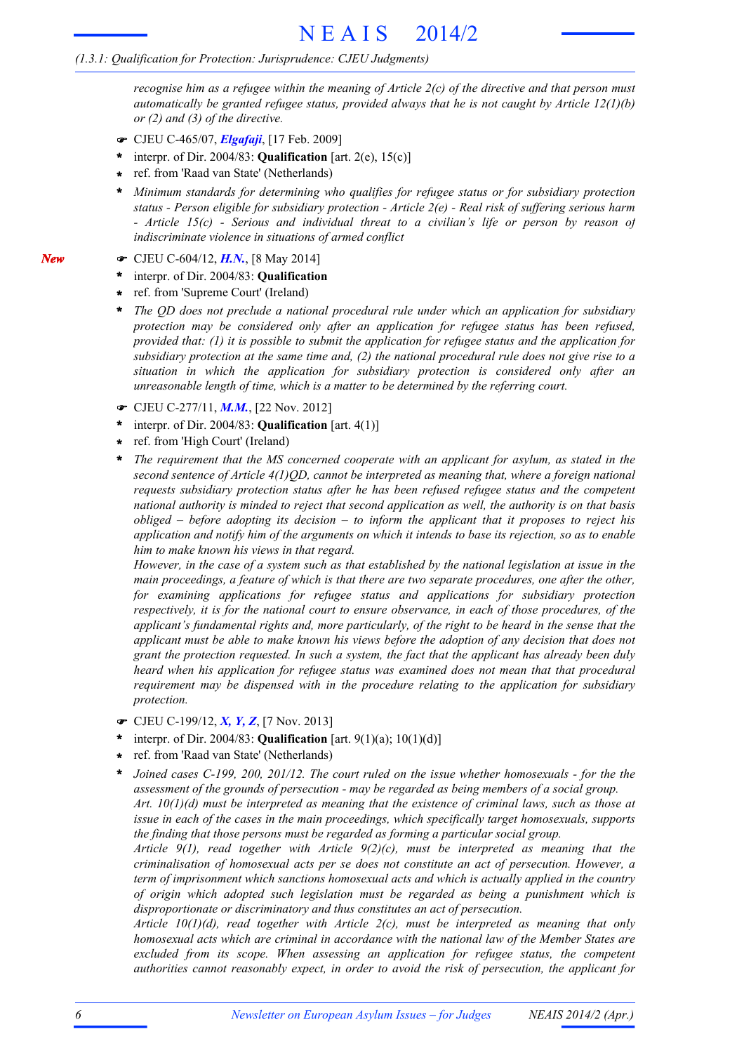*recognise him as a refugee within the meaning of Article 2(c) of the directive and that person must automatically be granted refugee status, provided always that he is not caught by Article 12(1)(b) or (2) and (3) of the directive.*

☛ CJEU C-465/07, ***Elgafaji***, [17 Feb. 2009]

- interpr. of Dir. 2004/83: **Qualification** [art. 2(e), 15(c)]
- ref. from 'Raad van State' (Netherlands)
- *Minimum standards for determining who qualifies for refugee status or for subsidiary protection status - Person eligible for subsidiary protection - Article 2(e) - Real risk of suffering serious harm - Article 15(c) - Serious and individual threat to a civilian's life or person by reason of indiscriminate violence in situations of armed conflict*

***New***

☛ CJEU C-604/12, ***H.N.***, [8 May 2014]

- interpr. of Dir. 2004/83: **Qualification**
- ref. from 'Supreme Court' (Ireland)
- *The QD does not preclude a national procedural rule under which an application for subsidiary protection may be considered only after an application for refugee status has been refused, provided that: (1) it is possible to submit the application for refugee status and the application for subsidiary protection at the same time and, (2) the national procedural rule does not give rise to a situation in which the application for subsidiary protection is considered only after an unreasonable length of time, which is a matter to be determined by the referring court.*

☛ CJEU C-277/11, ***M.M.***, [22 Nov. 2012]

- interpr. of Dir. 2004/83: **Qualification** [art. 4(1)]
- ref. from 'High Court' (Ireland)
- *The requirement that the MS concerned cooperate with an applicant for asylum, as stated in the second sentence of Article 4(1)QD, cannot be interpreted as meaning that, where a foreign national requests subsidiary protection status after he has been refused refugee status and the competent national authority is minded to reject that second application as well, the authority is on that basis obliged – before adopting its decision – to inform the applicant that it proposes to reject his application and notify him of the arguments on which it intends to base its rejection, so as to enable him to make known his views in that regard.*
  *However, in the case of a system such as that established by the national legislation at issue in the main proceedings, a feature of which is that there are two separate procedures, one after the other, for examining applications for refugee status and applications for subsidiary protection respectively, it is for the national court to ensure observance, in each of those procedures, of the applicant's fundamental rights and, more particularly, of the right to be heard in the sense that the applicant must be able to make known his views before the adoption of any decision that does not grant the protection requested. In such a system, the fact that the applicant has already been duly heard when his application for refugee status was examined does not mean that that procedural requirement may be dispensed with in the procedure relating to the application for subsidiary protection.*

☛ CJEU C-199/12, ***X, Y, Z***, [7 Nov. 2013]

- interpr. of Dir. 2004/83: **Qualification** [art. 9(1)(a); 10(1)(d)]
- ref. from 'Raad van State' (Netherlands)
- *Joined cases C-199, 200, 201/12. The court ruled on the issue whether homosexuals - for the the assessment of the grounds of persecution - may be regarded as being members of a social group.*
  *Art. 10(1)(d) must be interpreted as meaning that the existence of criminal laws, such as those at issue in each of the cases in the main proceedings, which specifically target homosexuals, supports the finding that those persons must be regarded as forming a particular social group.*
  *Article 9(1), read together with Article 9(2)(c), must be interpreted as meaning that the criminalisation of homosexual acts per se does not constitute an act of persecution. However, a term of imprisonment which sanctions homosexual acts and which is actually applied in the country of origin which adopted such legislation must be regarded as being a punishment which is disproportionate or discriminatory and thus constitutes an act of persecution.*
  *Article 10(1)(d), read together with Article 2(c), must be interpreted as meaning that only homosexual acts which are criminal in accordance with the national law of the Member States are excluded from its scope. When assessing an application for refugee status, the competent authorities cannot reasonably expect, in order to avoid the risk of persecution, the applicant for*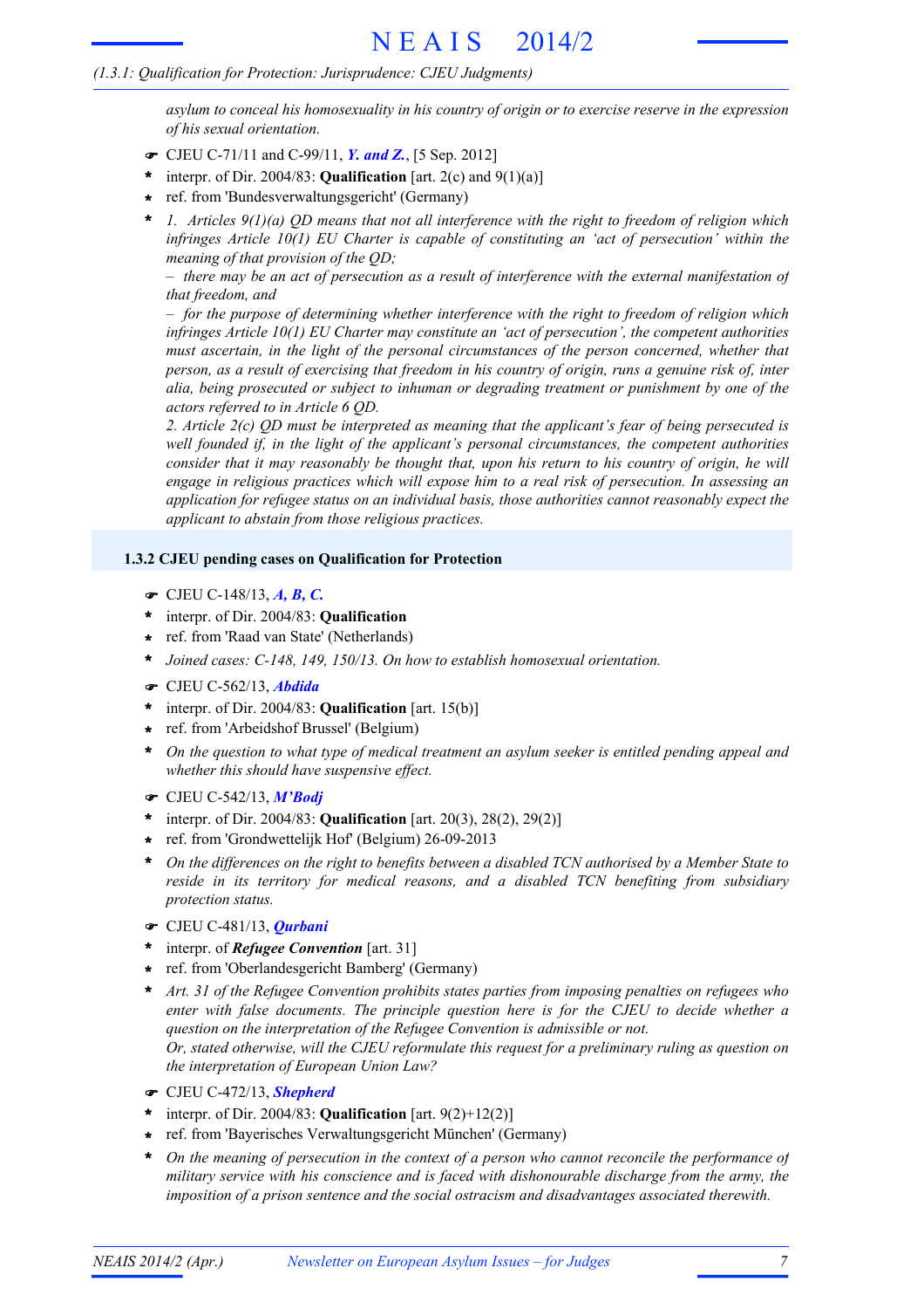*asylum to conceal his homosexuality in his country of origin or to exercise reserve in the expression of his sexual orientation.*

☛ CJEU C-71/11 and C-99/11, ***Y. and Z.***, [5 Sep. 2012]

- interpr. of Dir. 2004/83: **Qualification** [art. 2(c) and 9(1)(a)]
- ref. from 'Bundesverwaltungsgericht' (Germany)
- *1. Articles 9(1)(a) QD means that not all interference with the right to freedom of religion which infringes Article 10(1) EU Charter is capable of constituting an 'act of persecution' within the meaning of that provision of the QD;*

  *– there may be an act of persecution as a result of interference with the external manifestation of that freedom, and*

  *– for the purpose of determining whether interference with the right to freedom of religion which infringes Article 10(1) EU Charter may constitute an 'act of persecution', the competent authorities must ascertain, in the light of the personal circumstances of the person concerned, whether that person, as a result of exercising that freedom in his country of origin, runs a genuine risk of, inter alia, being prosecuted or subject to inhuman or degrading treatment or punishment by one of the actors referred to in Article 6 QD.*

  *2. Article 2(c) QD must be interpreted as meaning that the applicant's fear of being persecuted is well founded if, in the light of the applicant's personal circumstances, the competent authorities consider that it may reasonably be thought that, upon his return to his country of origin, he will engage in religious practices which will expose him to a real risk of persecution. In assessing an application for refugee status on an individual basis, those authorities cannot reasonably expect the applicant to abstain from those religious practices.*

### 1.3.2 CJEU pending cases on Qualification for Protection

☛ CJEU C-148/13, ***A, B, C.***

- interpr. of Dir. 2004/83: **Qualification**
- ref. from 'Raad van State' (Netherlands)
- *Joined cases: C-148, 149, 150/13. On how to establish homosexual orientation.*

☛ CJEU C-562/13, ***Abdida***

- interpr. of Dir. 2004/83: **Qualification** [art. 15(b)]
- ref. from 'Arbeidshof Brussel' (Belgium)
- *On the question to what type of medical treatment an asylum seeker is entitled pending appeal and whether this should have suspensive effect.*

☛ CJEU C-542/13, ***M'Bodj***

- interpr. of Dir. 2004/83: **Qualification** [art. 20(3), 28(2), 29(2)]
- ref. from 'Grondwettelijk Hof' (Belgium) 26-09-2013
- *On the differences on the right to benefits between a disabled TCN authorised by a Member State to reside in its territory for medical reasons, and a disabled TCN benefiting from subsidiary protection status.*

☛ CJEU C-481/13, ***Qurbani***

- interpr. of ***Refugee Convention*** [art. 31]
- ref. from 'Oberlandesgericht Bamberg' (Germany)
- *Art. 31 of the Refugee Convention prohibits states parties from imposing penalties on refugees who enter with false documents. The principle question here is for the CJEU to decide whether a question on the interpretation of the Refugee Convention is admissible or not.*

  *Or, stated otherwise, will the CJEU reformulate this request for a preliminary ruling as question on the interpretation of European Union Law?*

☛ CJEU C-472/13, ***Shepherd***

- interpr. of Dir. 2004/83: **Qualification** [art. 9(2)+12(2)]
- ref. from 'Bayerisches Verwaltungsgericht München' (Germany)
- *On the meaning of persecution in the context of a person who cannot reconcile the performance of military service with his conscience and is faced with dishonourable discharge from the army, the imposition of a prison sentence and the social ostracism and disadvantages associated therewith.*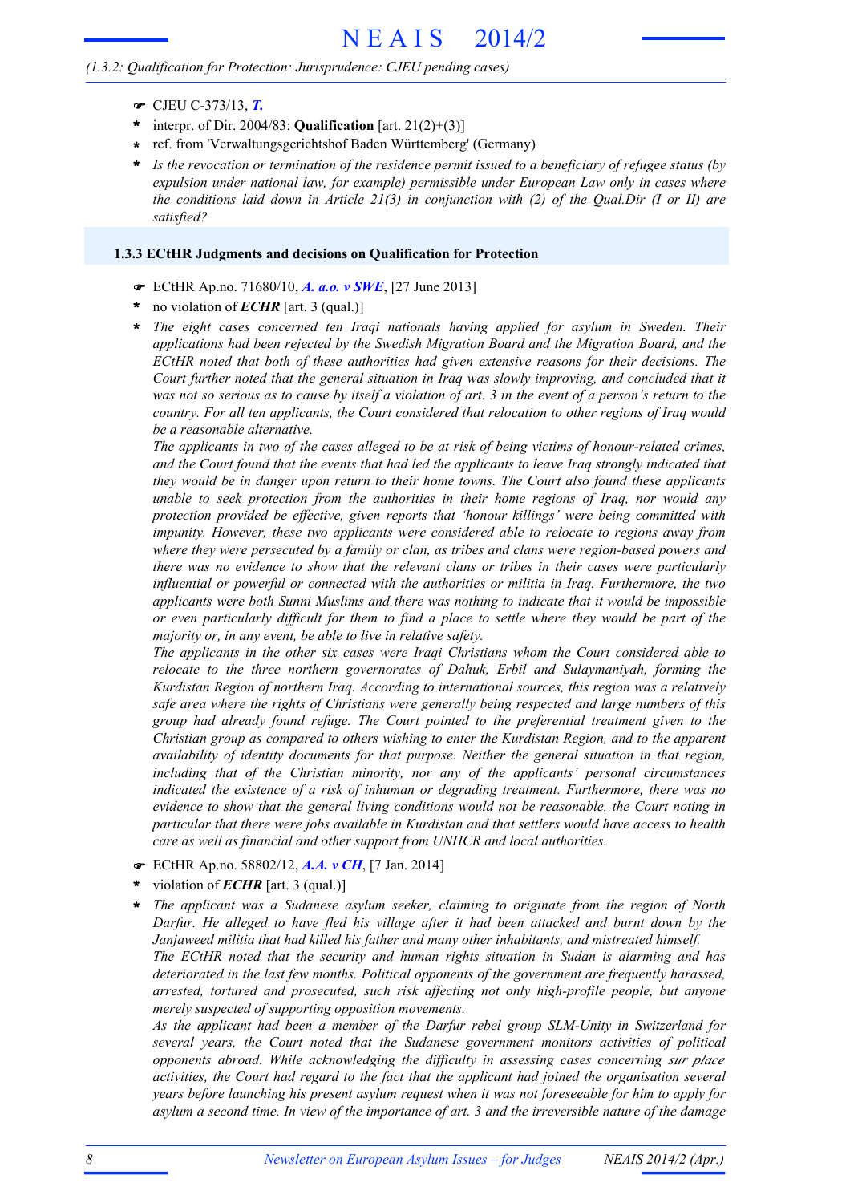- ☛ CJEU C-373/13, ***T.***
- \* interpr. of Dir. 2004/83: **Qualification** [art. 21(2)+(3)]
- \* ref. from 'Verwaltungsgerichtshof Baden Württemberg' (Germany)
- \* *Is the revocation or termination of the residence permit issued to a beneficiary of refugee status (by expulsion under national law, for example) permissible under European Law only in cases where the conditions laid down in Article 21(3) in conjunction with (2) of the Qual.Dir (I or II) are satisfied?*

### 1.3.3 ECtHR Judgments and decisions on Qualification for Protection

- ☛ ECtHR Ap.no. 71680/10, ***A. a.o. v SWE***, [27 June 2013]
- \* no violation of ***ECHR*** [art. 3 (qual.)]
- \* *The eight cases concerned ten Iraqi nationals having applied for asylum in Sweden. Their applications had been rejected by the Swedish Migration Board and the Migration Board, and the ECtHR noted that both of these authorities had given extensive reasons for their decisions. The Court further noted that the general situation in Iraq was slowly improving, and concluded that it was not so serious as to cause by itself a violation of art. 3 in the event of a person's return to the country. For all ten applicants, the Court considered that relocation to other regions of Iraq would be a reasonable alternative.*

  *The applicants in two of the cases alleged to be at risk of being victims of honour-related crimes, and the Court found that the events that had led the applicants to leave Iraq strongly indicated that they would be in danger upon return to their home towns. The Court also found these applicants unable to seek protection from the authorities in their home regions of Iraq, nor would any protection provided be effective, given reports that 'honour killings' were being committed with impunity. However, these two applicants were considered able to relocate to regions away from where they were persecuted by a family or clan, as tribes and clans were region-based powers and there was no evidence to show that the relevant clans or tribes in their cases were particularly influential or powerful or connected with the authorities or militia in Iraq. Furthermore, the two applicants were both Sunni Muslims and there was nothing to indicate that it would be impossible or even particularly difficult for them to find a place to settle where they would be part of the majority or, in any event, be able to live in relative safety.*

  *The applicants in the other six cases were Iraqi Christians whom the Court considered able to relocate to the three northern governorates of Dahuk, Erbil and Sulaymaniyah, forming the Kurdistan Region of northern Iraq. According to international sources, this region was a relatively safe area where the rights of Christians were generally being respected and large numbers of this group had already found refuge. The Court pointed to the preferential treatment given to the Christian group as compared to others wishing to enter the Kurdistan Region, and to the apparent availability of identity documents for that purpose. Neither the general situation in that region, including that of the Christian minority, nor any of the applicants' personal circumstances indicated the existence of a risk of inhuman or degrading treatment. Furthermore, there was no evidence to show that the general living conditions would not be reasonable, the Court noting in particular that there were jobs available in Kurdistan and that settlers would have access to health care as well as financial and other support from UNHCR and local authorities.*

- ☛ ECtHR Ap.no. 58802/12, ***A.A. v CH***, [7 Jan. 2014]
- \* violation of ***ECHR*** [art. 3 (qual.)]
- \* *The applicant was a Sudanese asylum seeker, claiming to originate from the region of North Darfur. He alleged to have fled his village after it had been attacked and burnt down by the Janjaweed militia that had killed his father and many other inhabitants, and mistreated himself.*

  *The ECtHR noted that the security and human rights situation in Sudan is alarming and has deteriorated in the last few months. Political opponents of the government are frequently harassed, arrested, tortured and prosecuted, such risk affecting not only high-profile people, but anyone merely suspected of supporting opposition movements.*

  *As the applicant had been a member of the Darfur rebel group SLM-Unity in Switzerland for several years, the Court noted that the Sudanese government monitors activities of political opponents abroad. While acknowledging the difficulty in assessing cases concerning sur place activities, the Court had regard to the fact that the applicant had joined the organisation several years before launching his present asylum request when it was not foreseeable for him to apply for asylum a second time. In view of the importance of art. 3 and the irreversible nature of the damage*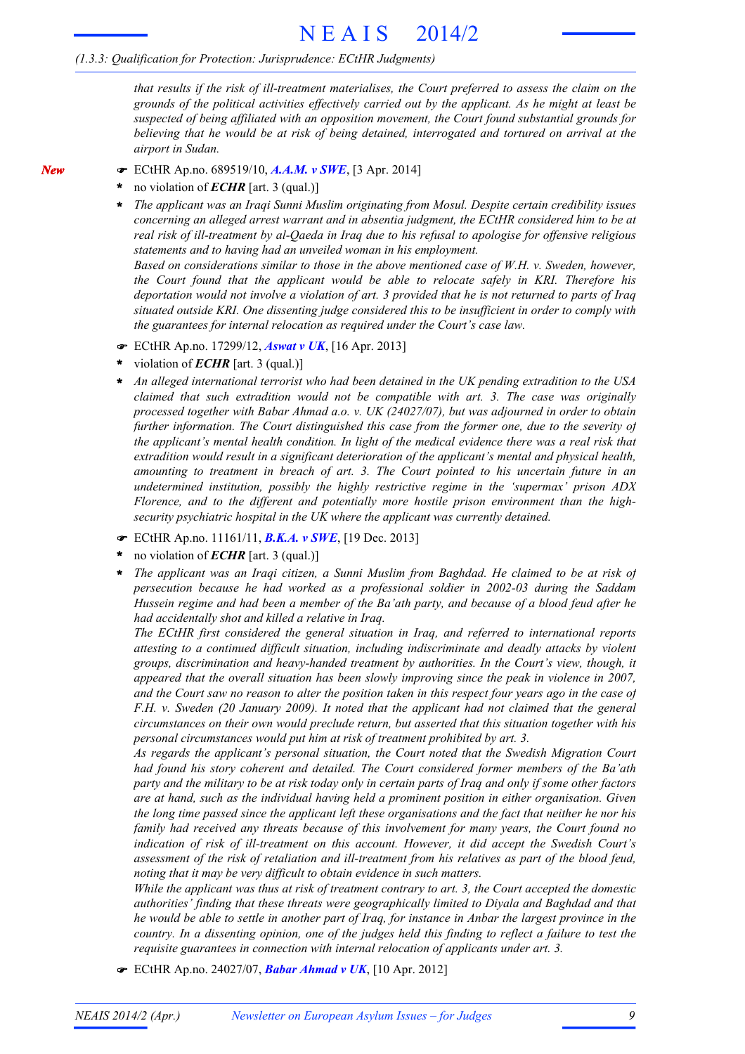that results if the risk of ill-treatment materialises, the Court preferred to assess the claim on the grounds of the political activities effectively carried out by the applicant. As he might at least be suspected of being affiliated with an opposition movement, the Court found substantial grounds for believing that he would be at risk of being detained, interrogated and tortured on arrival at the airport in Sudan.*

*New*

☛ ECtHR Ap.no. 689519/10, ***A.A.M. v SWE***, [3 Apr. 2014]

- **\*** no violation of ***ECHR*** [art. 3 (qual.)]
- **\*** *The applicant was an Iraqi Sunni Muslim originating from Mosul. Despite certain credibility issues concerning an alleged arrest warrant and in absentia judgment, the ECtHR considered him to be at real risk of ill-treatment by al-Qaeda in Iraq due to his refusal to apologise for offensive religious statements and to having had an unveiled woman in his employment.*
  *Based on considerations similar to those in the above mentioned case of W.H. v. Sweden, however, the Court found that the applicant would be able to relocate safely in KRI. Therefore his deportation would not involve a violation of art. 3 provided that he is not returned to parts of Iraq situated outside KRI. One dissenting judge considered this to be insufficient in order to comply with the guarantees for internal relocation as required under the Court's case law.*

☛ ECtHR Ap.no. 17299/12, ***Aswat v UK***, [16 Apr. 2013]

- **\*** violation of ***ECHR*** [art. 3 (qual.)]
- **\*** *An alleged international terrorist who had been detained in the UK pending extradition to the USA claimed that such extradition would not be compatible with art. 3. The case was originally processed together with Babar Ahmad a.o. v. UK (24027/07), but was adjourned in order to obtain further information. The Court distinguished this case from the former one, due to the severity of the applicant's mental health condition. In light of the medical evidence there was a real risk that extradition would result in a significant deterioration of the applicant's mental and physical health, amounting to treatment in breach of art. 3. The Court pointed to his uncertain future in an undetermined institution, possibly the highly restrictive regime in the 'supermax' prison ADX Florence, and to the different and potentially more hostile prison environment than the high-security psychiatric hospital in the UK where the applicant was currently detained.*

☛ ECtHR Ap.no. 11161/11, ***B.K.A. v SWE***, [19 Dec. 2013]

- **\*** no violation of ***ECHR*** [art. 3 (qual.)]
- **\*** *The applicant was an Iraqi citizen, a Sunni Muslim from Baghdad. He claimed to be at risk of persecution because he had worked as a professional soldier in 2002-03 during the Saddam Hussein regime and had been a member of the Ba'ath party, and because of a blood feud after he had accidentally shot and killed a relative in Iraq.*
  *The ECtHR first considered the general situation in Iraq, and referred to international reports attesting to a continued difficult situation, including indiscriminate and deadly attacks by violent groups, discrimination and heavy-handed treatment by authorities. In the Court's view, though, it appeared that the overall situation has been slowly improving since the peak in violence in 2007, and the Court saw no reason to alter the position taken in this respect four years ago in the case of F.H. v. Sweden (20 January 2009). It noted that the applicant had not claimed that the general circumstances on their own would preclude return, but asserted that this situation together with his personal circumstances would put him at risk of treatment prohibited by art. 3.*
  *As regards the applicant's personal situation, the Court noted that the Swedish Migration Court had found his story coherent and detailed. The Court considered former members of the Ba'ath party and the military to be at risk today only in certain parts of Iraq and only if some other factors are at hand, such as the individual having held a prominent position in either organisation. Given the long time passed since the applicant left these organisations and the fact that neither he nor his family had received any threats because of this involvement for many years, the Court found no indication of risk of ill-treatment on this account. However, it did accept the Swedish Court's assessment of the risk of retaliation and ill-treatment from his relatives as part of the blood feud, noting that it may be very difficult to obtain evidence in such matters.*
  *While the applicant was thus at risk of treatment contrary to art. 3, the Court accepted the domestic authorities' finding that these threats were geographically limited to Diyala and Baghdad and that he would be able to settle in another part of Iraq, for instance in Anbar the largest province in the country. In a dissenting opinion, one of the judges held this finding to reflect a failure to test the requisite guarantees in connection with internal relocation of applicants under art. 3.*

☛ ECtHR Ap.no. 24027/07, ***Babar Ahmad v UK***, [10 Apr. 2012]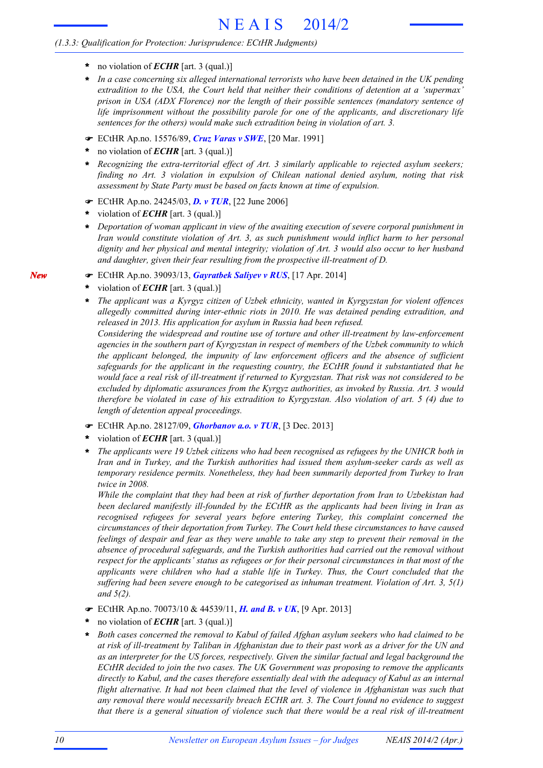- no violation of ***ECHR*** [art. 3 (qual.)]
- *In a case concerning six alleged international terrorists who have been detained in the UK pending extradition to the USA, the Court held that neither their conditions of detention at a 'supermax' prison in USA (ADX Florence) nor the length of their possible sentences (mandatory sentence of life imprisonment without the possibility parole for one of the applicants, and discretionary life sentences for the others) would make such extradition being in violation of art. 3.*

☛ ECtHR Ap.no. 15576/89, ***Cruz Varas v SWE***, [20 Mar. 1991]
- no violation of ***ECHR*** [art. 3 (qual.)]
- *Recognizing the extra-territorial effect of Art. 3 similarly applicable to rejected asylum seekers; finding no Art. 3 violation in expulsion of Chilean national denied asylum, noting that risk assessment by State Party must be based on facts known at time of expulsion.*

☛ ECtHR Ap.no. 24245/03, ***D. v TUR***, [22 June 2006]
- violation of ***ECHR*** [art. 3 (qual.)]
- *Deportation of woman applicant in view of the awaiting execution of severe corporal punishment in Iran would constitute violation of Art. 3, as such punishment would inflict harm to her personal dignity and her physical and mental integrity; violation of Art. 3 would also occur to her husband and daughter, given their fear resulting from the prospective ill-treatment of D.*

*New*

☛ ECtHR Ap.no. 39093/13, ***Gayratbek Saliyev v RUS***, [17 Apr. 2014]
- violation of ***ECHR*** [art. 3 (qual.)]
- *The applicant was a Kyrgyz citizen of Uzbek ethnicity, wanted in Kyrgyzstan for violent offences allegedly committed during inter-ethnic riots in 2010. He was detained pending extradition, and released in 2013. His application for asylum in Russia had been refused.*
  *Considering the widespread and routine use of torture and other ill-treatment by law-enforcement agencies in the southern part of Kyrgyzstan in respect of members of the Uzbek community to which the applicant belonged, the impunity of law enforcement officers and the absence of sufficient safeguards for the applicant in the requesting country, the ECtHR found it substantiated that he would face a real risk of ill-treatment if returned to Kyrgyzstan. That risk was not considered to be excluded by diplomatic assurances from the Kyrgyz authorities, as invoked by Russia. Art. 3 would therefore be violated in case of his extradition to Kyrgyzstan. Also violation of art. 5 (4) due to length of detention appeal proceedings.*

☛ ECtHR Ap.no. 28127/09, ***Ghorbanov a.o. v TUR***, [3 Dec. 2013]
- violation of ***ECHR*** [art. 3 (qual.)]
- *The applicants were 19 Uzbek citizens who had been recognised as refugees by the UNHCR both in Iran and in Turkey, and the Turkish authorities had issued them asylum-seeker cards as well as temporary residence permits. Nonetheless, they had been summarily deported from Turkey to Iran twice in 2008.*
  *While the complaint that they had been at risk of further deportation from Iran to Uzbekistan had been declared manifestly ill-founded by the ECtHR as the applicants had been living in Iran as recognised refugees for several years before entering Turkey, this complaint concerned the circumstances of their deportation from Turkey. The Court held these circumstances to have caused feelings of despair and fear as they were unable to take any step to prevent their removal in the absence of procedural safeguards, and the Turkish authorities had carried out the removal without respect for the applicants' status as refugees or for their personal circumstances in that most of the applicants were children who had a stable life in Turkey. Thus, the Court concluded that the suffering had been severe enough to be categorised as inhuman treatment. Violation of Art. 3, 5(1) and 5(2).*

☛ ECtHR Ap.no. 70073/10 & 44539/11, ***H. and B. v UK***, [9 Apr. 2013]
- no violation of ***ECHR*** [art. 3 (qual.)]
- *Both cases concerned the removal to Kabul of failed Afghan asylum seekers who had claimed to be at risk of ill-treatment by Taliban in Afghanistan due to their past work as a driver for the UN and as an interpreter for the US forces, respectively. Given the similar factual and legal background the ECtHR decided to join the two cases. The UK Government was proposing to remove the applicants directly to Kabul, and the cases therefore essentially deal with the adequacy of Kabul as an internal flight alternative. It had not been claimed that the level of violence in Afghanistan was such that any removal there would necessarily breach ECHR art. 3. The Court found no evidence to suggest that there is a general situation of violence such that there would be a real risk of ill-treatment*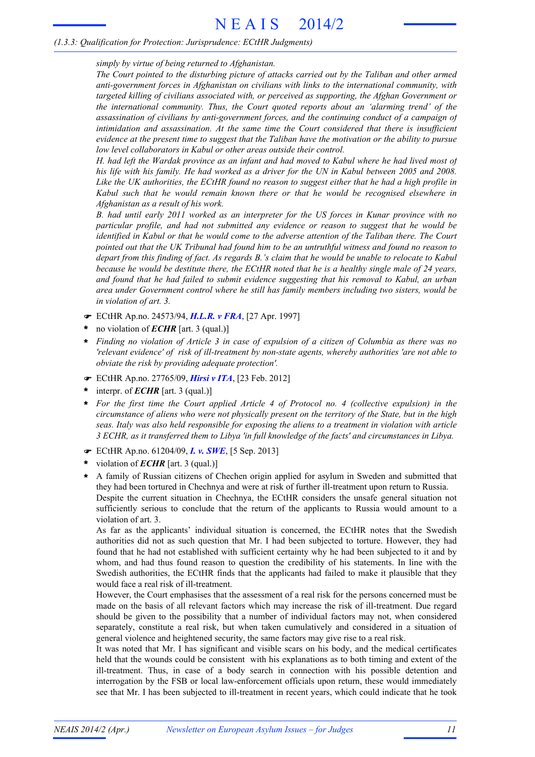*simply by virtue of being returned to Afghanistan.*

*The Court pointed to the disturbing picture of attacks carried out by the Taliban and other armed anti-government forces in Afghanistan on civilians with links to the international community, with targeted killing of civilians associated with, or perceived as supporting, the Afghan Government or the international community. Thus, the Court quoted reports about an 'alarming trend' of the assassination of civilians by anti-government forces, and the continuing conduct of a campaign of intimidation and assassination. At the same time the Court considered that there is insufficient evidence at the present time to suggest that the Taliban have the motivation or the ability to pursue low level collaborators in Kabul or other areas outside their control.*

*H. had left the Wardak province as an infant and had moved to Kabul where he had lived most of his life with his family. He had worked as a driver for the UN in Kabul between 2005 and 2008. Like the UK authorities, the ECtHR found no reason to suggest either that he had a high profile in Kabul such that he would remain known there or that he would be recognised elsewhere in Afghanistan as a result of his work.*

*B. had until early 2011 worked as an interpreter for the US forces in Kunar province with no particular profile, and had not submitted any evidence or reason to suggest that he would be identified in Kabul or that he would come to the adverse attention of the Taliban there. The Court pointed out that the UK Tribunal had found him to be an untruthful witness and found no reason to depart from this finding of fact. As regards B.'s claim that he would be unable to relocate to Kabul because he would be destitute there, the ECtHR noted that he is a healthy single male of 24 years, and found that he had failed to submit evidence suggesting that his removal to Kabul, an urban area under Government control where he still has family members including two sisters, would be in violation of art. 3.*

☛ ECtHR Ap.no. 24573/94, ***H.L.R. v FRA***, [27 Apr. 1997]

\* no violation of ***ECHR*** [art. 3 (qual.)]

\* *Finding no violation of Article 3 in case of expulsion of a citizen of Columbia as there was no 'relevant evidence' of risk of ill-treatment by non-state agents, whereby authorities 'are not able to obviate the risk by providing adequate protection'.*

☛ ECtHR Ap.no. 27765/09, ***Hirsi v ITA***, [23 Feb. 2012]

\* interpr. of ***ECHR*** [art. 3 (qual.)]

\* *For the first time the Court applied Article 4 of Protocol no. 4 (collective expulsion) in the circumstance of aliens who were not physically present on the territory of the State, but in the high seas. Italy was also held responsible for exposing the aliens to a treatment in violation with article 3 ECHR, as it transferred them to Libya 'in full knowledge of the facts' and circumstances in Libya.*

☛ ECtHR Ap.no. 61204/09, ***I. v. SWE***, [5 Sep. 2013]

\* violation of ***ECHR*** [art. 3 (qual.)]

\* A family of Russian citizens of Chechen origin applied for asylum in Sweden and submitted that they had been tortured in Chechnya and were at risk of further ill-treatment upon return to Russia.

Despite the current situation in Chechnya, the ECtHR considers the unsafe general situation not sufficiently serious to conclude that the return of the applicants to Russia would amount to a violation of art. 3.

As far as the applicants' individual situation is concerned, the ECtHR notes that the Swedish authorities did not as such question that Mr. I had been subjected to torture. However, they had found that he had not established with sufficient certainty why he had been subjected to it and by whom, and had thus found reason to question the credibility of his statements. In line with the Swedish authorities, the ECtHR finds that the applicants had failed to make it plausible that they would face a real risk of ill-treatment.

However, the Court emphasises that the assessment of a real risk for the persons concerned must be made on the basis of all relevant factors which may increase the risk of ill-treatment. Due regard should be given to the possibility that a number of individual factors may not, when considered separately, constitute a real risk, but when taken cumulatively and considered in a situation of general violence and heightened security, the same factors may give rise to a real risk.

It was noted that Mr. I has significant and visible scars on his body, and the medical certificates held that the wounds could be consistent with his explanations as to both timing and extent of the ill-treatment. Thus, in case of a body search in connection with his possible detention and interrogation by the FSB or local law-enforcement officials upon return, these would immediately see that Mr. I has been subjected to ill-treatment in recent years, which could indicate that he took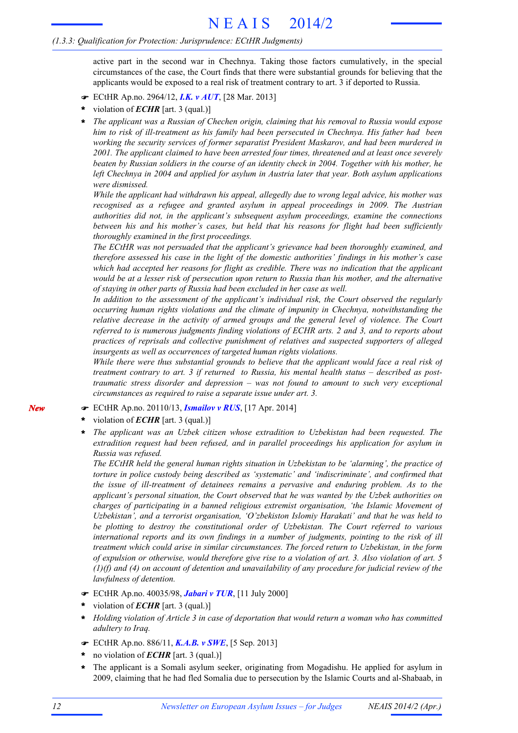active part in the second war in Chechnya. Taking those factors cumulatively, in the special circumstances of the case, the Court finds that there were substantial grounds for believing that the applicants would be exposed to a real risk of treatment contrary to art. 3 if deported to Russia.

- ☛ ECtHR Ap.no. 2964/12, ***I.K. v AUT***, [28 Mar. 2013]
- \* violation of ***ECHR*** [art. 3 (qual.)]
- \* *The applicant was a Russian of Chechen origin, claiming that his removal to Russia would expose him to risk of ill-treatment as his family had been persecuted in Chechnya. His father had been working the security services of former separatist President Maskarov, and had been murdered in 2001. The applicant claimed to have been arrested four times, threatened and at least once severely beaten by Russian soldiers in the course of an identity check in 2004. Together with his mother, he left Chechnya in 2004 and applied for asylum in Austria later that year. Both asylum applications were dismissed.*
  *While the applicant had withdrawn his appeal, allegedly due to wrong legal advice, his mother was recognised as a refugee and granted asylum in appeal proceedings in 2009. The Austrian authorities did not, in the applicant's subsequent asylum proceedings, examine the connections between his and his mother's cases, but held that his reasons for flight had been sufficiently thoroughly examined in the first proceedings.*
  *The ECtHR was not persuaded that the applicant's grievance had been thoroughly examined, and therefore assessed his case in the light of the domestic authorities' findings in his mother's case which had accepted her reasons for flight as credible. There was no indication that the applicant would be at a lesser risk of persecution upon return to Russia than his mother, and the alternative of staying in other parts of Russia had been excluded in her case as well.*
  *In addition to the assessment of the applicant's individual risk, the Court observed the regularly occurring human rights violations and the climate of impunity in Chechnya, notwithstanding the relative decrease in the activity of armed groups and the general level of violence. The Court referred to is numerous judgments finding violations of ECHR arts. 2 and 3, and to reports about practices of reprisals and collective punishment of relatives and suspected supporters of alleged insurgents as well as occurrences of targeted human rights violations.*
  *While there were thus substantial grounds to believe that the applicant would face a real risk of treatment contrary to art. 3 if returned to Russia, his mental health status – described as post-traumatic stress disorder and depression – was not found to amount to such very exceptional circumstances as required to raise a separate issue under art. 3.*

*New*

- ☛ ECtHR Ap.no. 20110/13, ***Ismailov v RUS***, [17 Apr. 2014]
- \* violation of ***ECHR*** [art. 3 (qual.)]
- \* *The applicant was an Uzbek citizen whose extradition to Uzbekistan had been requested. The extradition request had been refused, and in parallel proceedings his application for asylum in Russia was refused.*
  *The ECtHR held the general human rights situation in Uzbekistan to be 'alarming', the practice of torture in police custody being described as 'systematic' and 'indiscriminate', and confirmed that the issue of ill-treatment of detainees remains a pervasive and enduring problem. As to the applicant's personal situation, the Court observed that he was wanted by the Uzbek authorities on charges of participating in a banned religious extremist organisation, 'the Islamic Movement of Uzbekistan', and a terrorist organisation, 'O'zbekiston Islomiy Harakati' and that he was held to be plotting to destroy the constitutional order of Uzbekistan. The Court referred to various international reports and its own findings in a number of judgments, pointing to the risk of ill treatment which could arise in similar circumstances. The forced return to Uzbekistan, in the form of expulsion or otherwise, would therefore give rise to a violation of art. 3. Also violation of art. 5 (1)(f) and (4) on account of detention and unavailability of any procedure for judicial review of the lawfulness of detention.*

- ☛ ECtHR Ap.no. 40035/98, ***Jabari v TUR***, [11 July 2000]
- \* violation of ***ECHR*** [art. 3 (qual.)]
- \* *Holding violation of Article 3 in case of deportation that would return a woman who has committed adultery to Iraq.*

- ☛ ECtHR Ap.no. 886/11, ***K.A.B. v SWE***, [5 Sep. 2013]
- \* no violation of ***ECHR*** [art. 3 (qual.)]
- \* The applicant is a Somali asylum seeker, originating from Mogadishu. He applied for asylum in 2009, claiming that he had fled Somalia due to persecution by the Islamic Courts and al-Shabaab, in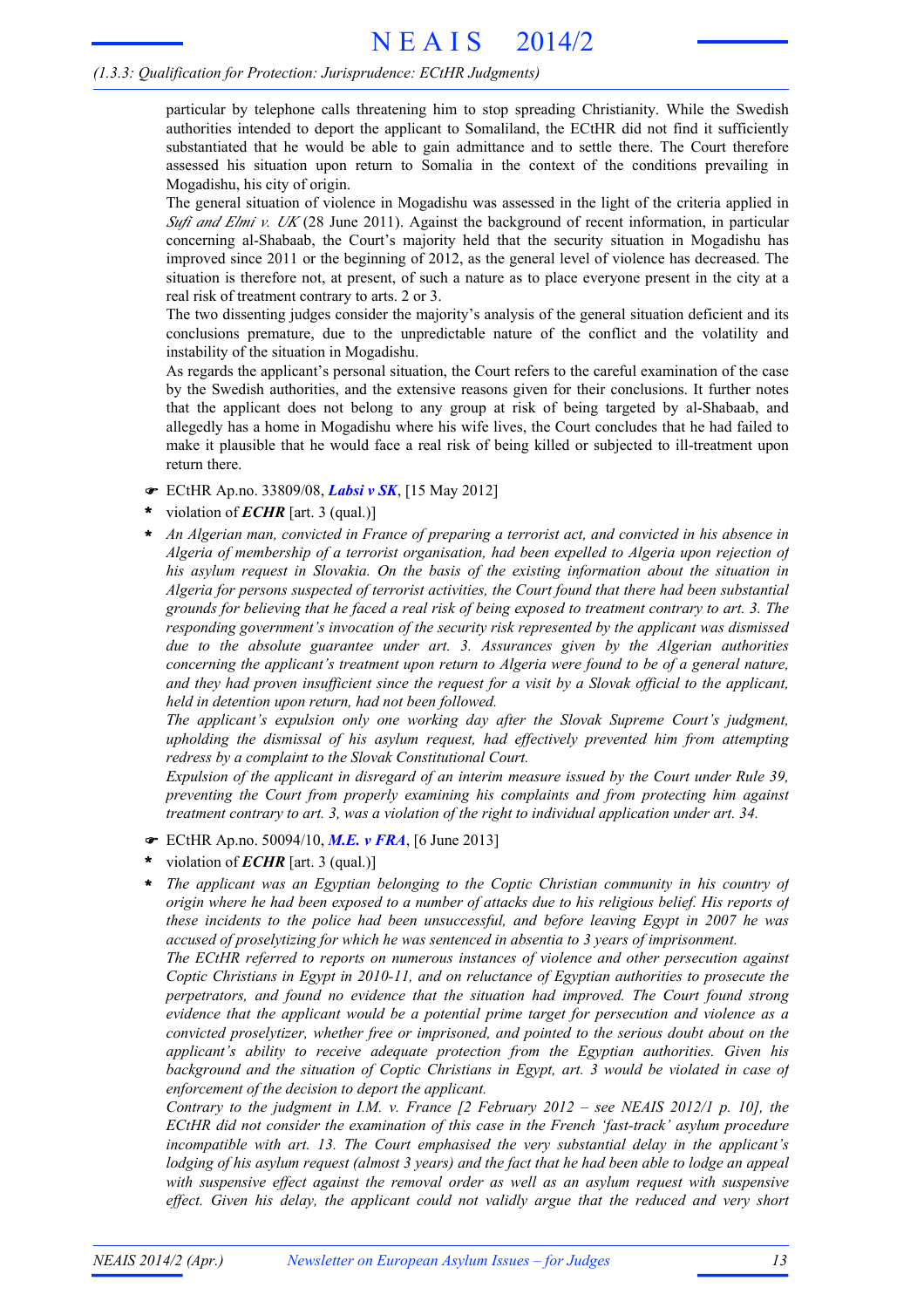particular by telephone calls threatening him to stop spreading Christianity. While the Swedish authorities intended to deport the applicant to Somaliland, the ECtHR did not find it sufficiently substantiated that he would be able to gain admittance and to settle there. The Court therefore assessed his situation upon return to Somalia in the context of the conditions prevailing in Mogadishu, his city of origin.

The general situation of violence in Mogadishu was assessed in the light of the criteria applied in *Sufi and Elmi v. UK* (28 June 2011). Against the background of recent information, in particular concerning al-Shabaab, the Court's majority held that the security situation in Mogadishu has improved since 2011 or the beginning of 2012, as the general level of violence has decreased. The situation is therefore not, at present, of such a nature as to place everyone present in the city at a real risk of treatment contrary to arts. 2 or 3.

The two dissenting judges consider the majority's analysis of the general situation deficient and its conclusions premature, due to the unpredictable nature of the conflict and the volatility and instability of the situation in Mogadishu.

As regards the applicant's personal situation, the Court refers to the careful examination of the case by the Swedish authorities, and the extensive reasons given for their conclusions. It further notes that the applicant does not belong to any group at risk of being targeted by al-Shabaab, and allegedly has a home in Mogadishu where his wife lives, the Court concludes that he had failed to make it plausible that he would face a real risk of being killed or subjected to ill-treatment upon return there.

- ☛ ECtHR Ap.no. 33809/08, ***Labsi v SK***, [15 May 2012]
- \* violation of ***ECHR*** [art. 3 (qual.)]
- \* *An Algerian man, convicted in France of preparing a terrorist act, and convicted in his absence in Algeria of membership of a terrorist organisation, had been expelled to Algeria upon rejection of his asylum request in Slovakia. On the basis of the existing information about the situation in Algeria for persons suspected of terrorist activities, the Court found that there had been substantial grounds for believing that he faced a real risk of being exposed to treatment contrary to art. 3. The responding government's invocation of the security risk represented by the applicant was dismissed due to the absolute guarantee under art. 3. Assurances given by the Algerian authorities concerning the applicant's treatment upon return to Algeria were found to be of a general nature, and they had proven insufficient since the request for a visit by a Slovak official to the applicant, held in detention upon return, had not been followed.*

  *The applicant's expulsion only one working day after the Slovak Supreme Court's judgment, upholding the dismissal of his asylum request, had effectively prevented him from attempting redress by a complaint to the Slovak Constitutional Court.*

  *Expulsion of the applicant in disregard of an interim measure issued by the Court under Rule 39, preventing the Court from properly examining his complaints and from protecting him against treatment contrary to art. 3, was a violation of the right to individual application under art. 34.*

- ☛ ECtHR Ap.no. 50094/10, ***M.E. v FRA***, [6 June 2013]
- \* violation of ***ECHR*** [art. 3 (qual.)]
- \* *The applicant was an Egyptian belonging to the Coptic Christian community in his country of origin where he had been exposed to a number of attacks due to his religious belief. His reports of these incidents to the police had been unsuccessful, and before leaving Egypt in 2007 he was accused of proselytizing for which he was sentenced in absentia to 3 years of imprisonment.*

  *The ECtHR referred to reports on numerous instances of violence and other persecution against Coptic Christians in Egypt in 2010-11, and on reluctance of Egyptian authorities to prosecute the perpetrators, and found no evidence that the situation had improved. The Court found strong evidence that the applicant would be a potential prime target for persecution and violence as a convicted proselytizer, whether free or imprisoned, and pointed to the serious doubt about on the applicant's ability to receive adequate protection from the Egyptian authorities. Given his background and the situation of Coptic Christians in Egypt, art. 3 would be violated in case of enforcement of the decision to deport the applicant.*

  *Contrary to the judgment in I.M. v. France [2 February 2012 – see NEAIS 2012/1 p. 10], the ECtHR did not consider the examination of this case in the French 'fast-track' asylum procedure incompatible with art. 13. The Court emphasised the very substantial delay in the applicant's lodging of his asylum request (almost 3 years) and the fact that he had been able to lodge an appeal with suspensive effect against the removal order as well as an asylum request with suspensive effect. Given his delay, the applicant could not validly argue that the reduced and very short*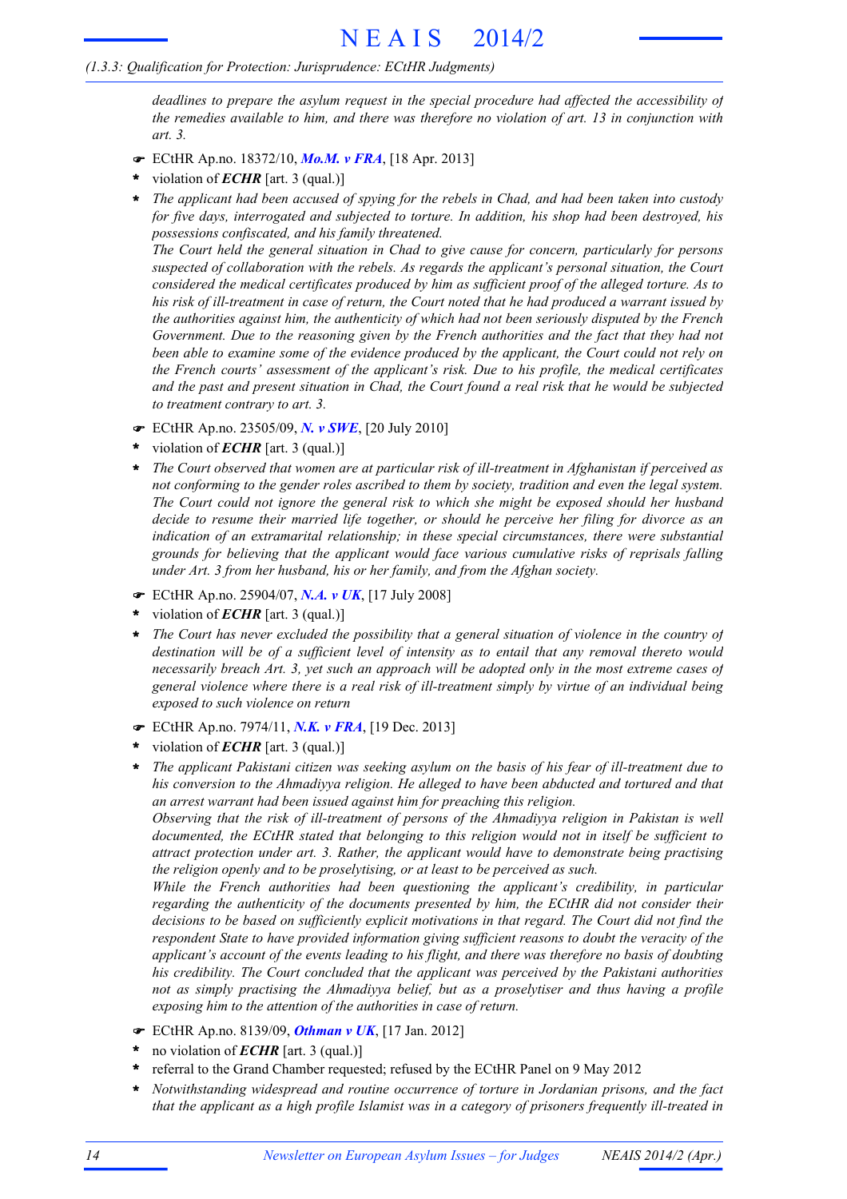*deadlines to prepare the asylum request in the special procedure had affected the accessibility of the remedies available to him, and there was therefore no violation of art. 13 in conjunction with art. 3.*

☛ ECtHR Ap.no. 18372/10, ***Mo.M. v FRA***, [18 Apr. 2013]

- violation of ***ECHR*** [art. 3 (qual.)]
- *The applicant had been accused of spying for the rebels in Chad, and had been taken into custody for five days, interrogated and subjected to torture. In addition, his shop had been destroyed, his possessions confiscated, and his family threatened.*
  *The Court held the general situation in Chad to give cause for concern, particularly for persons suspected of collaboration with the rebels. As regards the applicant's personal situation, the Court considered the medical certificates produced by him as sufficient proof of the alleged torture. As to his risk of ill-treatment in case of return, the Court noted that he had produced a warrant issued by the authorities against him, the authenticity of which had not been seriously disputed by the French Government. Due to the reasoning given by the French authorities and the fact that they had not been able to examine some of the evidence produced by the applicant, the Court could not rely on the French courts' assessment of the applicant's risk. Due to his profile, the medical certificates and the past and present situation in Chad, the Court found a real risk that he would be subjected to treatment contrary to art. 3.*

☛ ECtHR Ap.no. 23505/09, ***N. v SWE***, [20 July 2010]

- violation of ***ECHR*** [art. 3 (qual.)]
- *The Court observed that women are at particular risk of ill-treatment in Afghanistan if perceived as not conforming to the gender roles ascribed to them by society, tradition and even the legal system. The Court could not ignore the general risk to which she might be exposed should her husband decide to resume their married life together, or should he perceive her filing for divorce as an indication of an extramarital relationship; in these special circumstances, there were substantial grounds for believing that the applicant would face various cumulative risks of reprisals falling under Art. 3 from her husband, his or her family, and from the Afghan society.*

☛ ECtHR Ap.no. 25904/07, ***N.A. v UK***, [17 July 2008]

- violation of ***ECHR*** [art. 3 (qual.)]
- *The Court has never excluded the possibility that a general situation of violence in the country of destination will be of a sufficient level of intensity as to entail that any removal thereto would necessarily breach Art. 3, yet such an approach will be adopted only in the most extreme cases of general violence where there is a real risk of ill-treatment simply by virtue of an individual being exposed to such violence on return*

☛ ECtHR Ap.no. 7974/11, ***N.K. v FRA***, [19 Dec. 2013]

- violation of ***ECHR*** [art. 3 (qual.)]
- *The applicant Pakistani citizen was seeking asylum on the basis of his fear of ill-treatment due to his conversion to the Ahmadiyya religion. He alleged to have been abducted and tortured and that an arrest warrant had been issued against him for preaching this religion.*
  *Observing that the risk of ill-treatment of persons of the Ahmadiyya religion in Pakistan is well documented, the ECtHR stated that belonging to this religion would not in itself be sufficient to attract protection under art. 3. Rather, the applicant would have to demonstrate being practising the religion openly and to be proselytising, or at least to be perceived as such.*
  *While the French authorities had been questioning the applicant's credibility, in particular regarding the authenticity of the documents presented by him, the ECtHR did not consider their decisions to be based on sufficiently explicit motivations in that regard. The Court did not find the respondent State to have provided information giving sufficient reasons to doubt the veracity of the applicant's account of the events leading to his flight, and there was therefore no basis of doubting his credibility. The Court concluded that the applicant was perceived by the Pakistani authorities not as simply practising the Ahmadiyya belief, but as a proselytiser and thus having a profile exposing him to the attention of the authorities in case of return.*

☛ ECtHR Ap.no. 8139/09, ***Othman v UK***, [17 Jan. 2012]

- no violation of ***ECHR*** [art. 3 (qual.)]
- referral to the Grand Chamber requested; refused by the ECtHR Panel on 9 May 2012
- *Notwithstanding widespread and routine occurrence of torture in Jordanian prisons, and the fact that the applicant as a high profile Islamist was in a category of prisoners frequently ill-treated in*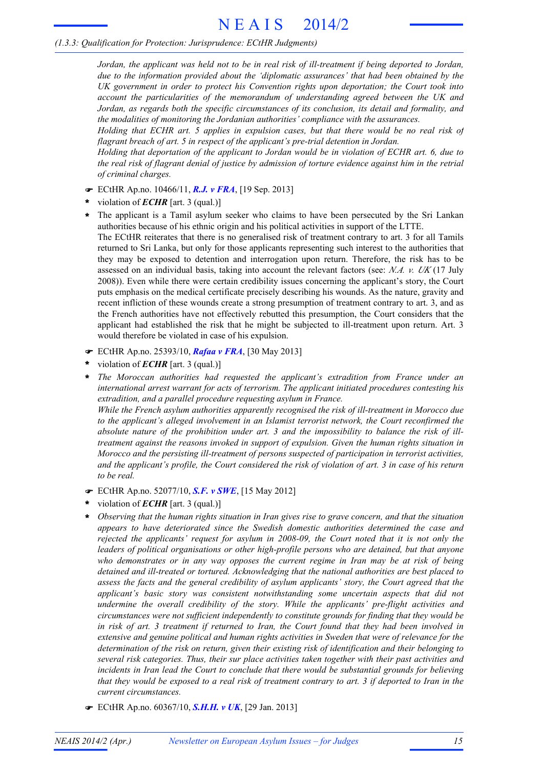*Jordan, the applicant was held not to be in real risk of ill-treatment if being deported to Jordan, due to the information provided about the 'diplomatic assurances' that had been obtained by the UK government in order to protect his Convention rights upon deportation; the Court took into account the particularities of the memorandum of understanding agreed between the UK and Jordan, as regards both the specific circumstances of its conclusion, its detail and formality, and the modalities of monitoring the Jordanian authorities' compliance with the assurances.*

*Holding that ECHR art. 5 applies in expulsion cases, but that there would be no real risk of flagrant breach of art. 5 in respect of the applicant's pre-trial detention in Jordan.*

*Holding that deportation of the applicant to Jordan would be in violation of ECHR art. 6, due to the real risk of flagrant denial of justice by admission of torture evidence against him in the retrial of criminal charges.*

☛ ECtHR Ap.no. 10466/11, ***R.J. v FRA***, [19 Sep. 2013]

- violation of ***ECHR*** [art. 3 (qual.)]
- The applicant is a Tamil asylum seeker who claims to have been persecuted by the Sri Lankan authorities because of his ethnic origin and his political activities in support of the LTTE.

  The ECtHR reiterates that there is no generalised risk of treatment contrary to art. 3 for all Tamils returned to Sri Lanka, but only for those applicants representing such interest to the authorities that they may be exposed to detention and interrogation upon return. Therefore, the risk has to be assessed on an individual basis, taking into account the relevant factors (see: *N.A. v. UK* (17 July 2008)). Even while there were certain credibility issues concerning the applicant's story, the Court puts emphasis on the medical certificate precisely describing his wounds. As the nature, gravity and recent infliction of these wounds create a strong presumption of treatment contrary to art. 3, and as the French authorities have not effectively rebutted this presumption, the Court considers that the applicant had established the risk that he might be subjected to ill-treatment upon return. Art. 3 would therefore be violated in case of his expulsion.

☛ ECtHR Ap.no. 25393/10, ***Rafaa v FRA***, [30 May 2013]

- violation of ***ECHR*** [art. 3 (qual.)]
- *The Moroccan authorities had requested the applicant's extradition from France under an international arrest warrant for acts of terrorism. The applicant initiated procedures contesting his extradition, and a parallel procedure requesting asylum in France.*

  *While the French asylum authorities apparently recognised the risk of ill-treatment in Morocco due to the applicant's alleged involvement in an Islamist terrorist network, the Court reconfirmed the absolute nature of the prohibition under art. 3 and the impossibility to balance the risk of ill-treatment against the reasons invoked in support of expulsion. Given the human rights situation in Morocco and the persisting ill-treatment of persons suspected of participation in terrorist activities, and the applicant's profile, the Court considered the risk of violation of art. 3 in case of his return to be real.*

☛ ECtHR Ap.no. 52077/10, ***S.F. v SWE***, [15 May 2012]

- violation of ***ECHR*** [art. 3 (qual.)]
- *Observing that the human rights situation in Iran gives rise to grave concern, and that the situation appears to have deteriorated since the Swedish domestic authorities determined the case and rejected the applicants' request for asylum in 2008-09, the Court noted that it is not only the leaders of political organisations or other high-profile persons who are detained, but that anyone who demonstrates or in any way opposes the current regime in Iran may be at risk of being detained and ill-treated or tortured. Acknowledging that the national authorities are best placed to assess the facts and the general credibility of asylum applicants' story, the Court agreed that the applicant's basic story was consistent notwithstanding some uncertain aspects that did not undermine the overall credibility of the story. While the applicants' pre-flight activities and circumstances were not sufficient independently to constitute grounds for finding that they would be in risk of art. 3 treatment if returned to Iran, the Court found that they had been involved in extensive and genuine political and human rights activities in Sweden that were of relevance for the determination of the risk on return, given their existing risk of identification and their belonging to several risk categories. Thus, their sur place activities taken together with their past activities and incidents in Iran lead the Court to conclude that there would be substantial grounds for believing that they would be exposed to a real risk of treatment contrary to art. 3 if deported to Iran in the current circumstances.*

☛ ECtHR Ap.no. 60367/10, ***S.H.H. v UK***, [29 Jan. 2013]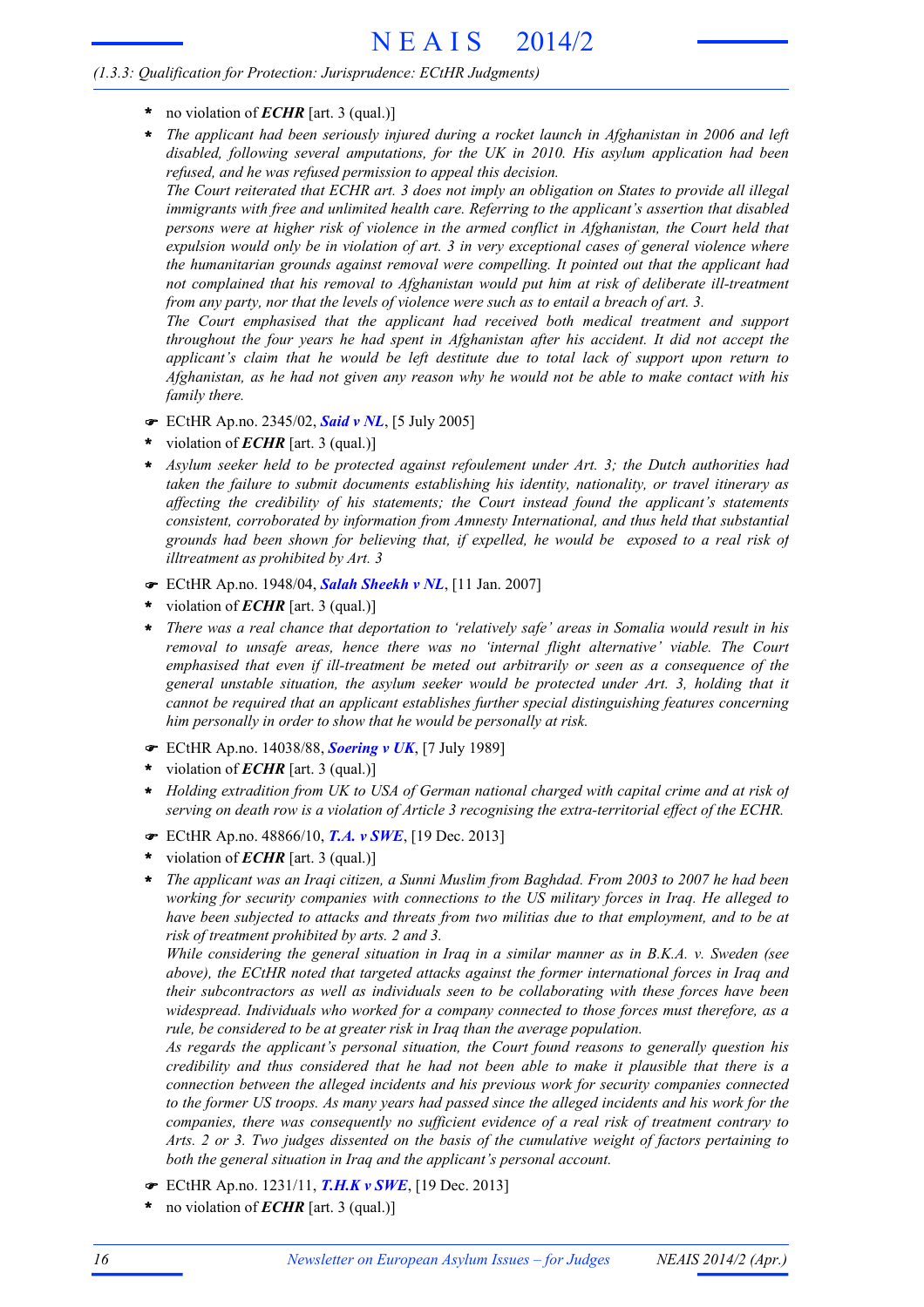- * no violation of ***ECHR*** [art. 3 (qual.)]
- * *The applicant had been seriously injured during a rocket launch in Afghanistan in 2006 and left disabled, following several amputations, for the UK in 2010. His asylum application had been refused, and he was refused permission to appeal this decision.*
  *The Court reiterated that ECHR art. 3 does not imply an obligation on States to provide all illegal immigrants with free and unlimited health care. Referring to the applicant's assertion that disabled persons were at higher risk of violence in the armed conflict in Afghanistan, the Court held that expulsion would only be in violation of art. 3 in very exceptional cases of general violence where the humanitarian grounds against removal were compelling. It pointed out that the applicant had not complained that his removal to Afghanistan would put him at risk of deliberate ill-treatment from any party, nor that the levels of violence were such as to entail a breach of art. 3.*
  *The Court emphasised that the applicant had received both medical treatment and support throughout the four years he had spent in Afghanistan after his accident. It did not accept the applicant's claim that he would be left destitute due to total lack of support upon return to Afghanistan, as he had not given any reason why he would not be able to make contact with his family there.*

☛ ECtHR Ap.no. 2345/02, ***Said v NL***, [5 July 2005]

- * violation of ***ECHR*** [art. 3 (qual.)]
- * *Asylum seeker held to be protected against refoulement under Art. 3; the Dutch authorities had taken the failure to submit documents establishing his identity, nationality, or travel itinerary as affecting the credibility of his statements; the Court instead found the applicant's statements consistent, corroborated by information from Amnesty International, and thus held that substantial grounds had been shown for believing that, if expelled, he would be exposed to a real risk of illtreatment as prohibited by Art. 3*

☛ ECtHR Ap.no. 1948/04, ***Salah Sheekh v NL***, [11 Jan. 2007]

- * violation of ***ECHR*** [art. 3 (qual.)]
- * *There was a real chance that deportation to 'relatively safe' areas in Somalia would result in his removal to unsafe areas, hence there was no 'internal flight alternative' viable. The Court emphasised that even if ill-treatment be meted out arbitrarily or seen as a consequence of the general unstable situation, the asylum seeker would be protected under Art. 3, holding that it cannot be required that an applicant establishes further special distinguishing features concerning him personally in order to show that he would be personally at risk.*

☛ ECtHR Ap.no. 14038/88, ***Soering v UK***, [7 July 1989]

- * violation of ***ECHR*** [art. 3 (qual.)]
- * *Holding extradition from UK to USA of German national charged with capital crime and at risk of serving on death row is a violation of Article 3 recognising the extra-territorial effect of the ECHR.*

☛ ECtHR Ap.no. 48866/10, ***T.A. v SWE***, [19 Dec. 2013]

- * violation of ***ECHR*** [art. 3 (qual.)]
- * *The applicant was an Iraqi citizen, a Sunni Muslim from Baghdad. From 2003 to 2007 he had been working for security companies with connections to the US military forces in Iraq. He alleged to have been subjected to attacks and threats from two militias due to that employment, and to be at risk of treatment prohibited by arts. 2 and 3.*
  *While considering the general situation in Iraq in a similar manner as in B.K.A. v. Sweden (see above), the ECtHR noted that targeted attacks against the former international forces in Iraq and their subcontractors as well as individuals seen to be collaborating with these forces have been widespread. Individuals who worked for a company connected to those forces must therefore, as a rule, be considered to be at greater risk in Iraq than the average population.*
  *As regards the applicant's personal situation, the Court found reasons to generally question his credibility and thus considered that he had not been able to make it plausible that there is a connection between the alleged incidents and his previous work for security companies connected to the former US troops. As many years had passed since the alleged incidents and his work for the companies, there was consequently no sufficient evidence of a real risk of treatment contrary to Arts. 2 or 3. Two judges dissented on the basis of the cumulative weight of factors pertaining to both the general situation in Iraq and the applicant's personal account.*

☛ ECtHR Ap.no. 1231/11, ***T.H.K v SWE***, [19 Dec. 2013]

- * no violation of ***ECHR*** [art. 3 (qual.)]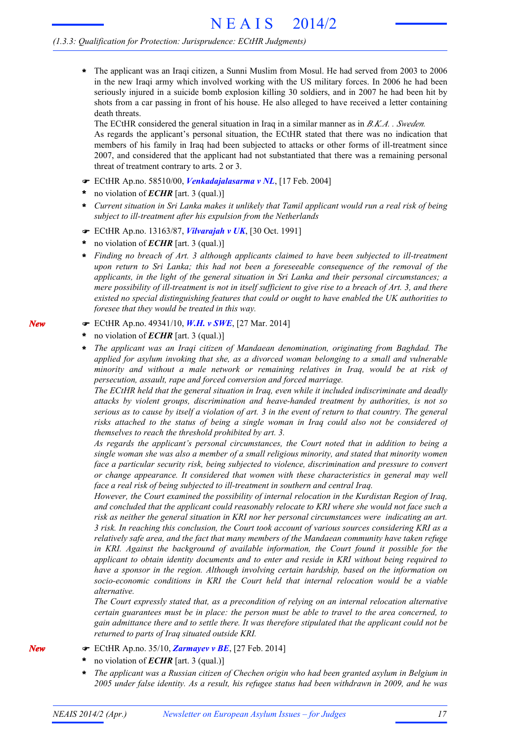- The applicant was an Iraqi citizen, a Sunni Muslim from Mosul. He had served from 2003 to 2006 in the new Iraqi army which involved working with the US military forces. In 2006 he had been seriously injured in a suicide bomb explosion killing 30 soldiers, and in 2007 he had been hit by shots from a car passing in front of his house. He also alleged to have received a letter containing death threats.
  The ECtHR considered the general situation in Iraq in a similar manner as in *B.K.A. . Sweden.*
  As regards the applicant's personal situation, the ECtHR stated that there was no indication that members of his family in Iraq had been subjected to attacks or other forms of ill-treatment since 2007, and considered that the applicant had not substantiated that there was a remaining personal threat of treatment contrary to arts. 2 or 3.

☛ ECtHR Ap.no. 58510/00, ***Venkadajalasarma v NL***, [17 Feb. 2004]

- no violation of ***ECHR*** [art. 3 (qual.)]
- *Current situation in Sri Lanka makes it unlikely that Tamil applicant would run a real risk of being subject to ill-treatment after his expulsion from the Netherlands*

☛ ECtHR Ap.no. 13163/87, ***Vilvarajah v UK***, [30 Oct. 1991]

- no violation of ***ECHR*** [art. 3 (qual.)]
- *Finding no breach of Art. 3 although applicants claimed to have been subjected to ill-treatment upon return to Sri Lanka; this had not been a foreseeable consequence of the removal of the applicants, in the light of the general situation in Sri Lanka and their personal circumstances; a mere possibility of ill-treatment is not in itself sufficient to give rise to a breach of Art. 3, and there existed no special distinguishing features that could or ought to have enabled the UK authorities to foresee that they would be treated in this way.*

*New* ☛ ECtHR Ap.no. 49341/10, ***W.H. v SWE***, [27 Mar. 2014]

- no violation of ***ECHR*** [art. 3 (qual.)]
- *The applicant was an Iraqi citizen of Mandaean denomination, originating from Baghdad. The applied for asylum invoking that she, as a divorced woman belonging to a small and vulnerable minority and without a male network or remaining relatives in Iraq, would be at risk of persecution, assault, rape and forced conversion and forced marriage.*
  *The ECtHR held that the general situation in Iraq, even while it included indiscriminate and deadly attacks by violent groups, discrimination and heave-handed treatment by authorities, is not so serious as to cause by itself a violation of art. 3 in the event of return to that country. The general risks attached to the status of being a single woman in Iraq could also not be considered of themselves to reach the threshold prohibited by art. 3.*
  *As regards the applicant's personal circumstances, the Court noted that in addition to being a single woman she was also a member of a small religious minority, and stated that minority women face a particular security risk, being subjected to violence, discrimination and pressure to convert or change appearance. It considered that women with these characteristics in general may well face a real risk of being subjected to ill-treatment in southern and central Iraq.*
  *However, the Court examined the possibility of internal relocation in the Kurdistan Region of Iraq, and concluded that the applicant could reasonably relocate to KRI where she would not face such a risk as neither the general situation in KRI nor her personal circumstances were indicating an art. 3 risk. In reaching this conclusion, the Court took account of various sources considering KRI as a relatively safe area, and the fact that many members of the Mandaean community have taken refuge in KRI. Against the background of available information, the Court found it possible for the applicant to obtain identity documents and to enter and reside in KRI without being required to have a sponsor in the region. Although involving certain hardship, based on the information on socio-economic conditions in KRI the Court held that internal relocation would be a viable alternative.*
  *The Court expressly stated that, as a precondition of relying on an internal relocation alternative certain guarantees must be in place: the person must be able to travel to the area concerned, to gain admittance there and to settle there. It was therefore stipulated that the applicant could not be returned to parts of Iraq situated outside KRI.*

*New* ☛ ECtHR Ap.no. 35/10, ***Zarmayev v BE***, [27 Feb. 2014]

- no violation of ***ECHR*** [art. 3 (qual.)]
- *The applicant was a Russian citizen of Chechen origin who had been granted asylum in Belgium in 2005 under false identity. As a result, his refugee status had been withdrawn in 2009, and he was*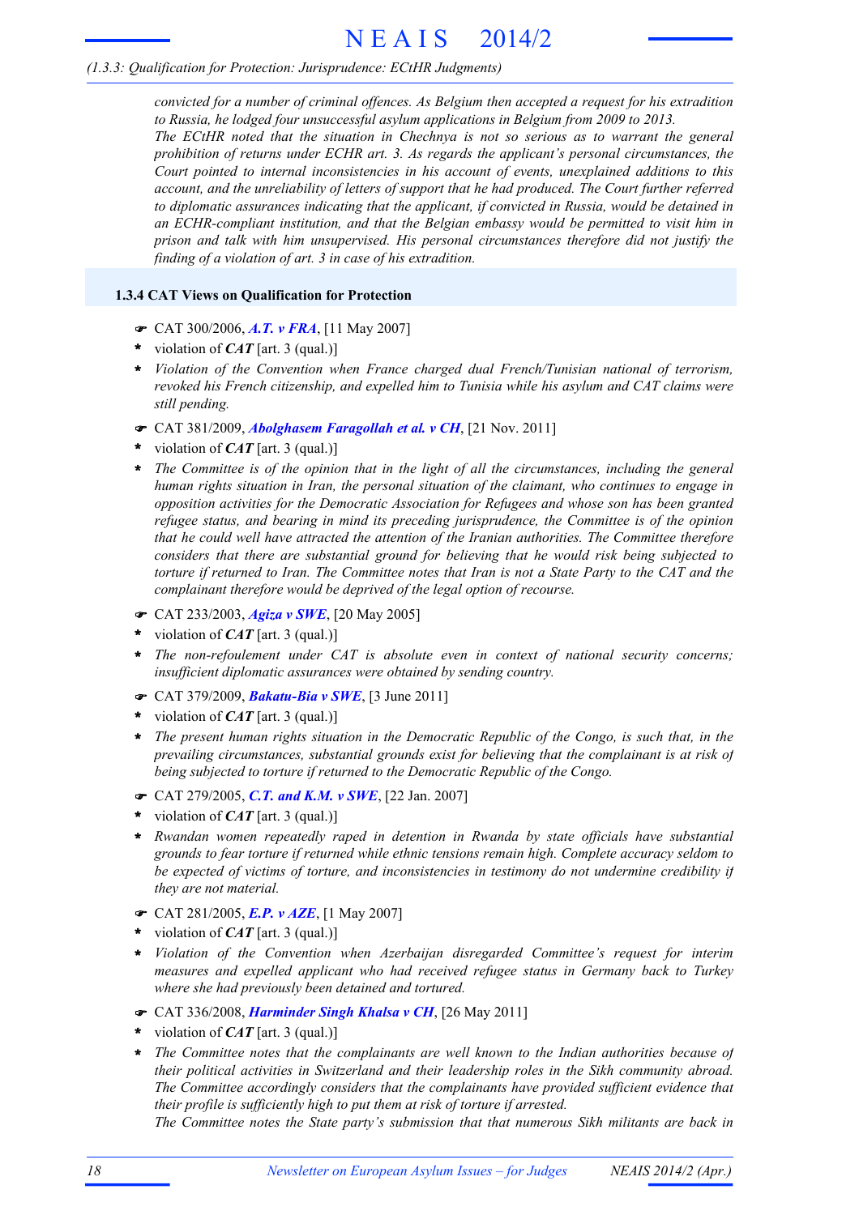*convicted for a number of criminal offences. As Belgium then accepted a request for his extradition to Russia, he lodged four unsuccessful asylum applications in Belgium from 2009 to 2013.*

*The ECtHR noted that the situation in Chechnya is not so serious as to warrant the general prohibition of returns under ECHR art. 3. As regards the applicant's personal circumstances, the Court pointed to internal inconsistencies in his account of events, unexplained additions to this account, and the unreliability of letters of support that he had produced. The Court further referred to diplomatic assurances indicating that the applicant, if convicted in Russia, would be detained in an ECHR-compliant institution, and that the Belgian embassy would be permitted to visit him in prison and talk with him unsupervised. His personal circumstances therefore did not justify the finding of a violation of art. 3 in case of his extradition.*

### 1.3.4 CAT Views on Qualification for Protection

☛ CAT 300/2006, ***A.T. v FRA***, [11 May 2007]

- violation of ***CAT*** [art. 3 (qual.)]
- *Violation of the Convention when France charged dual French/Tunisian national of terrorism, revoked his French citizenship, and expelled him to Tunisia while his asylum and CAT claims were still pending.*

☛ CAT 381/2009, ***Abolghasem Faragollah et al. v CH***, [21 Nov. 2011]

- violation of ***CAT*** [art. 3 (qual.)]
- *The Committee is of the opinion that in the light of all the circumstances, including the general human rights situation in Iran, the personal situation of the claimant, who continues to engage in opposition activities for the Democratic Association for Refugees and whose son has been granted refugee status, and bearing in mind its preceding jurisprudence, the Committee is of the opinion that he could well have attracted the attention of the Iranian authorities. The Committee therefore considers that there are substantial ground for believing that he would risk being subjected to torture if returned to Iran. The Committee notes that Iran is not a State Party to the CAT and the complainant therefore would be deprived of the legal option of recourse.*

☛ CAT 233/2003, ***Agiza v SWE***, [20 May 2005]

- violation of ***CAT*** [art. 3 (qual.)]
- *The non-refoulement under CAT is absolute even in context of national security concerns; insufficient diplomatic assurances were obtained by sending country.*

☛ CAT 379/2009, ***Bakatu-Bia v SWE***, [3 June 2011]

- violation of ***CAT*** [art. 3 (qual.)]
- *The present human rights situation in the Democratic Republic of the Congo, is such that, in the prevailing circumstances, substantial grounds exist for believing that the complainant is at risk of being subjected to torture if returned to the Democratic Republic of the Congo.*

☛ CAT 279/2005, ***C.T. and K.M. v SWE***, [22 Jan. 2007]

- violation of ***CAT*** [art. 3 (qual.)]
- *Rwandan women repeatedly raped in detention in Rwanda by state officials have substantial grounds to fear torture if returned while ethnic tensions remain high. Complete accuracy seldom to be expected of victims of torture, and inconsistencies in testimony do not undermine credibility if they are not material.*

☛ CAT 281/2005, ***E.P. v AZE***, [1 May 2007]

- violation of ***CAT*** [art. 3 (qual.)]
- *Violation of the Convention when Azerbaijan disregarded Committee's request for interim measures and expelled applicant who had received refugee status in Germany back to Turkey where she had previously been detained and tortured.*

☛ CAT 336/2008, ***Harminder Singh Khalsa v CH***, [26 May 2011]

- violation of ***CAT*** [art. 3 (qual.)]
- *The Committee notes that the complainants are well known to the Indian authorities because of their political activities in Switzerland and their leadership roles in the Sikh community abroad. The Committee accordingly considers that the complainants have provided sufficient evidence that their profile is sufficiently high to put them at risk of torture if arrested.*
  *The Committee notes the State party's submission that that numerous Sikh militants are back in*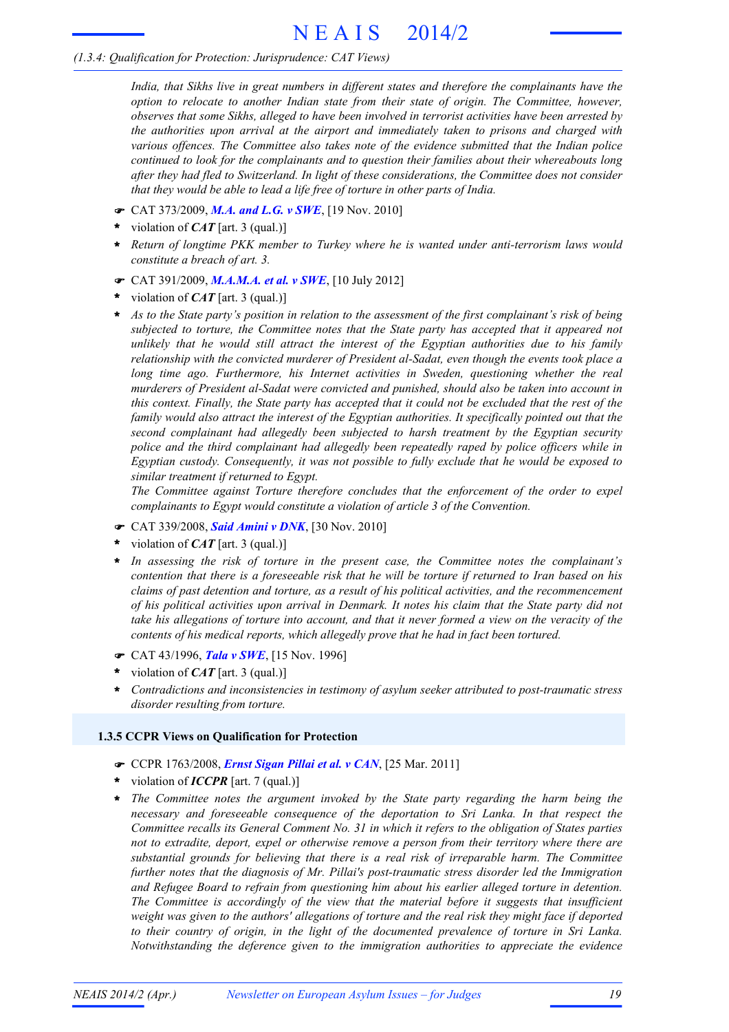*India, that Sikhs live in great numbers in different states and therefore the complainants have the option to relocate to another Indian state from their state of origin. The Committee, however, observes that some Sikhs, alleged to have been involved in terrorist activities have been arrested by the authorities upon arrival at the airport and immediately taken to prisons and charged with various offences. The Committee also takes note of the evidence submitted that the Indian police continued to look for the complainants and to question their families about their whereabouts long after they had fled to Switzerland. In light of these considerations, the Committee does not consider that they would be able to lead a life free of torture in other parts of India.*

☛ CAT 373/2009, ***M.A. and L.G. v SWE***, [19 Nov. 2010]

- violation of ***CAT*** [art. 3 (qual.)]
- *Return of longtime PKK member to Turkey where he is wanted under anti-terrorism laws would constitute a breach of art. 3.*

☛ CAT 391/2009, ***M.A.M.A. et al. v SWE***, [10 July 2012]

- violation of ***CAT*** [art. 3 (qual.)]
- *As to the State party's position in relation to the assessment of the first complainant's risk of being subjected to torture, the Committee notes that the State party has accepted that it appeared not unlikely that he would still attract the interest of the Egyptian authorities due to his family relationship with the convicted murderer of President al-Sadat, even though the events took place a long time ago. Furthermore, his Internet activities in Sweden, questioning whether the real murderers of President al-Sadat were convicted and punished, should also be taken into account in this context. Finally, the State party has accepted that it could not be excluded that the rest of the family would also attract the interest of the Egyptian authorities. It specifically pointed out that the second complainant had allegedly been subjected to harsh treatment by the Egyptian security police and the third complainant had allegedly been repeatedly raped by police officers while in Egyptian custody. Consequently, it was not possible to fully exclude that he would be exposed to similar treatment if returned to Egypt.*
  *The Committee against Torture therefore concludes that the enforcement of the order to expel complainants to Egypt would constitute a violation of article 3 of the Convention.*

☛ CAT 339/2008, ***Said Amini v DNK***, [30 Nov. 2010]

- violation of ***CAT*** [art. 3 (qual.)]
- *In assessing the risk of torture in the present case, the Committee notes the complainant's contention that there is a foreseeable risk that he will be torture if returned to Iran based on his claims of past detention and torture, as a result of his political activities, and the recommencement of his political activities upon arrival in Denmark. It notes his claim that the State party did not take his allegations of torture into account, and that it never formed a view on the veracity of the contents of his medical reports, which allegedly prove that he had in fact been tortured.*

☛ CAT 43/1996, ***Tala v SWE***, [15 Nov. 1996]

- violation of ***CAT*** [art. 3 (qual.)]
- *Contradictions and inconsistencies in testimony of asylum seeker attributed to post-traumatic stress disorder resulting from torture.*

### 1.3.5 CCPR Views on Qualification for Protection

☛ CCPR 1763/2008, ***Ernst Sigan Pillai et al. v CAN***, [25 Mar. 2011]

- violation of ***ICCPR*** [art. 7 (qual.)]
- *The Committee notes the argument invoked by the State party regarding the harm being the necessary and foreseeable consequence of the deportation to Sri Lanka. In that respect the Committee recalls its General Comment No. 31 in which it refers to the obligation of States parties not to extradite, deport, expel or otherwise remove a person from their territory where there are substantial grounds for believing that there is a real risk of irreparable harm. The Committee further notes that the diagnosis of Mr. Pillai's post-traumatic stress disorder led the Immigration and Refugee Board to refrain from questioning him about his earlier alleged torture in detention. The Committee is accordingly of the view that the material before it suggests that insufficient weight was given to the authors' allegations of torture and the real risk they might face if deported to their country of origin, in the light of the documented prevalence of torture in Sri Lanka. Notwithstanding the deference given to the immigration authorities to appreciate the evidence*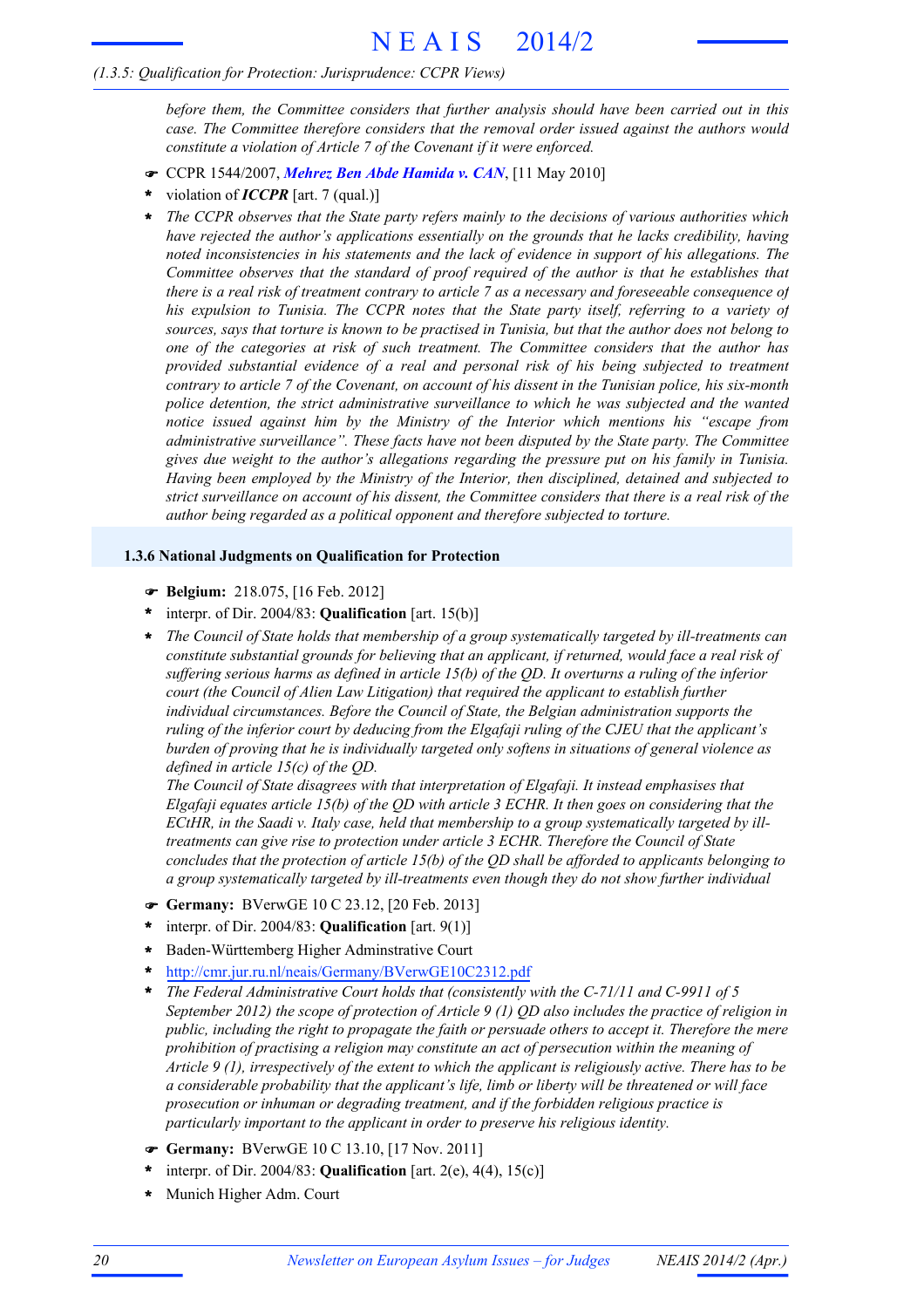*before them, the Committee considers that further analysis should have been carried out in this case. The Committee therefore considers that the removal order issued against the authors would constitute a violation of Article 7 of the Covenant if it were enforced.*

- ☛ CCPR 1544/2007, ***Mehrez Ben Abde Hamida v. CAN***, [11 May 2010]
- \* violation of ***ICCPR*** [art. 7 (qual.)]
- \* *The CCPR observes that the State party refers mainly to the decisions of various authorities which have rejected the author's applications essentially on the grounds that he lacks credibility, having noted inconsistencies in his statements and the lack of evidence in support of his allegations. The Committee observes that the standard of proof required of the author is that he establishes that there is a real risk of treatment contrary to article 7 as a necessary and foreseeable consequence of his expulsion to Tunisia. The CCPR notes that the State party itself, referring to a variety of sources, says that torture is known to be practised in Tunisia, but that the author does not belong to one of the categories at risk of such treatment. The Committee considers that the author has provided substantial evidence of a real and personal risk of his being subjected to treatment contrary to article 7 of the Covenant, on account of his dissent in the Tunisian police, his six-month police detention, the strict administrative surveillance to which he was subjected and the wanted notice issued against him by the Ministry of the Interior which mentions his "escape from administrative surveillance". These facts have not been disputed by the State party. The Committee gives due weight to the author's allegations regarding the pressure put on his family in Tunisia. Having been employed by the Ministry of the Interior, then disciplined, detained and subjected to strict surveillance on account of his dissent, the Committee considers that there is a real risk of the author being regarded as a political opponent and therefore subjected to torture.*

### 1.3.6 National Judgments on Qualification for Protection

- ☛ **Belgium:** 218.075, [16 Feb. 2012]
- \* interpr. of Dir. 2004/83: **Qualification** [art. 15(b)]
- \* *The Council of State holds that membership of a group systematically targeted by ill-treatments can constitute substantial grounds for believing that an applicant, if returned, would face a real risk of suffering serious harms as defined in article 15(b) of the QD. It overturns a ruling of the inferior court (the Council of Alien Law Litigation) that required the applicant to establish further individual circumstances. Before the Council of State, the Belgian administration supports the ruling of the inferior court by deducing from the Elgafaji ruling of the CJEU that the applicant's burden of proving that he is individually targeted only softens in situations of general violence as defined in article 15(c) of the QD.*
  *The Council of State disagrees with that interpretation of Elgafaji. It instead emphasises that Elgafaji equates article 15(b) of the QD with article 3 ECHR. It then goes on considering that the ECtHR, in the Saadi v. Italy case, held that membership to a group systematically targeted by ill-treatments can give rise to protection under article 3 ECHR. Therefore the Council of State concludes that the protection of article 15(b) of the QD shall be afforded to applicants belonging to a group systematically targeted by ill-treatments even though they do not show further individual*

- ☛ **Germany:** BVerwGE 10 C 23.12, [20 Feb. 2013]
- \* interpr. of Dir. 2004/83: **Qualification** [art. 9(1)]
- \* Baden-Württemberg Higher Adminstrative Court
- \* http://cmr.jur.ru.nl/neais/Germany/BVerwGE10C2312.pdf
- \* *The Federal Administrative Court holds that (consistently with the C-71/11 and C-9911 of 5 September 2012) the scope of protection of Article 9 (1) QD also includes the practice of religion in public, including the right to propagate the faith or persuade others to accept it. Therefore the mere prohibition of practising a religion may constitute an act of persecution within the meaning of Article 9 (1), irrespectively of the extent to which the applicant is religiously active. There has to be a considerable probability that the applicant's life, limb or liberty will be threatened or will face prosecution or inhuman or degrading treatment, and if the forbidden religious practice is particularly important to the applicant in order to preserve his religious identity.*

- ☛ **Germany:** BVerwGE 10 C 13.10, [17 Nov. 2011]
- \* interpr. of Dir. 2004/83: **Qualification** [art. 2(e), 4(4), 15(c)]
- \* Munich Higher Adm. Court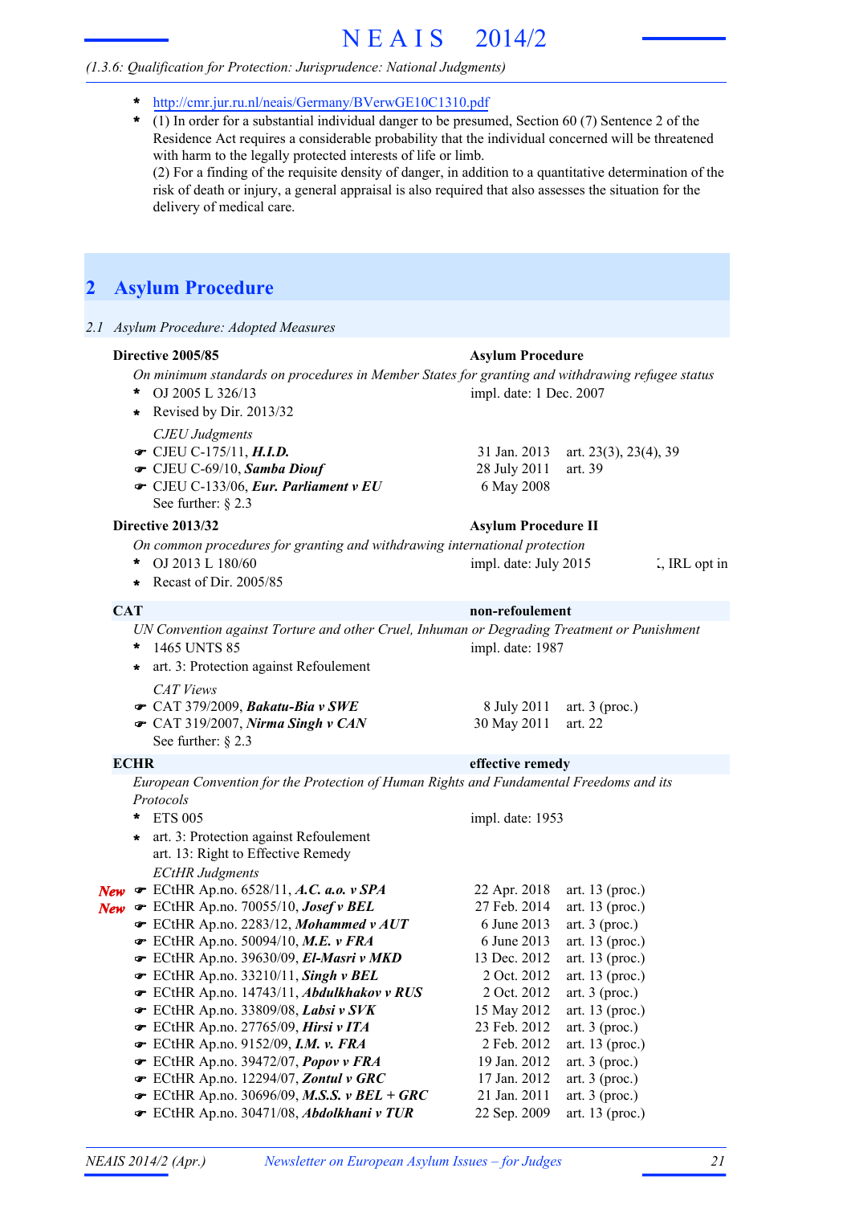(1.3.6: Qualification for Protection: Jurisprudence: National Judgments)

* http://cmr.jur.ru.nl/neais/Germany/BVerwGE10C1310.pdf
* (1) In order for a substantial individual danger to be presumed, Section 60 (7) Sentence 2 of the Residence Act requires a considerable probability that the individual concerned will be threatened with harm to the legally protected interests of life or limb.
  (2) For a finding of the requisite density of danger, in addition to a quantitative determination of the risk of death or injury, a general appraisal is also required that also assesses the situation for the delivery of medical care.

# 2 Asylum Procedure

## 2.1 Asylum Procedure: Adopted Measures

**Directive 2005/85** — **Asylum Procedure**

*On minimum standards on procedures in Member States for granting and withdrawing refugee status*

* OJ 2005 L 326/13 — impl. date: 1 Dec. 2007
* Revised by Dir. 2013/32

*CJEU Judgments*

| Case | Date | Articles |
|---|---|---|
| ☛ CJEU C-175/11, ***H.I.D.*** | 31 Jan. 2013 | art. 23(3), 23(4), 39 |
| ☛ CJEU C-69/10, ***Samba Diouf*** | 28 July 2011 | art. 39 |
| ☛ CJEU C-133/06, ***Eur. Parliament v EU*** | 6 May 2008 | |

See further: § 2.3

**Directive 2013/32** — **Asylum Procedure II**

*On common procedures for granting and withdrawing international protection*

* OJ 2013 L 180/60 — impl. date: July 2015 — ⁝, IRL opt in
* Recast of Dir. 2005/85

**CAT** — **non-refoulement**

*UN Convention against Torture and other Cruel, Inhuman or Degrading Treatment or Punishment*

* 1465 UNTS 85 — impl. date: 1987
* art. 3: Protection against Refoulement

*CAT Views*

| Case | Date | Articles |
|---|---|---|
| ☛ CAT 379/2009, ***Bakatu-Bia v SWE*** | 8 July 2011 | art. 3 (proc.) |
| ☛ CAT 319/2007, ***Nirma Singh v CAN*** | 30 May 2011 | art. 22 |

See further: § 2.3

**ECHR** — **effective remedy**

*European Convention for the Protection of Human Rights and Fundamental Freedoms and its Protocols*

* ETS 005 — impl. date: 1953
* art. 3: Protection against Refoulement
  art. 13: Right to Effective Remedy

*ECtHR Judgments*

| | Case | Date | Articles |
|---|---|---|---|
| *New* | ☛ ECtHR Ap.no. 6528/11, ***A.C. a.o. v SPA*** | 22 Apr. 2018 | art. 13 (proc.) |
| *New* | ☛ ECtHR Ap.no. 70055/10, ***Josef v BEL*** | 27 Feb. 2014 | art. 13 (proc.) |
| | ☛ ECtHR Ap.no. 2283/12, ***Mohammed v AUT*** | 6 June 2013 | art. 3 (proc.) |
| | ☛ ECtHR Ap.no. 50094/10, ***M.E. v FRA*** | 6 June 2013 | art. 13 (proc.) |
| | ☛ ECtHR Ap.no. 39630/09, ***El-Masri v MKD*** | 13 Dec. 2012 | art. 13 (proc.) |
| | ☛ ECtHR Ap.no. 33210/11, ***Singh v BEL*** | 2 Oct. 2012 | art. 13 (proc.) |
| | ☛ ECtHR Ap.no. 14743/11, ***Abdulkhakov v RUS*** | 2 Oct. 2012 | art. 3 (proc.) |
| | ☛ ECtHR Ap.no. 33809/08, ***Labsi v SVK*** | 15 May 2012 | art. 13 (proc.) |
| | ☛ ECtHR Ap.no. 27765/09, ***Hirsi v ITA*** | 23 Feb. 2012 | art. 3 (proc.) |
| | ☛ ECtHR Ap.no. 9152/09, ***I.M. v. FRA*** | 2 Feb. 2012 | art. 13 (proc.) |
| | ☛ ECtHR Ap.no. 39472/07, ***Popov v FRA*** | 19 Jan. 2012 | art. 3 (proc.) |
| | ☛ ECtHR Ap.no. 12294/07, ***Zontul v GRC*** | 17 Jan. 2012 | art. 3 (proc.) |
| | ☛ ECtHR Ap.no. 30696/09, ***M.S.S. v BEL + GRC*** | 21 Jan. 2011 | art. 3 (proc.) |
| | ☛ ECtHR Ap.no. 30471/08, ***Abdolkhani v TUR*** | 22 Sep. 2009 | art. 13 (proc.) |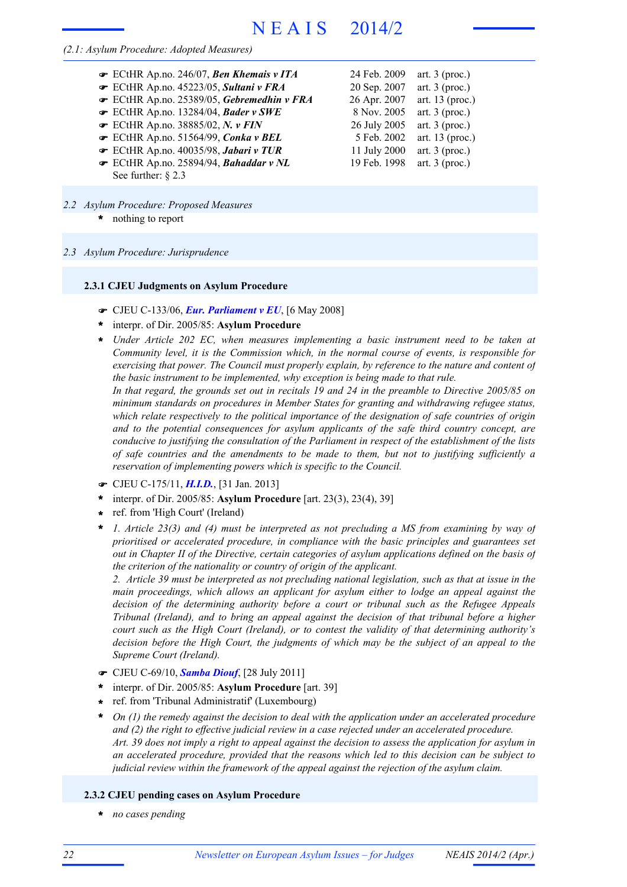(2.1: Asylum Procedure: Adopted Measures)

- ☛ ECtHR Ap.no. 246/07, ***Ben Khemais v ITA*** 24 Feb. 2009 art. 3 (proc.)
- ☛ ECtHR Ap.no. 45223/05, ***Sultani v FRA*** 20 Sep. 2007 art. 3 (proc.)
- ☛ ECtHR Ap.no. 25389/05, ***Gebremedhin v FRA*** 26 Apr. 2007 art. 13 (proc.)
- ☛ ECtHR Ap.no. 13284/04, ***Bader v SWE*** 8 Nov. 2005 art. 3 (proc.)
- ☛ ECtHR Ap.no. 38885/02, ***N. v FIN*** 26 July 2005 art. 3 (proc.)
- ☛ ECtHR Ap.no. 51564/99, ***Conka v BEL*** 5 Feb. 2002 art. 13 (proc.)
- ☛ ECtHR Ap.no. 40035/98, ***Jabari v TUR*** 11 July 2000 art. 3 (proc.)
- ☛ ECtHR Ap.no. 25894/94, ***Bahaddar v NL*** 19 Feb. 1998 art. 3 (proc.)

See further: § 2.3

## 2.2 Asylum Procedure: Proposed Measures

- nothing to report

## 2.3 Asylum Procedure: Jurisprudence

### 2.3.1 CJEU Judgments on Asylum Procedure

- ☛ CJEU C-133/06, ***Eur. Parliament v EU***, [6 May 2008]
- interpr. of Dir. 2005/85: **Asylum Procedure**
- *Under Article 202 EC, when measures implementing a basic instrument need to be taken at Community level, it is the Commission which, in the normal course of events, is responsible for exercising that power. The Council must properly explain, by reference to the nature and content of the basic instrument to be implemented, why exception is being made to that rule.*
  *In that regard, the grounds set out in recitals 19 and 24 in the preamble to Directive 2005/85 on minimum standards on procedures in Member States for granting and withdrawing refugee status, which relate respectively to the political importance of the designation of safe countries of origin and to the potential consequences for asylum applicants of the safe third country concept, are conducive to justifying the consultation of the Parliament in respect of the establishment of the lists of safe countries and the amendments to be made to them, but not to justifying sufficiently a reservation of implementing powers which is specific to the Council.*

- ☛ CJEU C-175/11, ***H.I.D.***, [31 Jan. 2013]
- interpr. of Dir. 2005/85: **Asylum Procedure** [art. 23(3), 23(4), 39]
- ref. from 'High Court' (Ireland)
- *1. Article 23(3) and (4) must be interpreted as not precluding a MS from examining by way of prioritised or accelerated procedure, in compliance with the basic principles and guarantees set out in Chapter II of the Directive, certain categories of asylum applications defined on the basis of the criterion of the nationality or country of origin of the applicant.*
  *2. Article 39 must be interpreted as not precluding national legislation, such as that at issue in the main proceedings, which allows an applicant for asylum either to lodge an appeal against the decision of the determining authority before a court or tribunal such as the Refugee Appeals Tribunal (Ireland), and to bring an appeal against the decision of that tribunal before a higher court such as the High Court (Ireland), or to contest the validity of that determining authority's decision before the High Court, the judgments of which may be the subject of an appeal to the Supreme Court (Ireland).*

- ☛ CJEU C-69/10, ***Samba Diouf***, [28 July 2011]
- interpr. of Dir. 2005/85: **Asylum Procedure** [art. 39]
- ref. from 'Tribunal Administratif' (Luxembourg)
- *On (1) the remedy against the decision to deal with the application under an accelerated procedure and (2) the right to effective judicial review in a case rejected under an accelerated procedure.*
  *Art. 39 does not imply a right to appeal against the decision to assess the application for asylum in an accelerated procedure, provided that the reasons which led to this decision can be subject to judicial review within the framework of the appeal against the rejection of the asylum claim.*

### 2.3.2 CJEU pending cases on Asylum Procedure

- *no cases pending*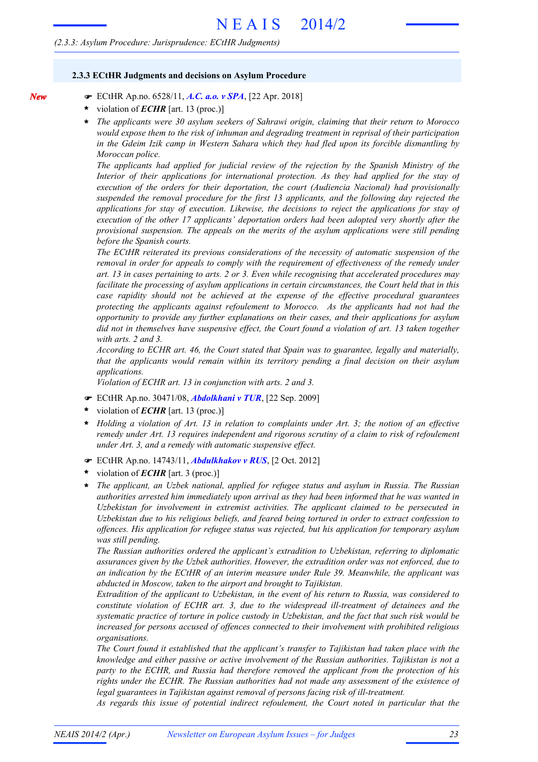## 2.3.3 ECtHR Judgments and decisions on Asylum Procedure

*New*

☛ ECtHR Ap.no. 6528/11, ***A.C. a.o. v SPA***, [22 Apr. 2018]

- violation of ***ECHR*** [art. 13 (proc.)]
- *The applicants were 30 asylum seekers of Sahrawi origin, claiming that their return to Morocco would expose them to the risk of inhuman and degrading treatment in reprisal of their participation in the Gdeim Izik camp in Western Sahara which they had fled upon its forcible dismantling by Moroccan police.*

  *The applicants had applied for judicial review of the rejection by the Spanish Ministry of the Interior of their applications for international protection. As they had applied for the stay of execution of the orders for their deportation, the court (Audiencia Nacional) had provisionally suspended the removal procedure for the first 13 applicants, and the following day rejected the applications for stay of execution. Likewise, the decisions to reject the applications for stay of execution of the other 17 applicants' deportation orders had been adopted very shortly after the provisional suspension. The appeals on the merits of the asylum applications were still pending before the Spanish courts.*

  *The ECtHR reiterated its previous considerations of the necessity of automatic suspension of the removal in order for appeals to comply with the requirement of effectiveness of the remedy under art. 13 in cases pertaining to arts. 2 or 3. Even while recognising that accelerated procedures may facilitate the processing of asylum applications in certain circumstances, the Court held that in this case rapidity should not be achieved at the expense of the effective procedural guarantees protecting the applicants against refoulement to Morocco. As the applicants had not had the opportunity to provide any further explanations on their cases, and their applications for asylum did not in themselves have suspensive effect, the Court found a violation of art. 13 taken together with arts. 2 and 3.*

  *According to ECHR art. 46, the Court stated that Spain was to guarantee, legally and materially, that the applicants would remain within its territory pending a final decision on their asylum applications.*

  *Violation of ECHR art. 13 in conjunction with arts. 2 and 3.*

☛ ECtHR Ap.no. 30471/08, ***Abdolkhani v TUR***, [22 Sep. 2009]

- violation of ***ECHR*** [art. 13 (proc.)]
- *Holding a violation of Art. 13 in relation to complaints under Art. 3; the notion of an effective remedy under Art. 13 requires independent and rigorous scrutiny of a claim to risk of refoulement under Art. 3, and a remedy with automatic suspensive effect.*

☛ ECtHR Ap.no. 14743/11, ***Abdulkhakov v RUS***, [2 Oct. 2012]

- violation of ***ECHR*** [art. 3 (proc.)]
- *The applicant, an Uzbek national, applied for refugee status and asylum in Russia. The Russian authorities arrested him immediately upon arrival as they had been informed that he was wanted in Uzbekistan for involvement in extremist activities. The applicant claimed to be persecuted in Uzbekistan due to his religious beliefs, and feared being tortured in order to extract confession to offences. His application for refugee status was rejected, but his application for temporary asylum was still pending.*

  *The Russian authorities ordered the applicant's extradition to Uzbekistan, referring to diplomatic assurances given by the Uzbek authorities. However, the extradition order was not enforced, due to an indication by the ECtHR of an interim measure under Rule 39. Meanwhile, the applicant was abducted in Moscow, taken to the airport and brought to Tajikistan.*

  *Extradition of the applicant to Uzbekistan, in the event of his return to Russia, was considered to constitute violation of ECHR art. 3, due to the widespread ill-treatment of detainees and the systematic practice of torture in police custody in Uzbekistan, and the fact that such risk would be increased for persons accused of offences connected to their involvement with prohibited religious organisations.*

  *The Court found it established that the applicant's transfer to Tajikistan had taken place with the knowledge and either passive or active involvement of the Russian authorities. Tajikistan is not a party to the ECHR, and Russia had therefore removed the applicant from the protection of his rights under the ECHR. The Russian authorities had not made any assessment of the existence of legal guarantees in Tajikistan against removal of persons facing risk of ill-treatment.*

  *As regards this issue of potential indirect refoulement, the Court noted in particular that the*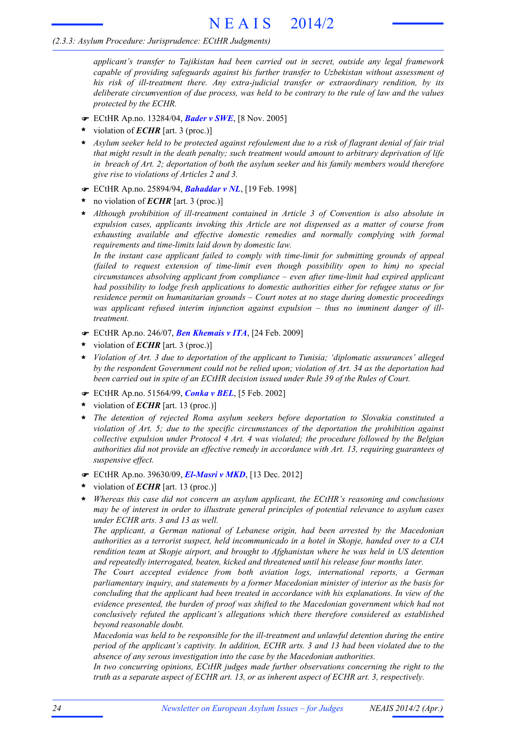*applicant's transfer to Tajikistan had been carried out in secret, outside any legal framework capable of providing safeguards against his further transfer to Uzbekistan without assessment of his risk of ill-treatment there. Any extra-judicial transfer or extraordinary rendition, by its deliberate circumvention of due process, was held to be contrary to the rule of law and the values protected by the ECHR.*

- ☛ ECtHR Ap.no. 13284/04, ***Bader v SWE***, [8 Nov. 2005]
- \* violation of ***ECHR*** [art. 3 (proc.)]
- \* *Asylum seeker held to be protected against refoulement due to a risk of flagrant denial of fair trial that might result in the death penalty; such treatment would amount to arbitrary deprivation of life in breach of Art. 2; deportation of both the asylum seeker and his family members would therefore give rise to violations of Articles 2 and 3.*

- ☛ ECtHR Ap.no. 25894/94, ***Bahaddar v NL***, [19 Feb. 1998]
- \* no violation of ***ECHR*** [art. 3 (proc.)]
- \* *Although prohibition of ill-treatment contained in Article 3 of Convention is also absolute in expulsion cases, applicants invoking this Article are not dispensed as a matter of course from exhausting available and effective domestic remedies and normally complying with formal requirements and time-limits laid down by domestic law.*
  *In the instant case applicant failed to comply with time-limit for submitting grounds of appeal (failed to request extension of time-limit even though possibility open to him) no special circumstances absolving applicant from compliance – even after time-limit had expired applicant had possibility to lodge fresh applications to domestic authorities either for refugee status or for residence permit on humanitarian grounds – Court notes at no stage during domestic proceedings was applicant refused interim injunction against expulsion – thus no imminent danger of ill-treatment.*

- ☛ ECtHR Ap.no. 246/07, ***Ben Khemais v ITA***, [24 Feb. 2009]
- \* violation of ***ECHR*** [art. 3 (proc.)]
- \* *Violation of Art. 3 due to deportation of the applicant to Tunisia; 'diplomatic assurances' alleged by the respondent Government could not be relied upon; violation of Art. 34 as the deportation had been carried out in spite of an ECtHR decision issued under Rule 39 of the Rules of Court.*

- ☛ ECtHR Ap.no. 51564/99, ***Conka v BEL***, [5 Feb. 2002]
- \* violation of ***ECHR*** [art. 13 (proc.)]
- \* *The detention of rejected Roma asylum seekers before deportation to Slovakia constituted a violation of Art. 5; due to the specific circumstances of the deportation the prohibition against collective expulsion under Protocol 4 Art. 4 was violated; the procedure followed by the Belgian authorities did not provide an effective remedy in accordance with Art. 13, requiring guarantees of suspensive effect.*

- ☛ ECtHR Ap.no. 39630/09, ***El-Masri v MKD***, [13 Dec. 2012]
- \* violation of ***ECHR*** [art. 13 (proc.)]
- \* *Whereas this case did not concern an asylum applicant, the ECtHR's reasoning and conclusions may be of interest in order to illustrate general principles of potential relevance to asylum cases under ECHR arts. 3 and 13 as well.*
  *The applicant, a German national of Lebanese origin, had been arrested by the Macedonian authorities as a terrorist suspect, held incommunicado in a hotel in Skopje, handed over to a CIA rendition team at Skopje airport, and brought to Afghanistan where he was held in US detention and repeatedly interrogated, beaten, kicked and threatened until his release four months later.*
  *The Court accepted evidence from both aviation logs, international reports, a German parliamentary inquiry, and statements by a former Macedonian minister of interior as the basis for concluding that the applicant had been treated in accordance with his explanations. In view of the evidence presented, the burden of proof was shifted to the Macedonian government which had not conclusively refuted the applicant's allegations which there therefore considered as established beyond reasonable doubt.*
  *Macedonia was held to be responsible for the ill-treatment and unlawful detention during the entire period of the applicant's captivity. In addition, ECHR arts. 3 and 13 had been violated due to the absence of any serous investigation into the case by the Macedonian authorities.*
  *In two concurring opinions, ECtHR judges made further observations concerning the right to the truth as a separate aspect of ECHR art. 13, or as inherent aspect of ECHR art. 3, respectively.*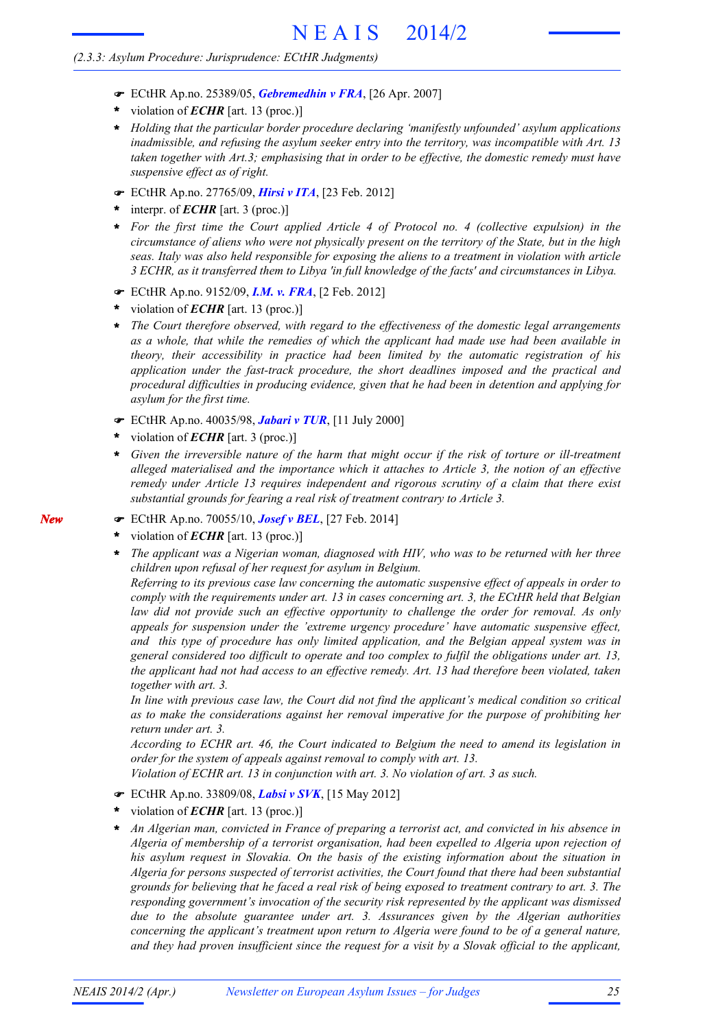☛ ECtHR Ap.no. 25389/05, ***Gebremedhin v FRA***, [26 Apr. 2007]

- violation of ***ECHR*** [art. 13 (proc.)]
- *Holding that the particular border procedure declaring 'manifestly unfounded' asylum applications inadmissible, and refusing the asylum seeker entry into the territory, was incompatible with Art. 13 taken together with Art.3; emphasising that in order to be effective, the domestic remedy must have suspensive effect as of right.*

☛ ECtHR Ap.no. 27765/09, ***Hirsi v ITA***, [23 Feb. 2012]

- interpr. of ***ECHR*** [art. 3 (proc.)]
- *For the first time the Court applied Article 4 of Protocol no. 4 (collective expulsion) in the circumstance of aliens who were not physically present on the territory of the State, but in the high seas. Italy was also held responsible for exposing the aliens to a treatment in violation with article 3 ECHR, as it transferred them to Libya 'in full knowledge of the facts' and circumstances in Libya.*

☛ ECtHR Ap.no. 9152/09, ***I.M. v. FRA***, [2 Feb. 2012]

- violation of ***ECHR*** [art. 13 (proc.)]
- *The Court therefore observed, with regard to the effectiveness of the domestic legal arrangements as a whole, that while the remedies of which the applicant had made use had been available in theory, their accessibility in practice had been limited by the automatic registration of his application under the fast-track procedure, the short deadlines imposed and the practical and procedural difficulties in producing evidence, given that he had been in detention and applying for asylum for the first time.*

☛ ECtHR Ap.no. 40035/98, ***Jabari v TUR***, [11 July 2000]

- violation of ***ECHR*** [art. 3 (proc.)]
- *Given the irreversible nature of the harm that might occur if the risk of torture or ill-treatment alleged materialised and the importance which it attaches to Article 3, the notion of an effective remedy under Article 13 requires independent and rigorous scrutiny of a claim that there exist substantial grounds for fearing a real risk of treatment contrary to Article 3.*

*New*

☛ ECtHR Ap.no. 70055/10, ***Josef v BEL***, [27 Feb. 2014]

- violation of ***ECHR*** [art. 13 (proc.)]
- *The applicant was a Nigerian woman, diagnosed with HIV, who was to be returned with her three children upon refusal of her request for asylum in Belgium.*

  *Referring to its previous case law concerning the automatic suspensive effect of appeals in order to comply with the requirements under art. 13 in cases concerning art. 3, the ECtHR held that Belgian law did not provide such an effective opportunity to challenge the order for removal. As only appeals for suspension under the 'extreme urgency procedure' have automatic suspensive effect, and this type of procedure has only limited application, and the Belgian appeal system was in general considered too difficult to operate and too complex to fulfil the obligations under art. 13, the applicant had not had access to an effective remedy. Art. 13 had therefore been violated, taken together with art. 3.*

  *In line with previous case law, the Court did not find the applicant's medical condition so critical as to make the considerations against her removal imperative for the purpose of prohibiting her return under art. 3.*

  *According to ECHR art. 46, the Court indicated to Belgium the need to amend its legislation in order for the system of appeals against removal to comply with art. 13.*

  *Violation of ECHR art. 13 in conjunction with art. 3. No violation of art. 3 as such.*

☛ ECtHR Ap.no. 33809/08, ***Labsi v SVK***, [15 May 2012]

- violation of ***ECHR*** [art. 13 (proc.)]
- *An Algerian man, convicted in France of preparing a terrorist act, and convicted in his absence in Algeria of membership of a terrorist organisation, had been expelled to Algeria upon rejection of his asylum request in Slovakia. On the basis of the existing information about the situation in Algeria for persons suspected of terrorist activities, the Court found that there had been substantial grounds for believing that he faced a real risk of being exposed to treatment contrary to art. 3. The responding government's invocation of the security risk represented by the applicant was dismissed due to the absolute guarantee under art. 3. Assurances given by the Algerian authorities concerning the applicant's treatment upon return to Algeria were found to be of a general nature, and they had proven insufficient since the request for a visit by a Slovak official to the applicant,*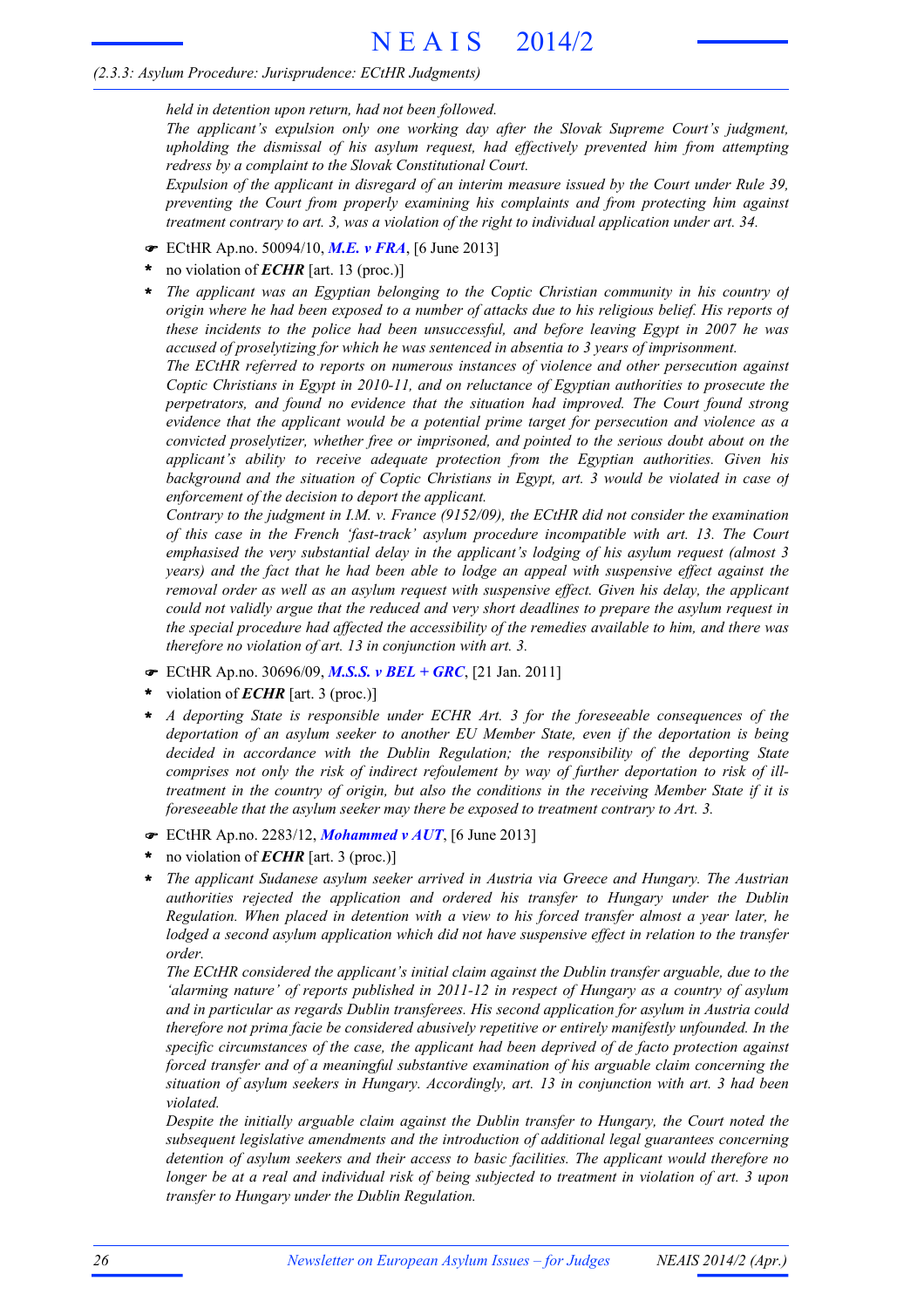*held in detention upon return, had not been followed.*
*The applicant's expulsion only one working day after the Slovak Supreme Court's judgment, upholding the dismissal of his asylum request, had effectively prevented him from attempting redress by a complaint to the Slovak Constitutional Court.*
*Expulsion of the applicant in disregard of an interim measure issued by the Court under Rule 39, preventing the Court from properly examining his complaints and from protecting him against treatment contrary to art. 3, was a violation of the right to individual application under art. 34.*

☛ ECtHR Ap.no. 50094/10, ***M.E. v FRA***, [6 June 2013]

* no violation of ***ECHR*** [art. 13 (proc.)]

* *The applicant was an Egyptian belonging to the Coptic Christian community in his country of origin where he had been exposed to a number of attacks due to his religious belief. His reports of these incidents to the police had been unsuccessful, and before leaving Egypt in 2007 he was accused of proselytizing for which he was sentenced in absentia to 3 years of imprisonment.*
*The ECtHR referred to reports on numerous instances of violence and other persecution against Coptic Christians in Egypt in 2010-11, and on reluctance of Egyptian authorities to prosecute the perpetrators, and found no evidence that the situation had improved. The Court found strong evidence that the applicant would be a potential prime target for persecution and violence as a convicted proselytizer, whether free or imprisoned, and pointed to the serious doubt about on the applicant's ability to receive adequate protection from the Egyptian authorities. Given his background and the situation of Coptic Christians in Egypt, art. 3 would be violated in case of enforcement of the decision to deport the applicant.*
*Contrary to the judgment in I.M. v. France (9152/09), the ECtHR did not consider the examination of this case in the French 'fast-track' asylum procedure incompatible with art. 13. The Court emphasised the very substantial delay in the applicant's lodging of his asylum request (almost 3 years) and the fact that he had been able to lodge an appeal with suspensive effect against the removal order as well as an asylum request with suspensive effect. Given his delay, the applicant could not validly argue that the reduced and very short deadlines to prepare the asylum request in the special procedure had affected the accessibility of the remedies available to him, and there was therefore no violation of art. 13 in conjunction with art. 3.*

☛ ECtHR Ap.no. 30696/09, ***M.S.S. v BEL + GRC***, [21 Jan. 2011]

* violation of ***ECHR*** [art. 3 (proc.)]

* *A deporting State is responsible under ECHR Art. 3 for the foreseeable consequences of the deportation of an asylum seeker to another EU Member State, even if the deportation is being decided in accordance with the Dublin Regulation; the responsibility of the deporting State comprises not only the risk of indirect refoulement by way of further deportation to risk of ill-treatment in the country of origin, but also the conditions in the receiving Member State if it is foreseeable that the asylum seeker may there be exposed to treatment contrary to Art. 3.*

☛ ECtHR Ap.no. 2283/12, ***Mohammed v AUT***, [6 June 2013]

* no violation of ***ECHR*** [art. 3 (proc.)]

* *The applicant Sudanese asylum seeker arrived in Austria via Greece and Hungary. The Austrian authorities rejected the application and ordered his transfer to Hungary under the Dublin Regulation. When placed in detention with a view to his forced transfer almost a year later, he lodged a second asylum application which did not have suspensive effect in relation to the transfer order.*
*The ECtHR considered the applicant's initial claim against the Dublin transfer arguable, due to the 'alarming nature' of reports published in 2011-12 in respect of Hungary as a country of asylum and in particular as regards Dublin transferees. His second application for asylum in Austria could therefore not prima facie be considered abusively repetitive or entirely manifestly unfounded. In the specific circumstances of the case, the applicant had been deprived of de facto protection against forced transfer and of a meaningful substantive examination of his arguable claim concerning the situation of asylum seekers in Hungary. Accordingly, art. 13 in conjunction with art. 3 had been violated.*
*Despite the initially arguable claim against the Dublin transfer to Hungary, the Court noted the subsequent legislative amendments and the introduction of additional legal guarantees concerning detention of asylum seekers and their access to basic facilities. The applicant would therefore no longer be at a real and individual risk of being subjected to treatment in violation of art. 3 upon transfer to Hungary under the Dublin Regulation.*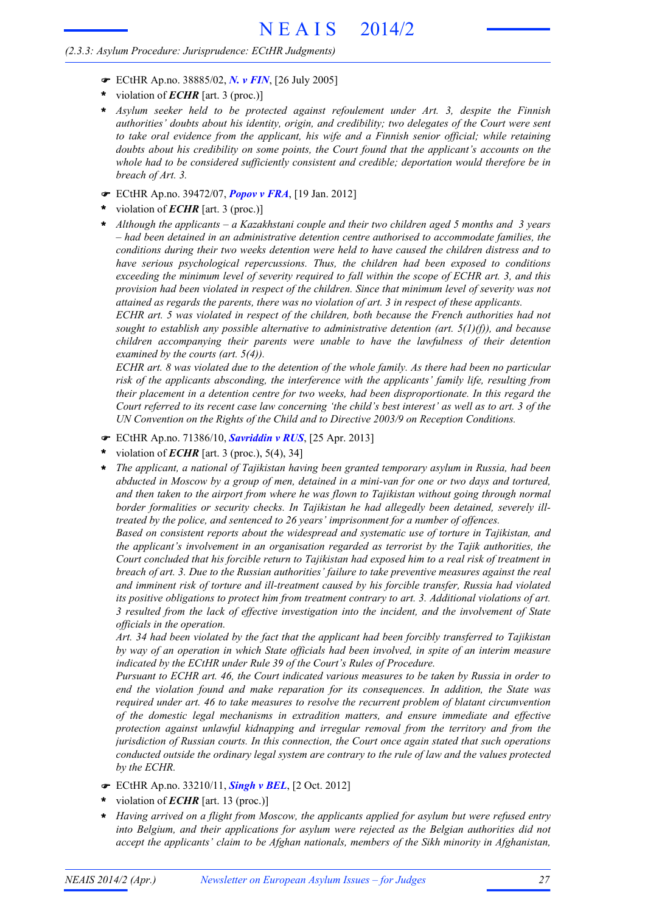☛ ECtHR Ap.no. 38885/02, ***N. v FIN***, [26 July 2005]

\* violation of ***ECHR*** [art. 3 (proc.)]

\* *Asylum seeker held to be protected against refoulement under Art. 3, despite the Finnish authorities' doubts about his identity, origin, and credibility; two delegates of the Court were sent to take oral evidence from the applicant, his wife and a Finnish senior official; while retaining doubts about his credibility on some points, the Court found that the applicant's accounts on the whole had to be considered sufficiently consistent and credible; deportation would therefore be in breach of Art. 3.*

☛ ECtHR Ap.no. 39472/07, ***Popov v FRA***, [19 Jan. 2012]

\* violation of ***ECHR*** [art. 3 (proc.)]

\* *Although the applicants – a Kazakhstani couple and their two children aged 5 months and 3 years – had been detained in an administrative detention centre authorised to accommodate families, the conditions during their two weeks detention were held to have caused the children distress and to have serious psychological repercussions. Thus, the children had been exposed to conditions exceeding the minimum level of severity required to fall within the scope of ECHR art. 3, and this provision had been violated in respect of the children. Since that minimum level of severity was not attained as regards the parents, there was no violation of art. 3 in respect of these applicants.*

*ECHR art. 5 was violated in respect of the children, both because the French authorities had not sought to establish any possible alternative to administrative detention (art. 5(1)(f)), and because children accompanying their parents were unable to have the lawfulness of their detention examined by the courts (art. 5(4)).*

*ECHR art. 8 was violated due to the detention of the whole family. As there had been no particular risk of the applicants absconding, the interference with the applicants' family life, resulting from their placement in a detention centre for two weeks, had been disproportionate. In this regard the Court referred to its recent case law concerning 'the child's best interest' as well as to art. 3 of the UN Convention on the Rights of the Child and to Directive 2003/9 on Reception Conditions.*

☛ ECtHR Ap.no. 71386/10, ***Savriddin v RUS***, [25 Apr. 2013]

\* violation of ***ECHR*** [art. 3 (proc.), 5(4), 34]

\* *The applicant, a national of Tajikistan having been granted temporary asylum in Russia, had been abducted in Moscow by a group of men, detained in a mini-van for one or two days and tortured, and then taken to the airport from where he was flown to Tajikistan without going through normal border formalities or security checks. In Tajikistan he had allegedly been detained, severely ill-treated by the police, and sentenced to 26 years' imprisonment for a number of offences.*

*Based on consistent reports about the widespread and systematic use of torture in Tajikistan, and the applicant's involvement in an organisation regarded as terrorist by the Tajik authorities, the Court concluded that his forcible return to Tajikistan had exposed him to a real risk of treatment in breach of art. 3. Due to the Russian authorities' failure to take preventive measures against the real and imminent risk of torture and ill-treatment caused by his forcible transfer, Russia had violated its positive obligations to protect him from treatment contrary to art. 3. Additional violations of art. 3 resulted from the lack of effective investigation into the incident, and the involvement of State officials in the operation.*

*Art. 34 had been violated by the fact that the applicant had been forcibly transferred to Tajikistan by way of an operation in which State officials had been involved, in spite of an interim measure indicated by the ECtHR under Rule 39 of the Court's Rules of Procedure.*

*Pursuant to ECHR art. 46, the Court indicated various measures to be taken by Russia in order to end the violation found and make reparation for its consequences. In addition, the State was required under art. 46 to take measures to resolve the recurrent problem of blatant circumvention of the domestic legal mechanisms in extradition matters, and ensure immediate and effective protection against unlawful kidnapping and irregular removal from the territory and from the jurisdiction of Russian courts. In this connection, the Court once again stated that such operations conducted outside the ordinary legal system are contrary to the rule of law and the values protected by the ECHR.*

☛ ECtHR Ap.no. 33210/11, ***Singh v BEL***, [2 Oct. 2012]

\* violation of ***ECHR*** [art. 13 (proc.)]

\* *Having arrived on a flight from Moscow, the applicants applied for asylum but were refused entry into Belgium, and their applications for asylum were rejected as the Belgian authorities did not accept the applicants' claim to be Afghan nationals, members of the Sikh minority in Afghanistan,*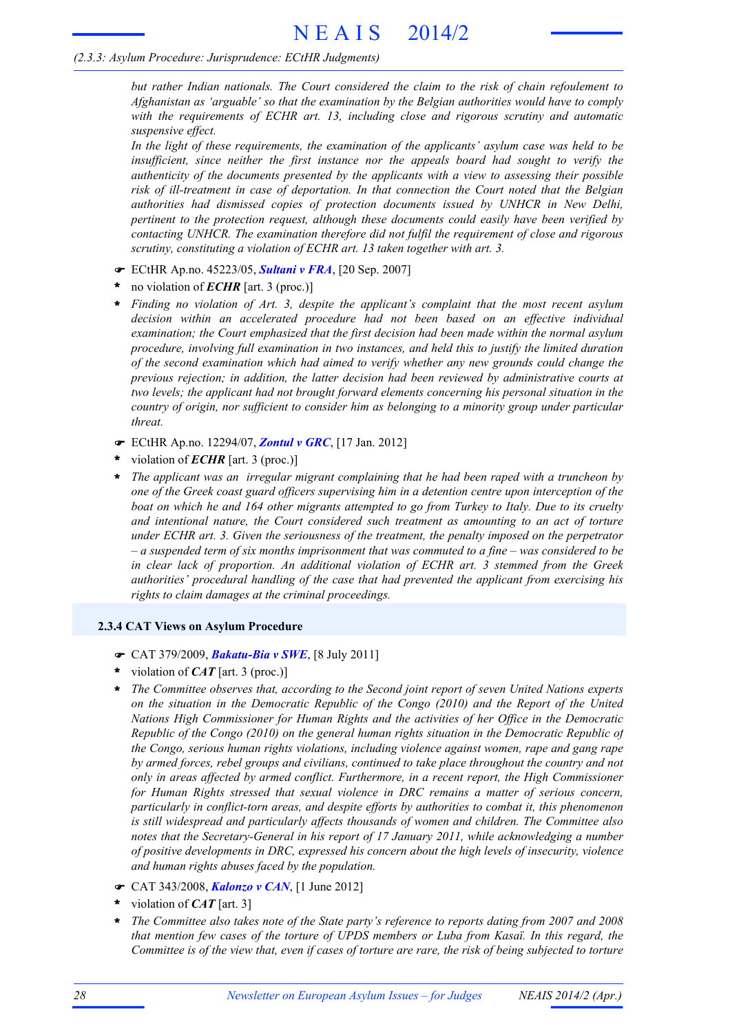*but rather Indian nationals. The Court considered the claim to the risk of chain refoulement to Afghanistan as 'arguable' so that the examination by the Belgian authorities would have to comply with the requirements of ECHR art. 13, including close and rigorous scrutiny and automatic suspensive effect.*

*In the light of these requirements, the examination of the applicants' asylum case was held to be insufficient, since neither the first instance nor the appeals board had sought to verify the authenticity of the documents presented by the applicants with a view to assessing their possible risk of ill-treatment in case of deportation. In that connection the Court noted that the Belgian authorities had dismissed copies of protection documents issued by UNHCR in New Delhi, pertinent to the protection request, although these documents could easily have been verified by contacting UNHCR. The examination therefore did not fulfil the requirement of close and rigorous scrutiny, constituting a violation of ECHR art. 13 taken together with art. 3.*

☛ ECtHR Ap.no. 45223/05, ***Sultani v FRA***, [20 Sep. 2007]

- **\*** no violation of ***ECHR*** [art. 3 (proc.)]
- **\*** *Finding no violation of Art. 3, despite the applicant's complaint that the most recent asylum decision within an accelerated procedure had not been based on an effective individual examination; the Court emphasized that the first decision had been made within the normal asylum procedure, involving full examination in two instances, and held this to justify the limited duration of the second examination which had aimed to verify whether any new grounds could change the previous rejection; in addition, the latter decision had been reviewed by administrative courts at two levels; the applicant had not brought forward elements concerning his personal situation in the country of origin, nor sufficient to consider him as belonging to a minority group under particular threat.*

☛ ECtHR Ap.no. 12294/07, ***Zontul v GRC***, [17 Jan. 2012]

- **\*** violation of ***ECHR*** [art. 3 (proc.)]
- **\*** *The applicant was an irregular migrant complaining that he had been raped with a truncheon by one of the Greek coast guard officers supervising him in a detention centre upon interception of the boat on which he and 164 other migrants attempted to go from Turkey to Italy. Due to its cruelty and intentional nature, the Court considered such treatment as amounting to an act of torture under ECHR art. 3. Given the seriousness of the treatment, the penalty imposed on the perpetrator – a suspended term of six months imprisonment that was commuted to a fine – was considered to be in clear lack of proportion. An additional violation of ECHR art. 3 stemmed from the Greek authorities' procedural handling of the case that had prevented the applicant from exercising his rights to claim damages at the criminal proceedings.*

### 2.3.4 CAT Views on Asylum Procedure

☛ CAT 379/2009, ***Bakatu-Bia v SWE***, [8 July 2011]

- **\*** violation of ***CAT*** [art. 3 (proc.)]
- **\*** *The Committee observes that, according to the Second joint report of seven United Nations experts on the situation in the Democratic Republic of the Congo (2010) and the Report of the United Nations High Commissioner for Human Rights and the activities of her Office in the Democratic Republic of the Congo (2010) on the general human rights situation in the Democratic Republic of the Congo, serious human rights violations, including violence against women, rape and gang rape by armed forces, rebel groups and civilians, continued to take place throughout the country and not only in areas affected by armed conflict. Furthermore, in a recent report, the High Commissioner for Human Rights stressed that sexual violence in DRC remains a matter of serious concern, particularly in conflict-torn areas, and despite efforts by authorities to combat it, this phenomenon is still widespread and particularly affects thousands of women and children. The Committee also notes that the Secretary-General in his report of 17 January 2011, while acknowledging a number of positive developments in DRC, expressed his concern about the high levels of insecurity, violence and human rights abuses faced by the population.*

☛ CAT 343/2008, ***Kalonzo v CAN***, [1 June 2012]

- **\*** violation of ***CAT*** [art. 3]
- **\*** *The Committee also takes note of the State party's reference to reports dating from 2007 and 2008 that mention few cases of the torture of UPDS members or Luba from Kasaï. In this regard, the Committee is of the view that, even if cases of torture are rare, the risk of being subjected to torture*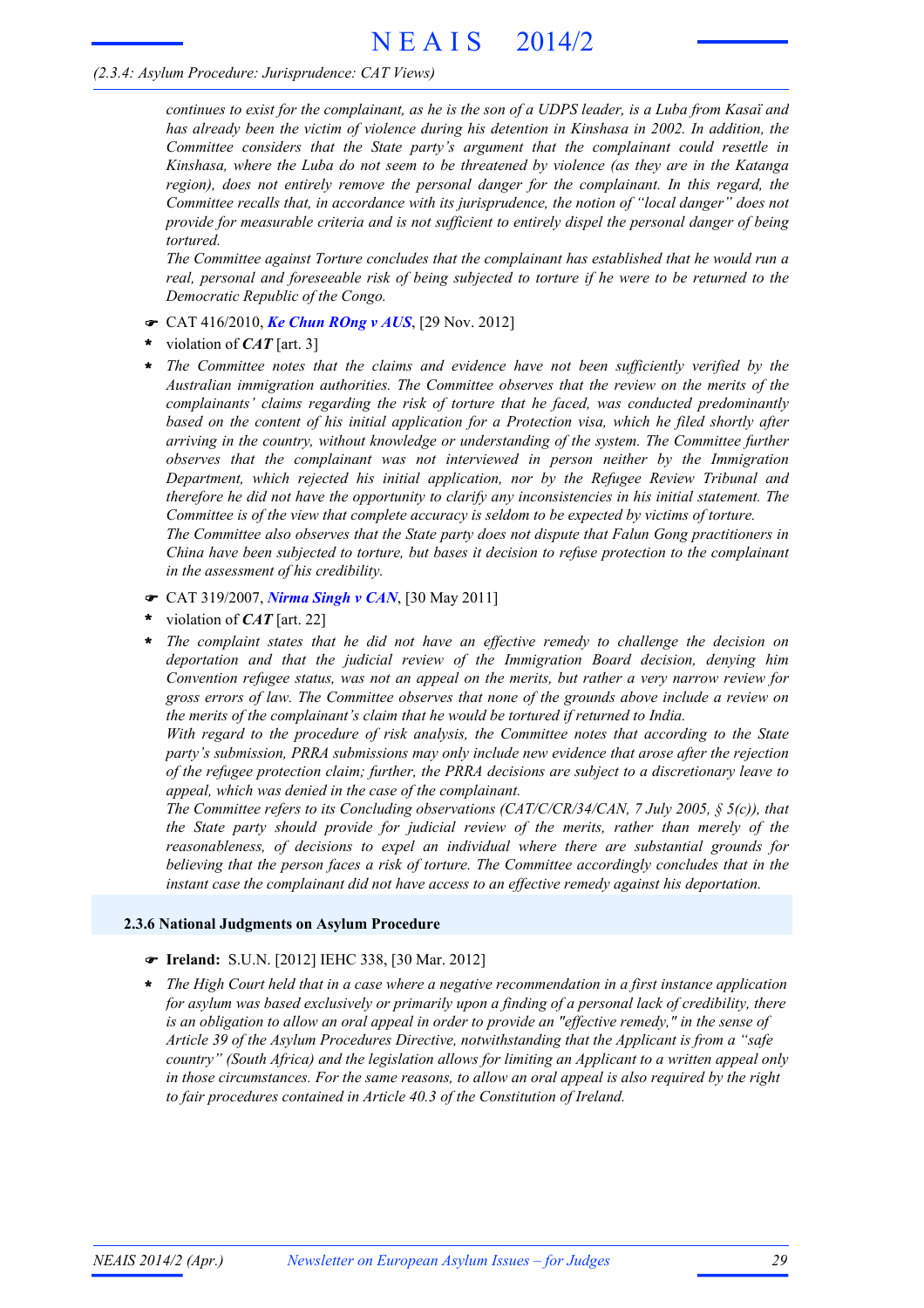*continues to exist for the complainant, as he is the son of a UDPS leader, is a Luba from Kasaï and has already been the victim of violence during his detention in Kinshasa in 2002. In addition, the Committee considers that the State party's argument that the complainant could resettle in Kinshasa, where the Luba do not seem to be threatened by violence (as they are in the Katanga region), does not entirely remove the personal danger for the complainant. In this regard, the Committee recalls that, in accordance with its jurisprudence, the notion of "local danger" does not provide for measurable criteria and is not sufficient to entirely dispel the personal danger of being tortured.*

*The Committee against Torture concludes that the complainant has established that he would run a real, personal and foreseeable risk of being subjected to torture if he were to be returned to the Democratic Republic of the Congo.*

☛ CAT 416/2010, ***Ke Chun ROng v AUS***, [29 Nov. 2012]

- violation of ***CAT*** [art. 3]
- *The Committee notes that the claims and evidence have not been sufficiently verified by the Australian immigration authorities. The Committee observes that the review on the merits of the complainants' claims regarding the risk of torture that he faced, was conducted predominantly based on the content of his initial application for a Protection visa, which he filed shortly after arriving in the country, without knowledge or understanding of the system. The Committee further observes that the complainant was not interviewed in person neither by the Immigration Department, which rejected his initial application, nor by the Refugee Review Tribunal and therefore he did not have the opportunity to clarify any inconsistencies in his initial statement. The Committee is of the view that complete accuracy is seldom to be expected by victims of torture.*
  
  *The Committee also observes that the State party does not dispute that Falun Gong practitioners in China have been subjected to torture, but bases it decision to refuse protection to the complainant in the assessment of his credibility.*

☛ CAT 319/2007, ***Nirma Singh v CAN***, [30 May 2011]

- violation of ***CAT*** [art. 22]
- *The complaint states that he did not have an effective remedy to challenge the decision on deportation and that the judicial review of the Immigration Board decision, denying him Convention refugee status, was not an appeal on the merits, but rather a very narrow review for gross errors of law. The Committee observes that none of the grounds above include a review on the merits of the complainant's claim that he would be tortured if returned to India.*
  
  *With regard to the procedure of risk analysis, the Committee notes that according to the State party's submission, PRRA submissions may only include new evidence that arose after the rejection of the refugee protection claim; further, the PRRA decisions are subject to a discretionary leave to appeal, which was denied in the case of the complainant.*
  
  *The Committee refers to its Concluding observations (CAT/C/CR/34/CAN, 7 July 2005, § 5(c)), that the State party should provide for judicial review of the merits, rather than merely of the reasonableness, of decisions to expel an individual where there are substantial grounds for believing that the person faces a risk of torture. The Committee accordingly concludes that in the instant case the complainant did not have access to an effective remedy against his deportation.*

### 2.3.6 National Judgments on Asylum Procedure

☛ **Ireland:** S.U.N. [2012] IEHC 338, [30 Mar. 2012]

- *The High Court held that in a case where a negative recommendation in a first instance application for asylum was based exclusively or primarily upon a finding of a personal lack of credibility, there is an obligation to allow an oral appeal in order to provide an "effective remedy," in the sense of Article 39 of the Asylum Procedures Directive, notwithstanding that the Applicant is from a "safe country" (South Africa) and the legislation allows for limiting an Applicant to a written appeal only in those circumstances. For the same reasons, to allow an oral appeal is also required by the right to fair procedures contained in Article 40.3 of the Constitution of Ireland.*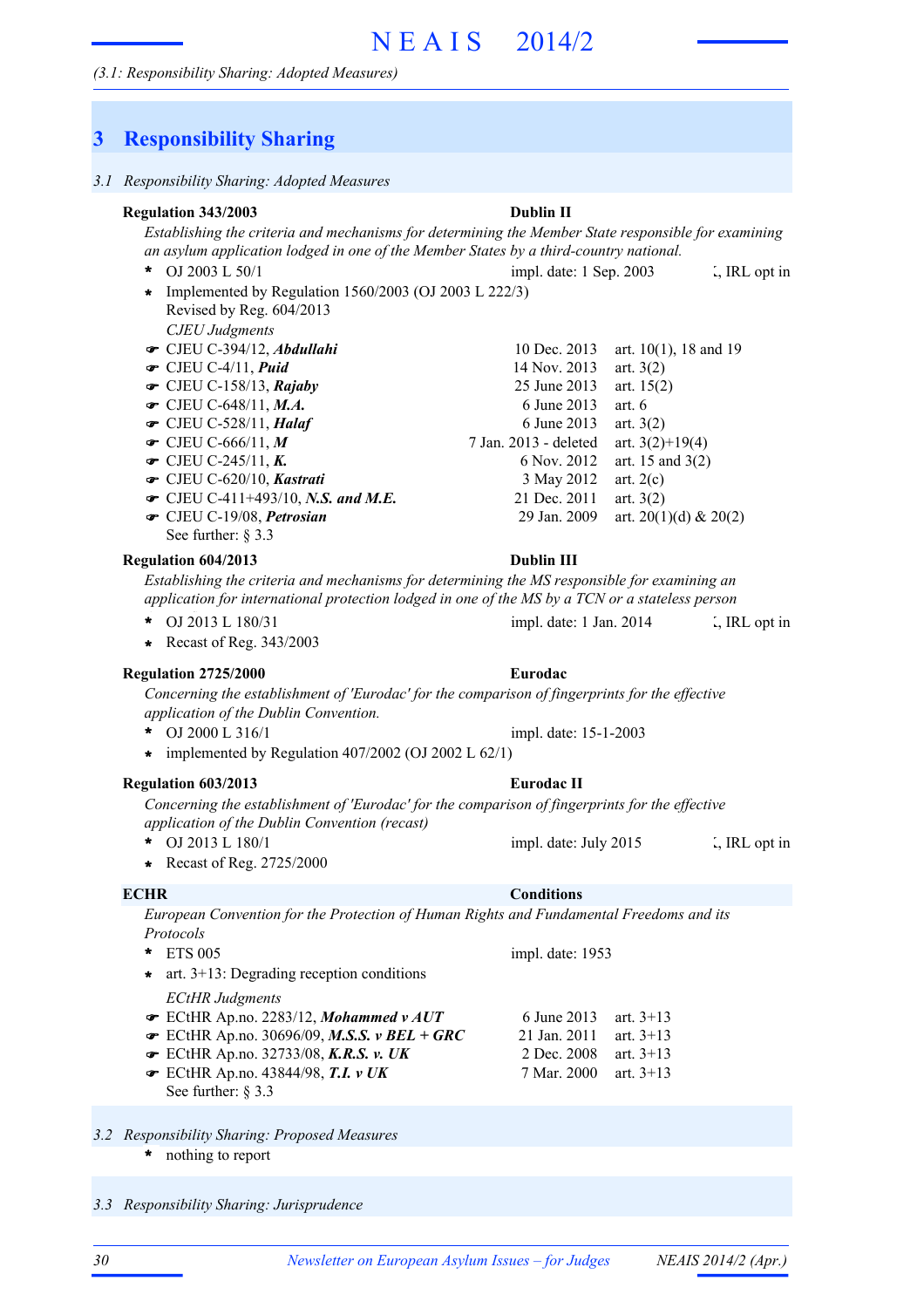(3.1: Responsibility Sharing: Adopted Measures)

# 3 Responsibility Sharing

## 3.1 Responsibility Sharing: Adopted Measures

**Regulation 343/2003** — **Dublin II**

*Establishing the criteria and mechanisms for determining the Member State responsible for examining an asylum application lodged in one of the Member States by a third-country national.*

- OJ 2003 L 50/1 — impl. date: 1 Sep. 2003 — UK, IRL opt in
- Implemented by Regulation 1560/2003 (OJ 2003 L 222/3)
  Revised by Reg. 604/2013

*CJEU Judgments*

- ☛ CJEU C-394/12, ***Abdullahi*** — 10 Dec. 2013 — art. 10(1), 18 and 19
- ☛ CJEU C-4/11, ***Puid*** — 14 Nov. 2013 — art. 3(2)
- ☛ CJEU C-158/13, ***Rajaby*** — 25 June 2013 — art. 15(2)
- ☛ CJEU C-648/11, ***M.A.*** — 6 June 2013 — art. 6
- ☛ CJEU C-528/11, ***Halaf*** — 6 June 2013 — art. 3(2)
- ☛ CJEU C-666/11, ***M*** — 7 Jan. 2013 - deleted — art. 3(2)+19(4)
- ☛ CJEU C-245/11, ***K.*** — 6 Nov. 2012 — art. 15 and 3(2)
- ☛ CJEU C-620/10, ***Kastrati*** — 3 May 2012 — art. 2(c)
- ☛ CJEU C-411+493/10, ***N.S. and M.E.*** — 21 Dec. 2011 — art. 3(2)
- ☛ CJEU C-19/08, ***Petrosian*** — 29 Jan. 2009 — art. 20(1)(d) & 20(2)

See further: § 3.3

**Regulation 604/2013** — **Dublin III**

*Establishing the criteria and mechanisms for determining the MS responsible for examining an application for international protection lodged in one of the MS by a TCN or a stateless person*

- OJ 2013 L 180/31 — impl. date: 1 Jan. 2014 — UK, IRL opt in
- Recast of Reg. 343/2003

**Regulation 2725/2000** — **Eurodac**

*Concerning the establishment of 'Eurodac' for the comparison of fingerprints for the effective application of the Dublin Convention.*

- OJ 2000 L 316/1 — impl. date: 15-1-2003
- implemented by Regulation 407/2002 (OJ 2002 L 62/1)

**Regulation 603/2013** — **Eurodac II**

*Concerning the establishment of 'Eurodac' for the comparison of fingerprints for the effective application of the Dublin Convention (recast)*

- OJ 2013 L 180/1 — impl. date: July 2015 — UK, IRL opt in
- Recast of Reg. 2725/2000

**ECHR** — **Conditions**

*European Convention for the Protection of Human Rights and Fundamental Freedoms and its Protocols*

- ETS 005 — impl. date: 1953
- art. 3+13: Degrading reception conditions

*ECtHR Judgments*

- ☛ ECtHR Ap.no. 2283/12, ***Mohammed v AUT*** — 6 June 2013 — art. 3+13
- ☛ ECtHR Ap.no. 30696/09, ***M.S.S. v BEL + GRC*** — 21 Jan. 2011 — art. 3+13
- ☛ ECtHR Ap.no. 32733/08, ***K.R.S. v. UK*** — 2 Dec. 2008 — art. 3+13
- ☛ ECtHR Ap.no. 43844/98, ***T.I. v UK*** — 7 Mar. 2000 — art. 3+13

See further: § 3.3

## 3.2 Responsibility Sharing: Proposed Measures

- nothing to report

## 3.3 Responsibility Sharing: Jurisprudence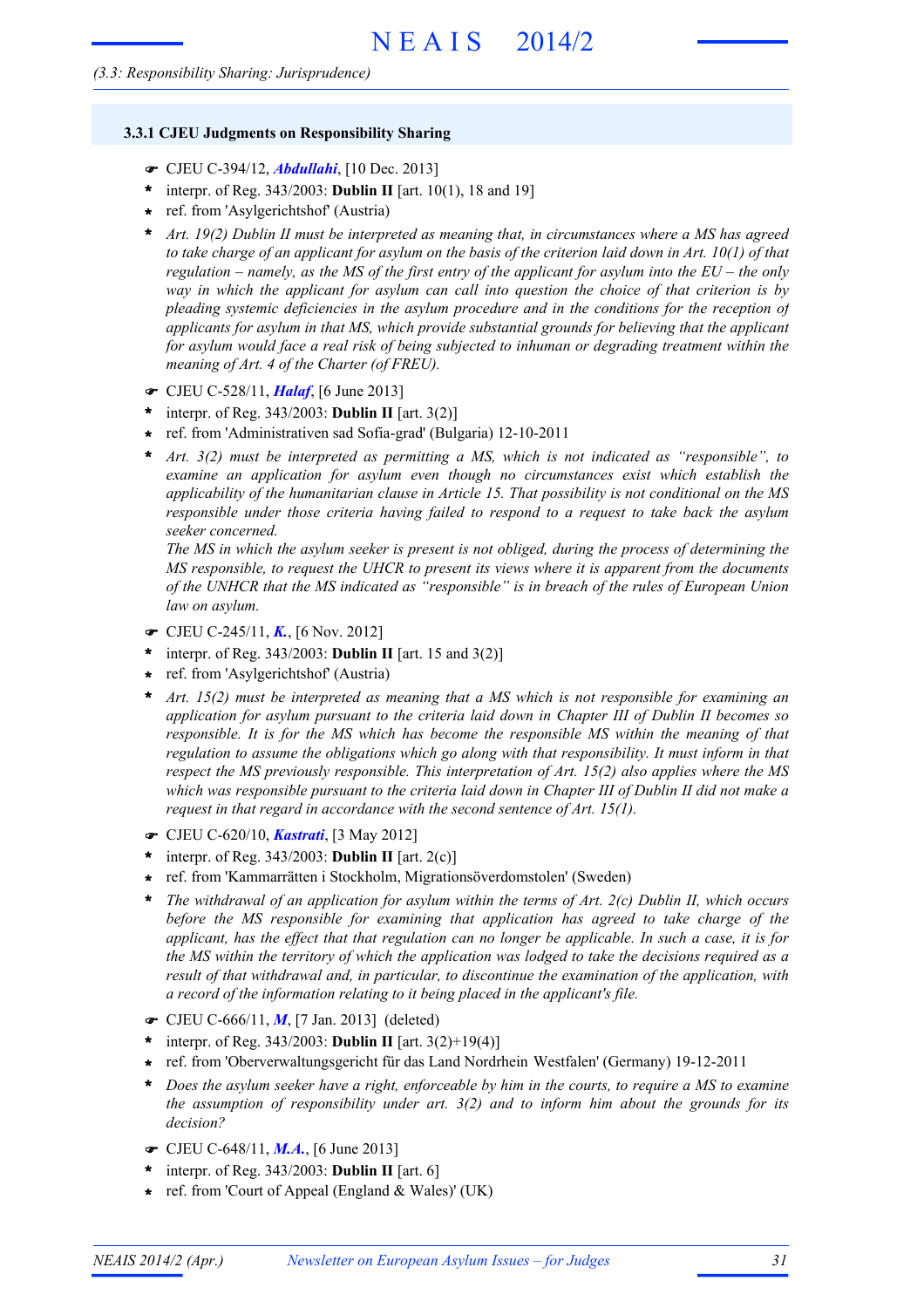### 3.3.1 CJEU Judgments on Responsibility Sharing

☛ CJEU C-394/12, ***Abdullahi***, [10 Dec. 2013]

- interpr. of Reg. 343/2003: **Dublin II** [art. 10(1), 18 and 19]
- ref. from 'Asylgerichtshof' (Austria)
- *Art. 19(2) Dublin II must be interpreted as meaning that, in circumstances where a MS has agreed to take charge of an applicant for asylum on the basis of the criterion laid down in Art. 10(1) of that regulation – namely, as the MS of the first entry of the applicant for asylum into the EU – the only way in which the applicant for asylum can call into question the choice of that criterion is by pleading systemic deficiencies in the asylum procedure and in the conditions for the reception of applicants for asylum in that MS, which provide substantial grounds for believing that the applicant for asylum would face a real risk of being subjected to inhuman or degrading treatment within the meaning of Art. 4 of the Charter (of FREU).*

☛ CJEU C-528/11, ***Halaf***, [6 June 2013]

- interpr. of Reg. 343/2003: **Dublin II** [art. 3(2)]
- ref. from 'Administrativen sad Sofia-grad' (Bulgaria) 12-10-2011
- *Art. 3(2) must be interpreted as permitting a MS, which is not indicated as "responsible", to examine an application for asylum even though no circumstances exist which establish the applicability of the humanitarian clause in Article 15. That possibility is not conditional on the MS responsible under those criteria having failed to respond to a request to take back the asylum seeker concerned.*
  *The MS in which the asylum seeker is present is not obliged, during the process of determining the MS responsible, to request the UHCR to present its views where it is apparent from the documents of the UNHCR that the MS indicated as "responsible" is in breach of the rules of European Union law on asylum.*

☛ CJEU C-245/11, ***K.***, [6 Nov. 2012]

- interpr. of Reg. 343/2003: **Dublin II** [art. 15 and 3(2)]
- ref. from 'Asylgerichtshof' (Austria)
- *Art. 15(2) must be interpreted as meaning that a MS which is not responsible for examining an application for asylum pursuant to the criteria laid down in Chapter III of Dublin II becomes so responsible. It is for the MS which has become the responsible MS within the meaning of that regulation to assume the obligations which go along with that responsibility. It must inform in that respect the MS previously responsible. This interpretation of Art. 15(2) also applies where the MS which was responsible pursuant to the criteria laid down in Chapter III of Dublin II did not make a request in that regard in accordance with the second sentence of Art. 15(1).*

☛ CJEU C-620/10, ***Kastrati***, [3 May 2012]

- interpr. of Reg. 343/2003: **Dublin II** [art. 2(c)]
- ref. from 'Kammarrätten i Stockholm, Migrationsöverdomstolen' (Sweden)
- *The withdrawal of an application for asylum within the terms of Art. 2(c) Dublin II, which occurs before the MS responsible for examining that application has agreed to take charge of the applicant, has the effect that that regulation can no longer be applicable. In such a case, it is for the MS within the territory of which the application was lodged to take the decisions required as a result of that withdrawal and, in particular, to discontinue the examination of the application, with a record of the information relating to it being placed in the applicant's file.*

☛ CJEU C-666/11, ***M***, [7 Jan. 2013] (deleted)

- interpr. of Reg. 343/2003: **Dublin II** [art. 3(2)+19(4)]
- ref. from 'Oberverwaltungsgericht für das Land Nordrhein Westfalen' (Germany) 19-12-2011
- *Does the asylum seeker have a right, enforceable by him in the courts, to require a MS to examine the assumption of responsibility under art. 3(2) and to inform him about the grounds for its decision?*

☛ CJEU C-648/11, ***M.A.***, [6 June 2013]

- interpr. of Reg. 343/2003: **Dublin II** [art. 6]
- ref. from 'Court of Appeal (England & Wales)' (UK)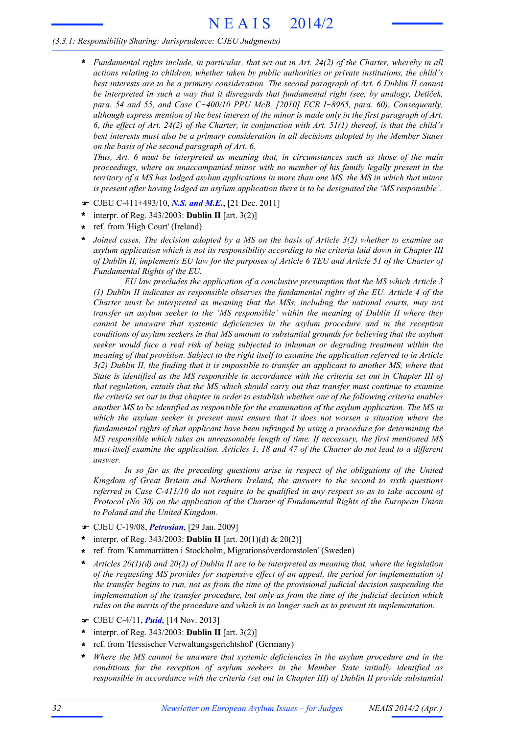(3.3.1: Responsibility Sharing: Jurisprudence: CJEU Judgments)

* *Fundamental rights include, in particular, that set out in Art. 24(2) of the Charter, whereby in all actions relating to children, whether taken by public authorities or private institutions, the child's best interests are to be a primary consideration. The second paragraph of Art. 6 Dublin II cannot be interpreted in such a way that it disregards that fundamental right (see, by analogy, Detiček, para. 54 and 55, and Case C‑400/10 PPU McB. [2010] ECR I‑8965, para. 60). Consequently, although express mention of the best interest of the minor is made only in the first paragraph of Art. 6, the effect of Art. 24(2) of the Charter, in conjunction with Art. 51(1) thereof, is that the child's best interests must also be a primary consideration in all decisions adopted by the Member States on the basis of the second paragraph of Art. 6.*

  *Thus, Art. 6 must be interpreted as meaning that, in circumstances such as those of the main proceedings, where an unaccompanied minor with no member of his family legally present in the territory of a MS has lodged asylum applications in more than one MS, the MS in which that minor is present after having lodged an asylum application there is to be designated the 'MS responsible'.*

☛ CJEU C-411+493/10, ***N.S. and M.E.***, [21 Dec. 2011]
* interpr. of Reg. 343/2003: **Dublin II** [art. 3(2)]
* ref. from 'High Court' (Ireland)
* *Joined cases. The decision adopted by a MS on the basis of Article 3(2) whether to examine an asylum application which is not its responsibility according to the criteria laid down in Chapter III of Dublin II, implements EU law for the purposes of Article 6 TEU and Article 51 of the Charter of Fundamental Rights of the EU.*

  *EU law precludes the application of a conclusive presumption that the MS which Article 3 (1) Dublin II indicates as responsible observes the fundamental rights of the EU. Article 4 of the Charter must be interpreted as meaning that the MSs, including the national courts, may not transfer an asylum seeker to the 'MS responsible' within the meaning of Dublin II where they cannot be unaware that systemic deficiencies in the asylum procedure and in the reception conditions of asylum seekers in that MS amount to substantial grounds for believing that the asylum seeker would face a real risk of being subjected to inhuman or degrading treatment within the meaning of that provision. Subject to the right itself to examine the application referred to in Article 3(2) Dublin II, the finding that it is impossible to transfer an applicant to another MS, where that State is identified as the MS responsible in accordance with the criteria set out in Chapter III of that regulation, entails that the MS which should carry out that transfer must continue to examine the criteria set out in that chapter in order to establish whether one of the following criteria enables another MS to be identified as responsible for the examination of the asylum application. The MS in which the asylum seeker is present must ensure that it does not worsen a situation where the fundamental rights of that applicant have been infringed by using a procedure for determining the MS responsible which takes an unreasonable length of time. If necessary, the first mentioned MS must itself examine the application. Articles 1, 18 and 47 of the Charter do not lead to a different answer.*

  *In so far as the preceding questions arise in respect of the obligations of the United Kingdom of Great Britain and Northern Ireland, the answers to the second to sixth questions referred in Case C-411/10 do not require to be qualified in any respect so as to take account of Protocol (No 30) on the application of the Charter of Fundamental Rights of the European Union to Poland and the United Kingdom.*

☛ CJEU C-19/08, ***Petrosian***, [29 Jan. 2009]
* interpr. of Reg. 343/2003: **Dublin II** [art. 20(1)(d) & 20(2)]
* ref. from 'Kammarrätten i Stockholm, Migrationsöverdomstolen' (Sweden)
* *Articles 20(1)(d) and 20(2) of Dublin II are to be interpreted as meaning that, where the legislation of the requesting MS provides for suspensive effect of an appeal, the period for implementation of the transfer begins to run, not as from the time of the provisional judicial decision suspending the implementation of the transfer procedure, but only as from the time of the judicial decision which rules on the merits of the procedure and which is no longer such as to prevent its implementation.*

☛ CJEU C-4/11, ***Puid***, [14 Nov. 2013]
* interpr. of Reg. 343/2003: **Dublin II** [art. 3(2)]
* ref. from 'Hessischer Verwaltungsgerichtshof' (Germany)
* *Where the MS cannot be unaware that systemic deficiencies in the asylum procedure and in the conditions for the reception of asylum seekers in the Member State initially identified as responsible in accordance with the criteria (set out in Chapter III) of Dublin II provide substantial*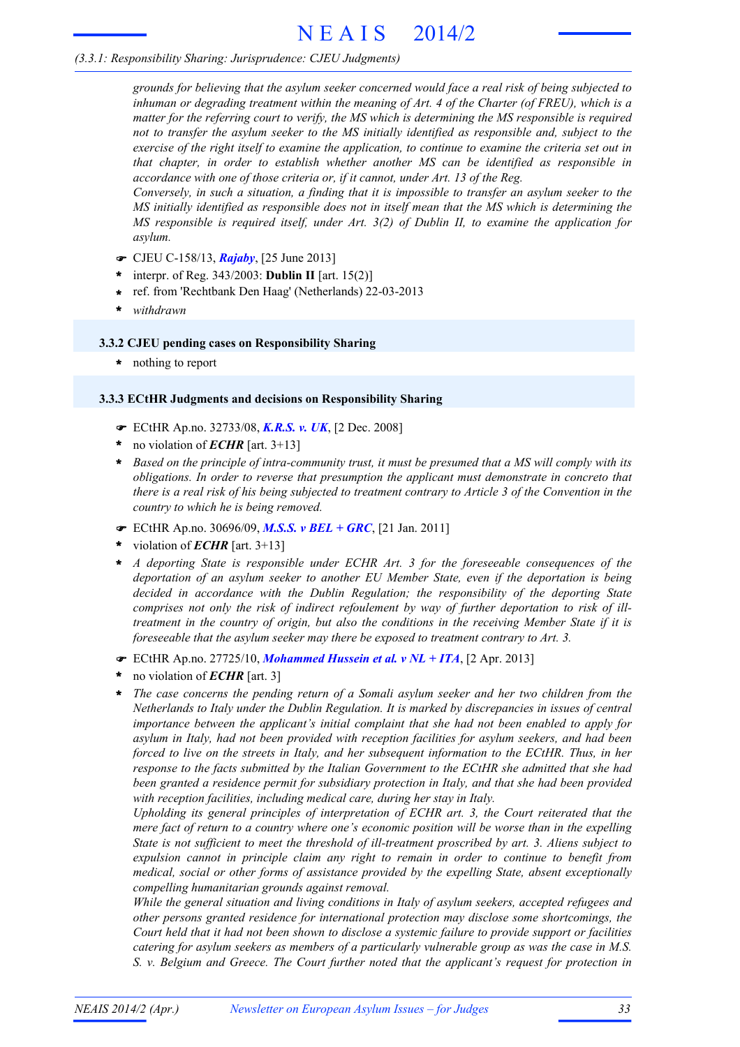*grounds for believing that the asylum seeker concerned would face a real risk of being subjected to inhuman or degrading treatment within the meaning of Art. 4 of the Charter (of FREU), which is a matter for the referring court to verify, the MS which is determining the MS responsible is required not to transfer the asylum seeker to the MS initially identified as responsible and, subject to the exercise of the right itself to examine the application, to continue to examine the criteria set out in that chapter, in order to establish whether another MS can be identified as responsible in accordance with one of those criteria or, if it cannot, under Art. 13 of the Reg.*
*Conversely, in such a situation, a finding that it is impossible to transfer an asylum seeker to the MS initially identified as responsible does not in itself mean that the MS which is determining the MS responsible is required itself, under Art. 3(2) of Dublin II, to examine the application for asylum.*

- ☛ CJEU C-158/13, ***Rajaby***, [25 June 2013]
- \* interpr. of Reg. 343/2003: **Dublin II** [art. 15(2)]
- \* ref. from 'Rechtbank Den Haag' (Netherlands) 22-03-2013
- \* *withdrawn*

### 3.3.2 CJEU pending cases on Responsibility Sharing

- \* nothing to report

### 3.3.3 ECtHR Judgments and decisions on Responsibility Sharing

- ☛ ECtHR Ap.no. 32733/08, ***K.R.S. v. UK***, [2 Dec. 2008]
- \* no violation of ***ECHR*** [art. 3+13]
- \* *Based on the principle of intra-community trust, it must be presumed that a MS will comply with its obligations. In order to reverse that presumption the applicant must demonstrate in concreto that there is a real risk of his being subjected to treatment contrary to Article 3 of the Convention in the country to which he is being removed.*

- ☛ ECtHR Ap.no. 30696/09, ***M.S.S. v BEL + GRC***, [21 Jan. 2011]
- \* violation of ***ECHR*** [art. 3+13]
- \* *A deporting State is responsible under ECHR Art. 3 for the foreseeable consequences of the deportation of an asylum seeker to another EU Member State, even if the deportation is being decided in accordance with the Dublin Regulation; the responsibility of the deporting State comprises not only the risk of indirect refoulement by way of further deportation to risk of ill-treatment in the country of origin, but also the conditions in the receiving Member State if it is foreseeable that the asylum seeker may there be exposed to treatment contrary to Art. 3.*

- ☛ ECtHR Ap.no. 27725/10, ***Mohammed Hussein et al. v NL + ITA***, [2 Apr. 2013]
- \* no violation of ***ECHR*** [art. 3]
- \* *The case concerns the pending return of a Somali asylum seeker and her two children from the Netherlands to Italy under the Dublin Regulation. It is marked by discrepancies in issues of central importance between the applicant's initial complaint that she had not been enabled to apply for asylum in Italy, had not been provided with reception facilities for asylum seekers, and had been forced to live on the streets in Italy, and her subsequent information to the ECtHR. Thus, in her response to the facts submitted by the Italian Government to the ECtHR she admitted that she had been granted a residence permit for subsidiary protection in Italy, and that she had been provided with reception facilities, including medical care, during her stay in Italy.*
*Upholding its general principles of interpretation of ECHR art. 3, the Court reiterated that the mere fact of return to a country where one's economic position will be worse than in the expelling State is not sufficient to meet the threshold of ill-treatment proscribed by art. 3. Aliens subject to expulsion cannot in principle claim any right to remain in order to continue to benefit from medical, social or other forms of assistance provided by the expelling State, absent exceptionally compelling humanitarian grounds against removal.*
*While the general situation and living conditions in Italy of asylum seekers, accepted refugees and other persons granted residence for international protection may disclose some shortcomings, the Court held that it had not been shown to disclose a systemic failure to provide support or facilities catering for asylum seekers as members of a particularly vulnerable group as was the case in M.S. S. v. Belgium and Greece. The Court further noted that the applicant's request for protection in*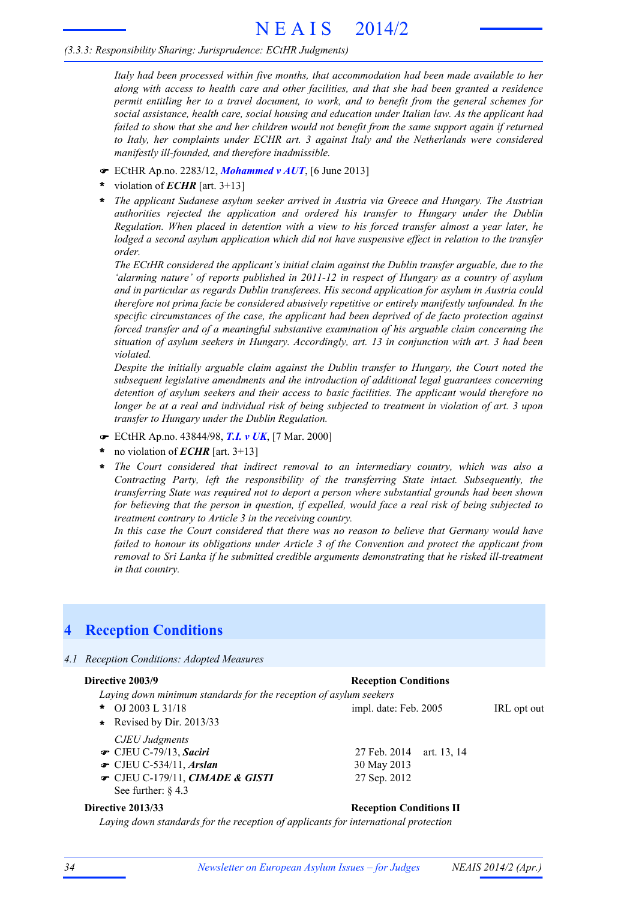*Italy had been processed within five months, that accommodation had been made available to her along with access to health care and other facilities, and that she had been granted a residence permit entitling her to a travel document, to work, and to benefit from the general schemes for social assistance, health care, social housing and education under Italian law. As the applicant had failed to show that she and her children would not benefit from the same support again if returned to Italy, her complaints under ECHR art. 3 against Italy and the Netherlands were considered manifestly ill-founded, and therefore inadmissible.*

- ☛ ECtHR Ap.no. 2283/12, ***Mohammed v AUT***, [6 June 2013]
- \* violation of ***ECHR*** [art. 3+13]
- \* *The applicant Sudanese asylum seeker arrived in Austria via Greece and Hungary. The Austrian authorities rejected the application and ordered his transfer to Hungary under the Dublin Regulation. When placed in detention with a view to his forced transfer almost a year later, he lodged a second asylum application which did not have suspensive effect in relation to the transfer order.*

  *The ECtHR considered the applicant's initial claim against the Dublin transfer arguable, due to the 'alarming nature' of reports published in 2011-12 in respect of Hungary as a country of asylum and in particular as regards Dublin transferees. His second application for asylum in Austria could therefore not prima facie be considered abusively repetitive or entirely manifestly unfounded. In the specific circumstances of the case, the applicant had been deprived of de facto protection against forced transfer and of a meaningful substantive examination of his arguable claim concerning the situation of asylum seekers in Hungary. Accordingly, art. 13 in conjunction with art. 3 had been violated.*

  *Despite the initially arguable claim against the Dublin transfer to Hungary, the Court noted the subsequent legislative amendments and the introduction of additional legal guarantees concerning detention of asylum seekers and their access to basic facilities. The applicant would therefore no longer be at a real and individual risk of being subjected to treatment in violation of art. 3 upon transfer to Hungary under the Dublin Regulation.*

- ☛ ECtHR Ap.no. 43844/98, ***T.I. v UK***, [7 Mar. 2000]
- \* no violation of ***ECHR*** [art. 3+13]
- \* *The Court considered that indirect removal to an intermediary country, which was also a Contracting Party, left the responsibility of the transferring State intact. Subsequently, the transferring State was required not to deport a person where substantial grounds had been shown for believing that the person in question, if expelled, would face a real risk of being subjected to treatment contrary to Article 3 in the receiving country.*

  *In this case the Court considered that there was no reason to believe that Germany would have failed to honour its obligations under Article 3 of the Convention and protect the applicant from removal to Sri Lanka if he submitted credible arguments demonstrating that he risked ill-treatment in that country.*

# 4 Reception Conditions

*4.1 Reception Conditions: Adopted Measures*

**Directive 2003/9** — **Reception Conditions**

*Laying down minimum standards for the reception of asylum seekers*

- \* OJ 2003 L 31/18 — impl. date: Feb. 2005 — IRL opt out
- \* Revised by Dir. 2013/33

*CJEU Judgments*

- ☛ CJEU C-79/13, ***Saciri*** — 27 Feb. 2014 — art. 13, 14
- ☛ CJEU C-534/11, ***Arslan*** — 30 May 2013
- ☛ CJEU C-179/11, ***CIMADE & GISTI*** — 27 Sep. 2012

See further: § 4.3

**Directive 2013/33** — **Reception Conditions II**

*Laying down standards for the reception of applicants for international protection*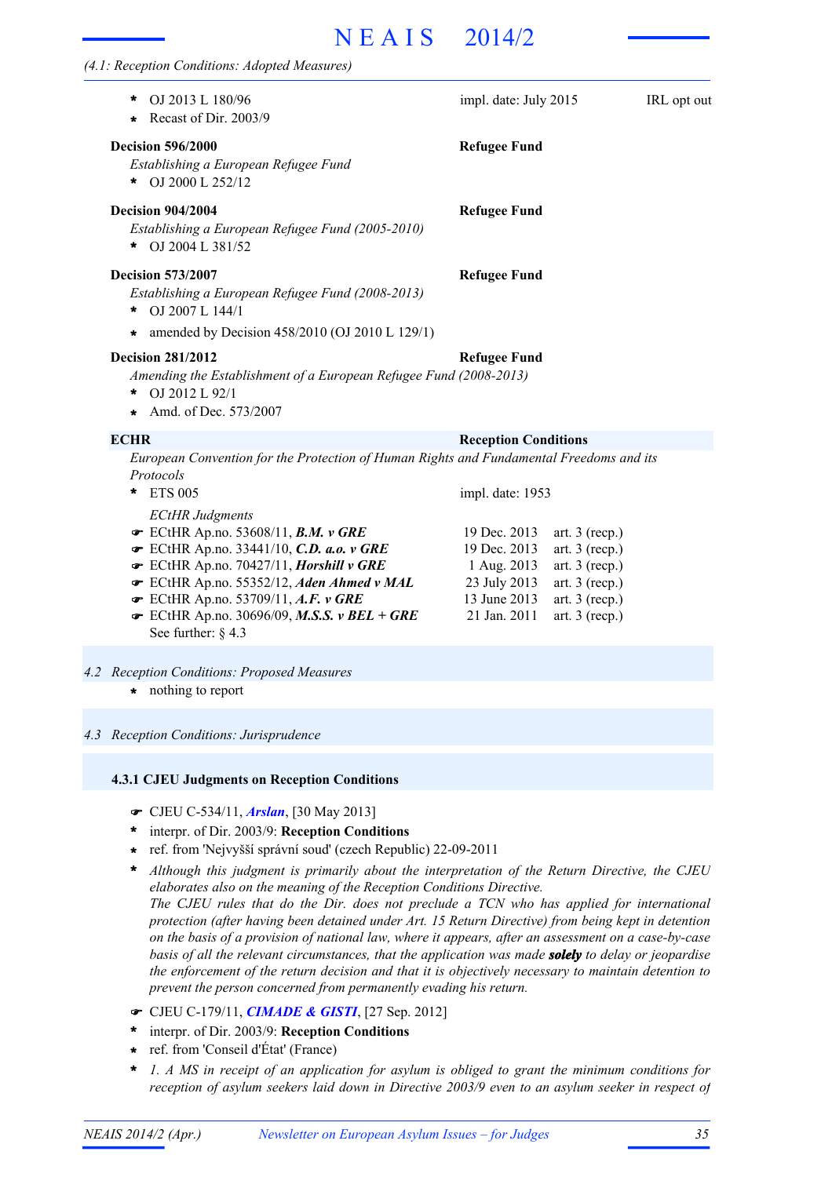*(4.1: Reception Conditions: Adopted Measures)*

- OJ 2013 L 180/96 — impl. date: July 2015 — IRL opt out
- Recast of Dir. 2003/9

**Decision 596/2000** — **Refugee Fund**

*Establishing a European Refugee Fund*

- OJ 2000 L 252/12

**Decision 904/2004** — **Refugee Fund**

*Establishing a European Refugee Fund (2005-2010)*

- OJ 2004 L 381/52

**Decision 573/2007** — **Refugee Fund**

*Establishing a European Refugee Fund (2008-2013)*

- OJ 2007 L 144/1
- amended by Decision 458/2010 (OJ 2010 L 129/1)

**Decision 281/2012** — **Refugee Fund**

*Amending the Establishment of a European Refugee Fund (2008-2013)*

- OJ 2012 L 92/1
- Amd. of Dec. 573/2007

**ECHR** — **Reception Conditions**

*European Convention for the Protection of Human Rights and Fundamental Freedoms and its Protocols*

- ETS 005 — impl. date: 1953

*ECtHR Judgments*

| Judgment | Date | Article |
|---|---|---|
| ☛ ECtHR Ap.no. 53608/11, ***B.M. v GRE*** | 19 Dec. 2013 | art. 3 (recp.) |
| ☛ ECtHR Ap.no. 33441/10, ***C.D. a.o. v GRE*** | 19 Dec. 2013 | art. 3 (recp.) |
| ☛ ECtHR Ap.no. 70427/11, ***Horshill v GRE*** | 1 Aug. 2013 | art. 3 (recp.) |
| ☛ ECtHR Ap.no. 55352/12, ***Aden Ahmed v MAL*** | 23 July 2013 | art. 3 (recp.) |
| ☛ ECtHR Ap.no. 53709/11, ***A.F. v GRE*** | 13 June 2013 | art. 3 (recp.) |
| ☛ ECtHR Ap.no. 30696/09, ***M.S.S. v BEL + GRE*** | 21 Jan. 2011 | art. 3 (recp.) |

See further: § 4.3

## 4.2 *Reception Conditions: Proposed Measures*

- nothing to report

## 4.3 *Reception Conditions: Jurisprudence*

### 4.3.1 CJEU Judgments on Reception Conditions

☛ CJEU C-534/11, ***Arslan***, [30 May 2013]

- interpr. of Dir. 2003/9: **Reception Conditions**
- ref. from 'Nejvyšší správní soud' (czech Republic) 22-09-2011
- *Although this judgment is primarily about the interpretation of the Return Directive, the CJEU elaborates also on the meaning of the Reception Conditions Directive.*
  *The CJEU rules that do the Dir. does not preclude a TCN who has applied for international protection (after having been detained under Art. 15 Return Directive) from being kept in detention on the basis of a provision of national law, where it appears, after an assessment on a case-by-case basis of all the relevant circumstances, that the application was made* ***solely*** *to delay or jeopardise the enforcement of the return decision and that it is objectively necessary to maintain detention to prevent the person concerned from permanently evading his return.*

☛ CJEU C-179/11, ***CIMADE & GISTI***, [27 Sep. 2012]

- interpr. of Dir. 2003/9: **Reception Conditions**
- ref. from 'Conseil d'État' (France)
- *1. A MS in receipt of an application for asylum is obliged to grant the minimum conditions for reception of asylum seekers laid down in Directive 2003/9 even to an asylum seeker in respect of*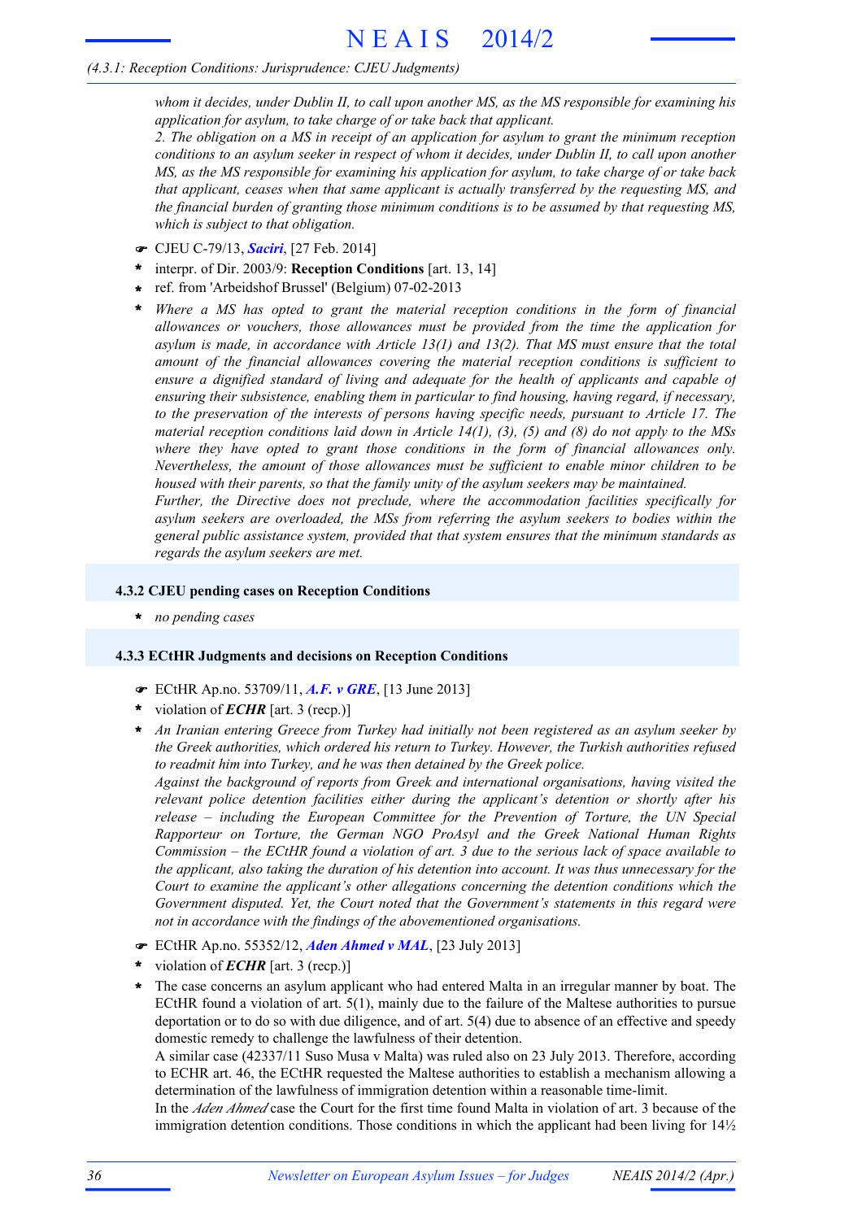*whom it decides, under Dublin II, to call upon another MS, as the MS responsible for examining his application for asylum, to take charge of or take back that applicant.*
*2. The obligation on a MS in receipt of an application for asylum to grant the minimum reception conditions to an asylum seeker in respect of whom it decides, under Dublin II, to call upon another MS, as the MS responsible for examining his application for asylum, to take charge of or take back that applicant, ceases when that same applicant is actually transferred by the requesting MS, and the financial burden of granting those minimum conditions is to be assumed by that requesting MS, which is subject to that obligation.*

- ☛ CJEU C-79/13, ***Saciri***, [27 Feb. 2014]
- \* interpr. of Dir. 2003/9: **Reception Conditions** [art. 13, 14]
- \* ref. from 'Arbeidshof Brussel' (Belgium) 07-02-2013
- \* *Where a MS has opted to grant the material reception conditions in the form of financial allowances or vouchers, those allowances must be provided from the time the application for asylum is made, in accordance with Article 13(1) and 13(2). That MS must ensure that the total amount of the financial allowances covering the material reception conditions is sufficient to ensure a dignified standard of living and adequate for the health of applicants and capable of ensuring their subsistence, enabling them in particular to find housing, having regard, if necessary, to the preservation of the interests of persons having specific needs, pursuant to Article 17. The material reception conditions laid down in Article 14(1), (3), (5) and (8) do not apply to the MSs where they have opted to grant those conditions in the form of financial allowances only. Nevertheless, the amount of those allowances must be sufficient to enable minor children to be housed with their parents, so that the family unity of the asylum seekers may be maintained.*
  *Further, the Directive does not preclude, where the accommodation facilities specifically for asylum seekers are overloaded, the MSs from referring the asylum seekers to bodies within the general public assistance system, provided that that system ensures that the minimum standards as regards the asylum seekers are met.*

### 4.3.2 CJEU pending cases on Reception Conditions

- \* *no pending cases*

### 4.3.3 ECtHR Judgments and decisions on Reception Conditions

- ☛ ECtHR Ap.no. 53709/11, ***A.F. v GRE***, [13 June 2013]
- \* violation of ***ECHR*** [art. 3 (recp.)]
- \* *An Iranian entering Greece from Turkey had initially not been registered as an asylum seeker by the Greek authorities, which ordered his return to Turkey. However, the Turkish authorities refused to readmit him into Turkey, and he was then detained by the Greek police.*
  *Against the background of reports from Greek and international organisations, having visited the relevant police detention facilities either during the applicant's detention or shortly after his release – including the European Committee for the Prevention of Torture, the UN Special Rapporteur on Torture, the German NGO ProAsyl and the Greek National Human Rights Commission – the ECtHR found a violation of art. 3 due to the serious lack of space available to the applicant, also taking the duration of his detention into account. It was thus unnecessary for the Court to examine the applicant's other allegations concerning the detention conditions which the Government disputed. Yet, the Court noted that the Government's statements in this regard were not in accordance with the findings of the abovementioned organisations.*

- ☛ ECtHR Ap.no. 55352/12, ***Aden Ahmed v MAL***, [23 July 2013]
- \* violation of ***ECHR*** [art. 3 (recp.)]
- \* The case concerns an asylum applicant who had entered Malta in an irregular manner by boat. The ECtHR found a violation of art. 5(1), mainly due to the failure of the Maltese authorities to pursue deportation or to do so with due diligence, and of art. 5(4) due to absence of an effective and speedy domestic remedy to challenge the lawfulness of their detention.
  A similar case (42337/11 Suso Musa v Malta) was ruled also on 23 July 2013. Therefore, according to ECHR art. 46, the ECtHR requested the Maltese authorities to establish a mechanism allowing a determination of the lawfulness of immigration detention within a reasonable time-limit.
  In the *Aden Ahmed* case the Court for the first time found Malta in violation of art. 3 because of the immigration detention conditions. Those conditions in which the applicant had been living for 14½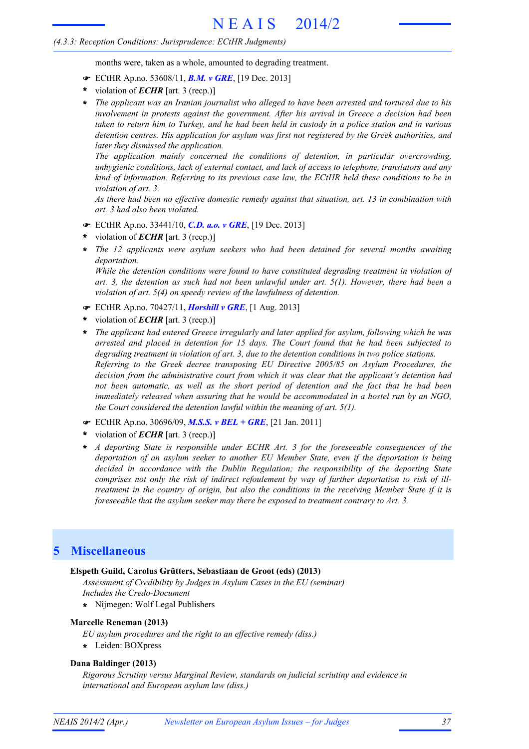months were, taken as a whole, amounted to degrading treatment.

- ☛ ECtHR Ap.no. 53608/11, ***B.M. v GRE***, [19 Dec. 2013]
- * violation of ***ECHR*** [art. 3 (recp.)]
- * *The applicant was an Iranian journalist who alleged to have been arrested and tortured due to his involvement in protests against the government. After his arrival in Greece a decision had been taken to return him to Turkey, and he had been held in custody in a police station and in various detention centres. His application for asylum was first not registered by the Greek authorities, and later they dismissed the application.*
  *The application mainly concerned the conditions of detention, in particular overcrowding, unhygienic conditions, lack of external contact, and lack of access to telephone, translators and any kind of information. Referring to its previous case law, the ECtHR held these conditions to be in violation of art. 3.*
  *As there had been no effective domestic remedy against that situation, art. 13 in combination with art. 3 had also been violated.*

- ☛ ECtHR Ap.no. 33441/10, ***C.D. a.o. v GRE***, [19 Dec. 2013]
- * violation of ***ECHR*** [art. 3 (recp.)]
- * *The 12 applicants were asylum seekers who had been detained for several months awaiting deportation.*
  *While the detention conditions were found to have constituted degrading treatment in violation of art. 3, the detention as such had not been unlawful under art. 5(1). However, there had been a violation of art. 5(4) on speedy review of the lawfulness of detention.*

- ☛ ECtHR Ap.no. 70427/11, ***Horshill v GRE***, [1 Aug. 2013]
- * violation of ***ECHR*** [art. 3 (recp.)]
- * *The applicant had entered Greece irregularly and later applied for asylum, following which he was arrested and placed in detention for 15 days. The Court found that he had been subjected to degrading treatment in violation of art. 3, due to the detention conditions in two police stations.*
  *Referring to the Greek decree transposing EU Directive 2005/85 on Asylum Procedures, the decision from the administrative court from which it was clear that the applicant's detention had not been automatic, as well as the short period of detention and the fact that he had been immediately released when assuring that he would be accommodated in a hostel run by an NGO, the Court considered the detention lawful within the meaning of art. 5(1).*

- ☛ ECtHR Ap.no. 30696/09, ***M.S.S. v BEL + GRE***, [21 Jan. 2011]
- * violation of ***ECHR*** [art. 3 (recp.)]
- * *A deporting State is responsible under ECHR Art. 3 for the foreseeable consequences of the deportation of an asylum seeker to another EU Member State, even if the deportation is being decided in accordance with the Dublin Regulation; the responsibility of the deporting State comprises not only the risk of indirect refoulement by way of further deportation to risk of ill-treatment in the country of origin, but also the conditions in the receiving Member State if it is foreseeable that the asylum seeker may there be exposed to treatment contrary to Art. 3.*

# 5 Miscellaneous

**Elspeth Guild, Carolus Grütters, Sebastiaan de Groot (eds) (2013)**

*Assessment of Credibility by Judges in Asylum Cases in the EU (seminar)*
*Includes the Credo-Document*

- * Nijmegen: Wolf Legal Publishers

**Marcelle Reneman (2013)**

*EU asylum procedures and the right to an effective remedy (diss.)*

- * Leiden: BOXpress

**Dana Baldinger (2013)**

*Rigorous Scrutiny versus Marginal Review, standards on judicial scriutiny and evidence in international and European asylum law (diss.)*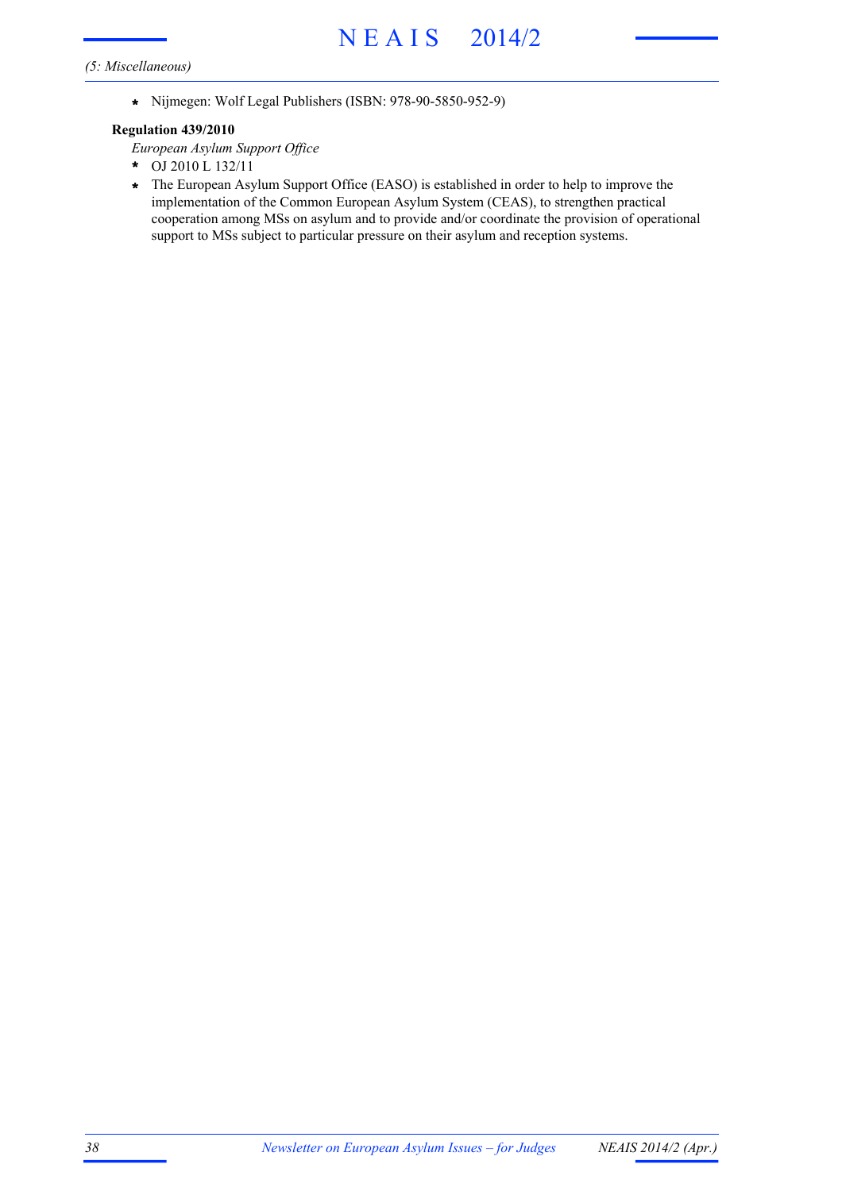* Nijmegen: Wolf Legal Publishers (ISBN: 978-90-5850-952-9)

**Regulation 439/2010**

*European Asylum Support Office*

* OJ 2010 L 132/11
* The European Asylum Support Office (EASO) is established in order to help to improve the implementation of the Common European Asylum System (CEAS), to strengthen practical cooperation among MSs on asylum and to provide and/or coordinate the provision of operational support to MSs subject to particular pressure on their asylum and reception systems.